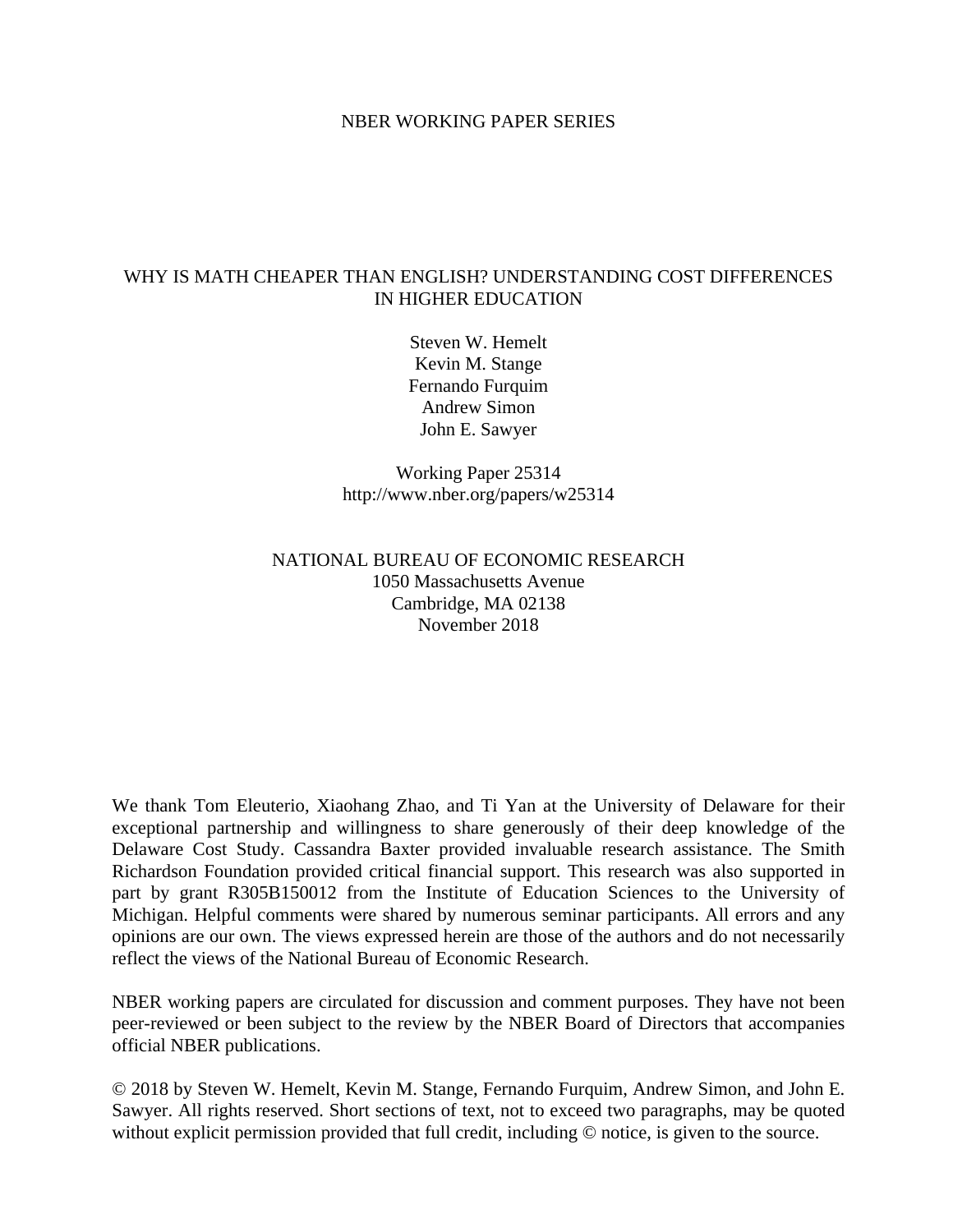NBER WORKING PAPER SERIES

# WHY IS MATH CHEAPER THAN ENGLISH? UNDERSTANDING COST DIFFERENCES IN HIGHER EDUCATION

Steven W. Hemelt
Kevin M. Stange
Fernando Furquim
Andrew Simon
John E. Sawyer

Working Paper 25314
http://www.nber.org/papers/w25314

NATIONAL BUREAU OF ECONOMIC RESEARCH
1050 Massachusetts Avenue
Cambridge, MA 02138
November 2018

We thank Tom Eleuterio, Xiaohang Zhao, and Ti Yan at the University of Delaware for their exceptional partnership and willingness to share generously of their deep knowledge of the Delaware Cost Study. Cassandra Baxter provided invaluable research assistance. The Smith Richardson Foundation provided critical financial support. This research was also supported in part by grant R305B150012 from the Institute of Education Sciences to the University of Michigan. Helpful comments were shared by numerous seminar participants. All errors and any opinions are our own. The views expressed herein are those of the authors and do not necessarily reflect the views of the National Bureau of Economic Research.

NBER working papers are circulated for discussion and comment purposes. They have not been peer-reviewed or been subject to the review by the NBER Board of Directors that accompanies official NBER publications.

© 2018 by Steven W. Hemelt, Kevin M. Stange, Fernando Furquim, Andrew Simon, and John E. Sawyer. All rights reserved. Short sections of text, not to exceed two paragraphs, may be quoted without explicit permission provided that full credit, including © notice, is given to the source.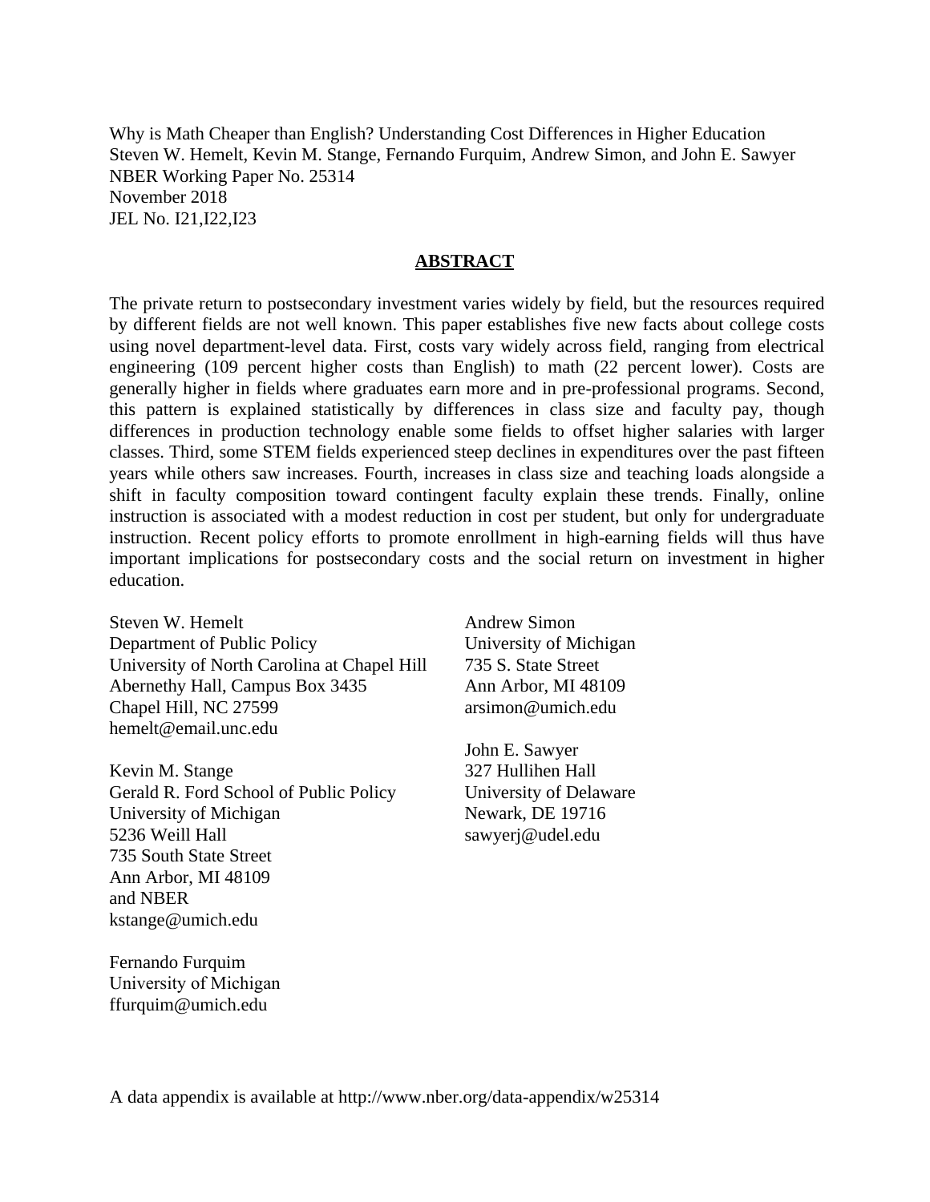Why is Math Cheaper than English? Understanding Cost Differences in Higher Education
Steven W. Hemelt, Kevin M. Stange, Fernando Furquim, Andrew Simon, and John E. Sawyer
NBER Working Paper No. 25314
November 2018
JEL No. I21,I22,I23

## ABSTRACT

The private return to postsecondary investment varies widely by field, but the resources required by different fields are not well known. This paper establishes five new facts about college costs using novel department-level data. First, costs vary widely across field, ranging from electrical engineering (109 percent higher costs than English) to math (22 percent lower). Costs are generally higher in fields where graduates earn more and in pre-professional programs. Second, this pattern is explained statistically by differences in class size and faculty pay, though differences in production technology enable some fields to offset higher salaries with larger classes. Third, some STEM fields experienced steep declines in expenditures over the past fifteen years while others saw increases. Fourth, increases in class size and teaching loads alongside a shift in faculty composition toward contingent faculty explain these trends. Finally, online instruction is associated with a modest reduction in cost per student, but only for undergraduate instruction. Recent policy efforts to promote enrollment in high-earning fields will thus have important implications for postsecondary costs and the social return on investment in higher education.

Steven W. Hemelt
Department of Public Policy
University of North Carolina at Chapel Hill
Abernethy Hall, Campus Box 3435
Chapel Hill, NC 27599
hemelt@email.unc.edu

Kevin M. Stange
Gerald R. Ford School of Public Policy
University of Michigan
5236 Weill Hall
735 South State Street
Ann Arbor, MI 48109
and NBER
kstange@umich.edu

Fernando Furquim
University of Michigan
ffurquim@umich.edu

Andrew Simon
University of Michigan
735 S. State Street
Ann Arbor, MI 48109
arsimon@umich.edu

John E. Sawyer
327 Hullihen Hall
University of Delaware
Newark, DE 19716
sawyerj@udel.edu

A data appendix is available at http://www.nber.org/data-appendix/w25314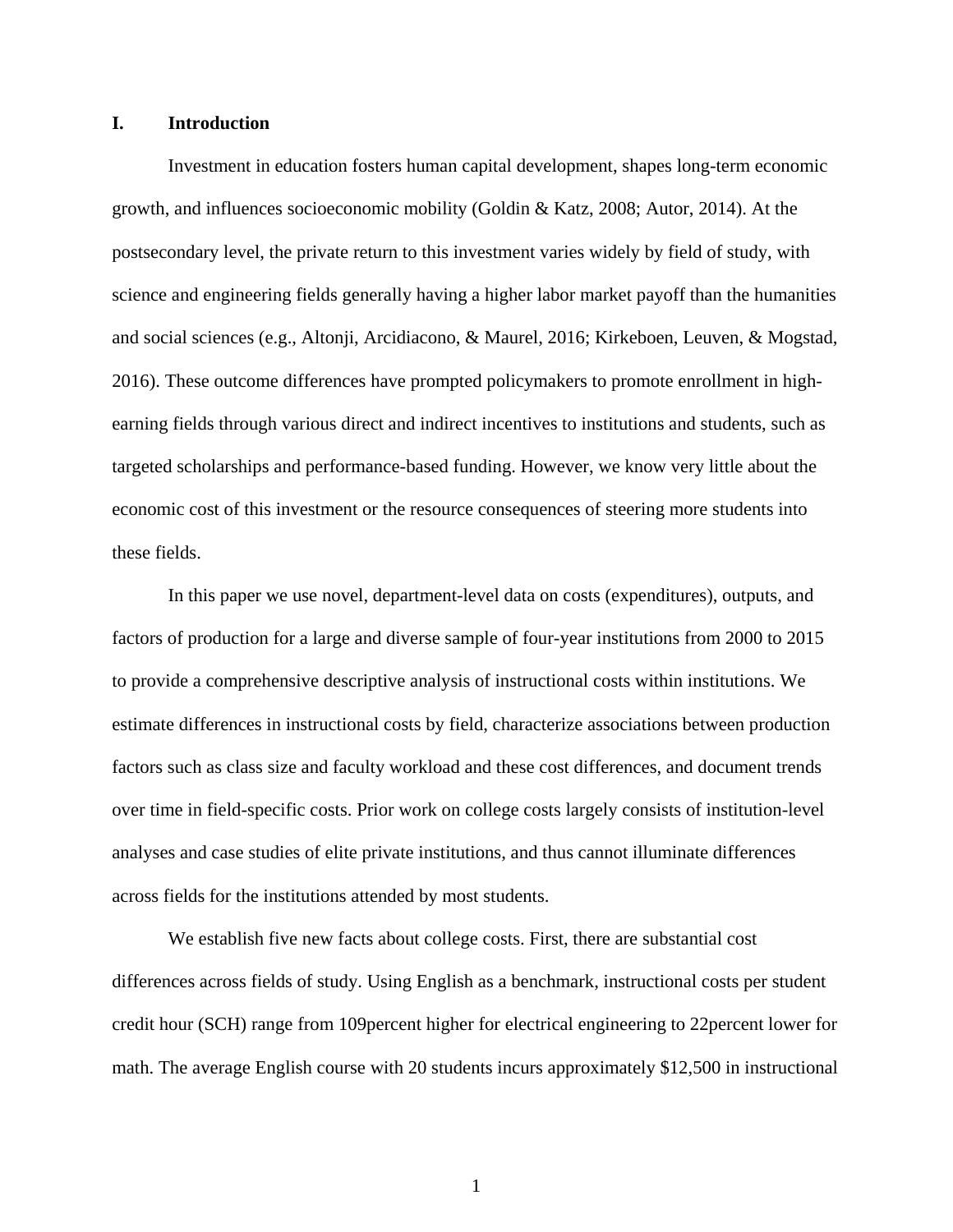## I. Introduction

Investment in education fosters human capital development, shapes long-term economic growth, and influences socioeconomic mobility (Goldin & Katz, 2008; Autor, 2014). At the postsecondary level, the private return to this investment varies widely by field of study, with science and engineering fields generally having a higher labor market payoff than the humanities and social sciences (e.g., Altonji, Arcidiacono, & Maurel, 2016; Kirkeboen, Leuven, & Mogstad, 2016). These outcome differences have prompted policymakers to promote enrollment in high-earning fields through various direct and indirect incentives to institutions and students, such as targeted scholarships and performance-based funding. However, we know very little about the economic cost of this investment or the resource consequences of steering more students into these fields.

In this paper we use novel, department-level data on costs (expenditures), outputs, and factors of production for a large and diverse sample of four-year institutions from 2000 to 2015 to provide a comprehensive descriptive analysis of instructional costs within institutions. We estimate differences in instructional costs by field, characterize associations between production factors such as class size and faculty workload and these cost differences, and document trends over time in field-specific costs. Prior work on college costs largely consists of institution-level analyses and case studies of elite private institutions, and thus cannot illuminate differences across fields for the institutions attended by most students.

We establish five new facts about college costs. First, there are substantial cost differences across fields of study. Using English as a benchmark, instructional costs per student credit hour (SCH) range from 109percent higher for electrical engineering to 22percent lower for math. The average English course with 20 students incurs approximately $12,500 in instructional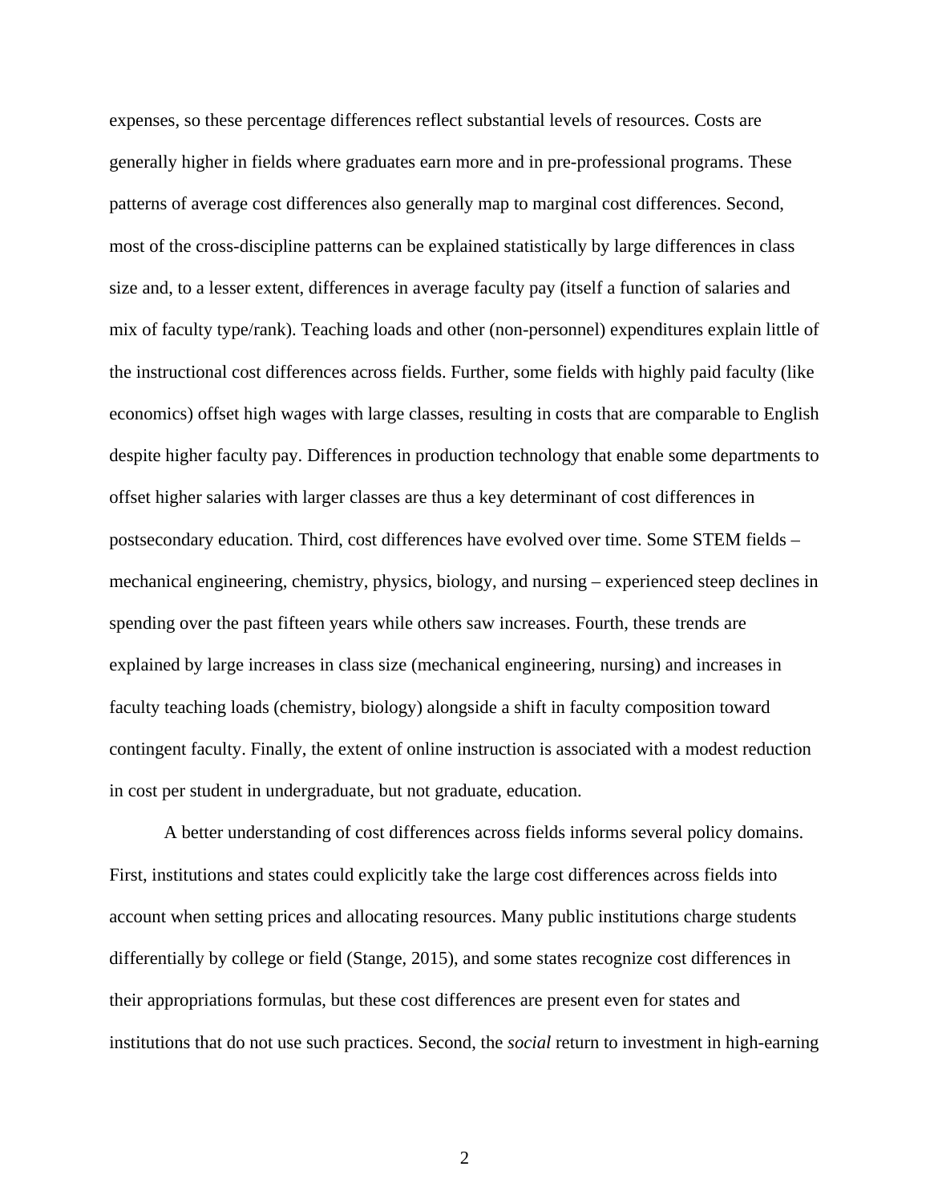expenses, so these percentage differences reflect substantial levels of resources. Costs are generally higher in fields where graduates earn more and in pre-professional programs. These patterns of average cost differences also generally map to marginal cost differences. Second, most of the cross-discipline patterns can be explained statistically by large differences in class size and, to a lesser extent, differences in average faculty pay (itself a function of salaries and mix of faculty type/rank). Teaching loads and other (non-personnel) expenditures explain little of the instructional cost differences across fields. Further, some fields with highly paid faculty (like economics) offset high wages with large classes, resulting in costs that are comparable to English despite higher faculty pay. Differences in production technology that enable some departments to offset higher salaries with larger classes are thus a key determinant of cost differences in postsecondary education. Third, cost differences have evolved over time. Some STEM fields – mechanical engineering, chemistry, physics, biology, and nursing – experienced steep declines in spending over the past fifteen years while others saw increases. Fourth, these trends are explained by large increases in class size (mechanical engineering, nursing) and increases in faculty teaching loads (chemistry, biology) alongside a shift in faculty composition toward contingent faculty. Finally, the extent of online instruction is associated with a modest reduction in cost per student in undergraduate, but not graduate, education.

A better understanding of cost differences across fields informs several policy domains. First, institutions and states could explicitly take the large cost differences across fields into account when setting prices and allocating resources. Many public institutions charge students differentially by college or field (Stange, 2015), and some states recognize cost differences in their appropriations formulas, but these cost differences are present even for states and institutions that do not use such practices. Second, the *social* return to investment in high-earning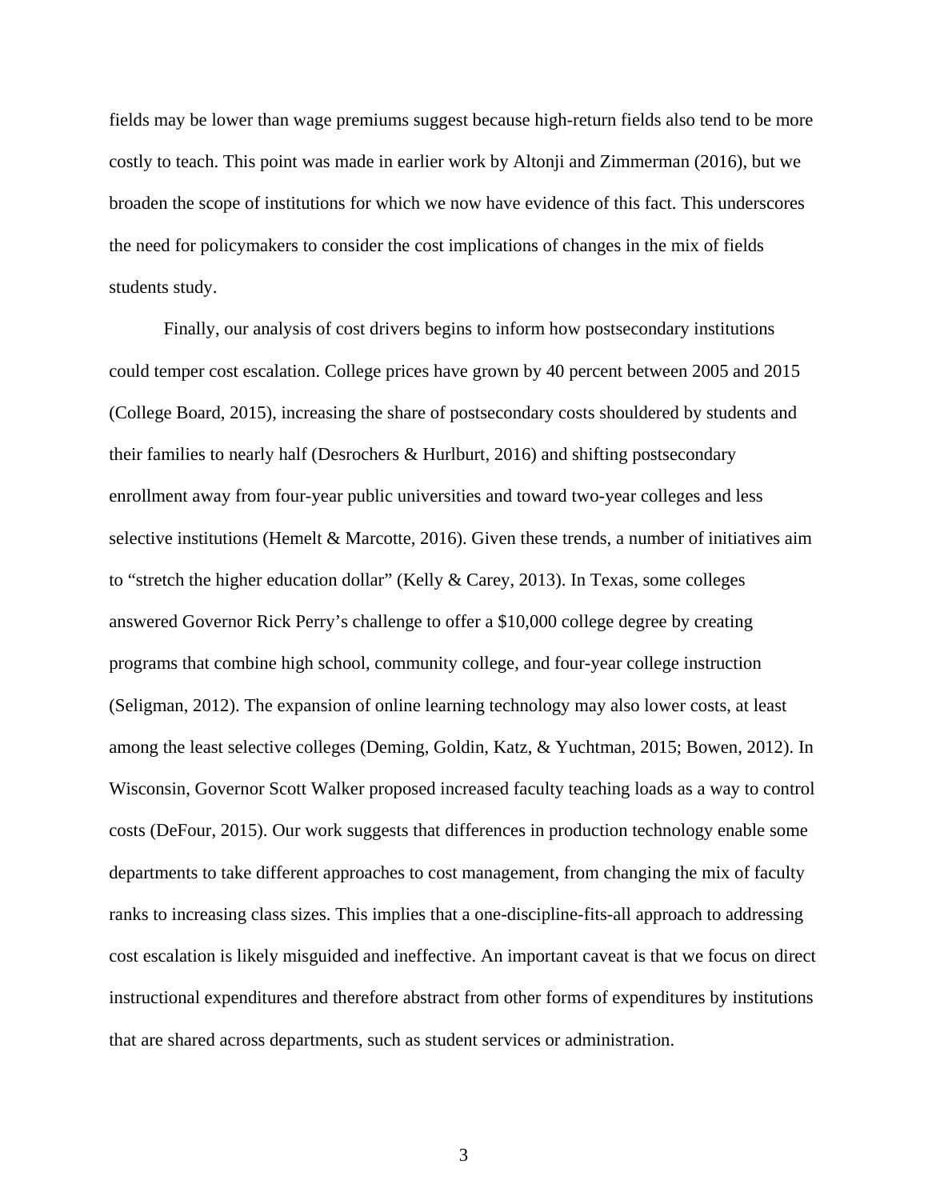fields may be lower than wage premiums suggest because high-return fields also tend to be more costly to teach. This point was made in earlier work by Altonji and Zimmerman (2016), but we broaden the scope of institutions for which we now have evidence of this fact. This underscores the need for policymakers to consider the cost implications of changes in the mix of fields students study.

Finally, our analysis of cost drivers begins to inform how postsecondary institutions could temper cost escalation. College prices have grown by 40 percent between 2005 and 2015 (College Board, 2015), increasing the share of postsecondary costs shouldered by students and their families to nearly half (Desrochers & Hurlburt, 2016) and shifting postsecondary enrollment away from four-year public universities and toward two-year colleges and less selective institutions (Hemelt & Marcotte, 2016). Given these trends, a number of initiatives aim to "stretch the higher education dollar" (Kelly & Carey, 2013). In Texas, some colleges answered Governor Rick Perry's challenge to offer a $10,000 college degree by creating programs that combine high school, community college, and four-year college instruction (Seligman, 2012). The expansion of online learning technology may also lower costs, at least among the least selective colleges (Deming, Goldin, Katz, & Yuchtman, 2015; Bowen, 2012). In Wisconsin, Governor Scott Walker proposed increased faculty teaching loads as a way to control costs (DeFour, 2015). Our work suggests that differences in production technology enable some departments to take different approaches to cost management, from changing the mix of faculty ranks to increasing class sizes. This implies that a one-discipline-fits-all approach to addressing cost escalation is likely misguided and ineffective. An important caveat is that we focus on direct instructional expenditures and therefore abstract from other forms of expenditures by institutions that are shared across departments, such as student services or administration.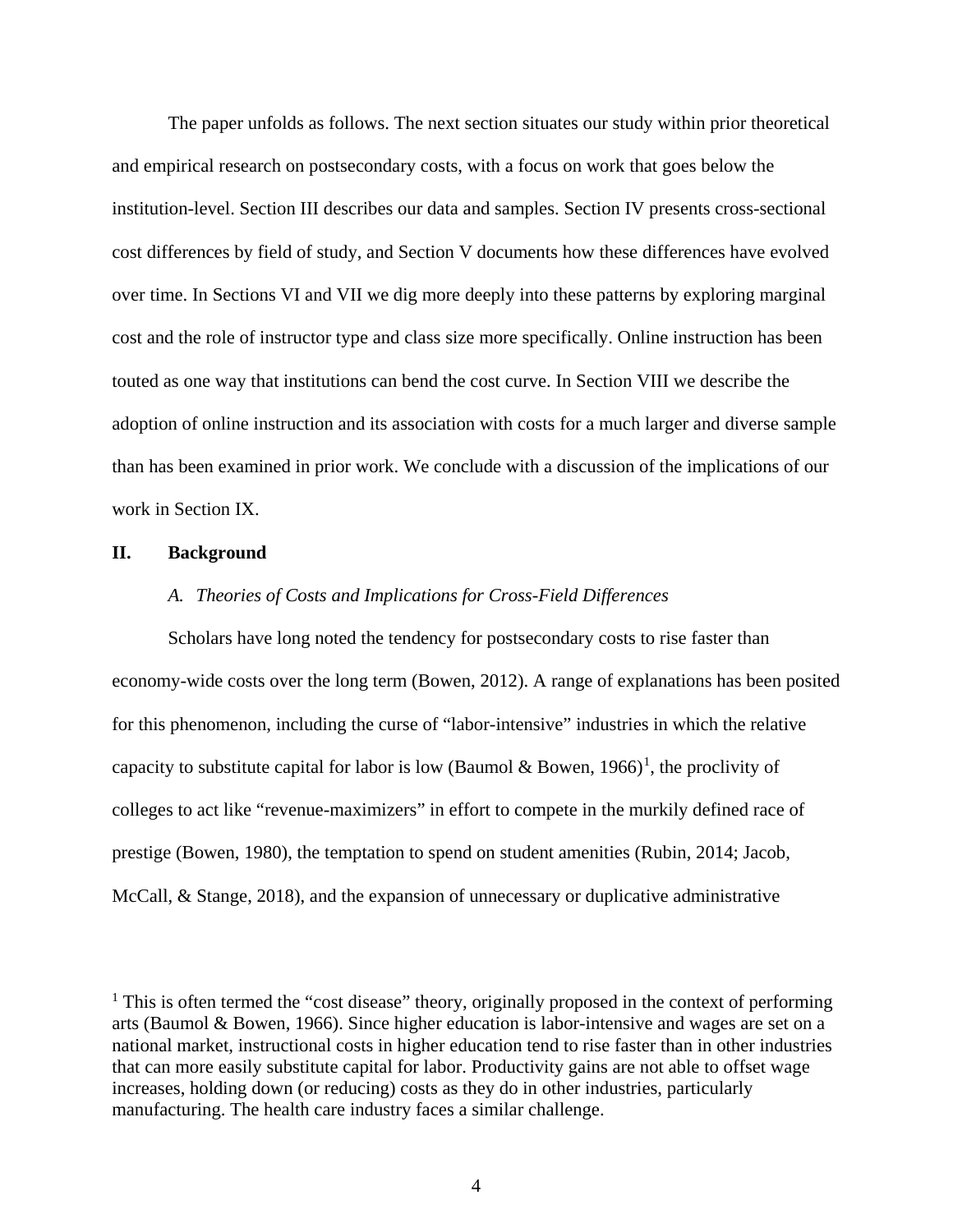The paper unfolds as follows. The next section situates our study within prior theoretical and empirical research on postsecondary costs, with a focus on work that goes below the institution-level. Section III describes our data and samples. Section IV presents cross-sectional cost differences by field of study, and Section V documents how these differences have evolved over time. In Sections VI and VII we dig more deeply into these patterns by exploring marginal cost and the role of instructor type and class size more specifically. Online instruction has been touted as one way that institutions can bend the cost curve. In Section VIII we describe the adoption of online instruction and its association with costs for a much larger and diverse sample than has been examined in prior work. We conclude with a discussion of the implications of our work in Section IX.

## II. Background

### *A. Theories of Costs and Implications for Cross-Field Differences*

Scholars have long noted the tendency for postsecondary costs to rise faster than economy-wide costs over the long term (Bowen, 2012). A range of explanations has been posited for this phenomenon, including the curse of "labor-intensive" industries in which the relative capacity to substitute capital for labor is low (Baumol & Bowen, 1966)[1], the proclivity of colleges to act like "revenue-maximizers" in effort to compete in the murkily defined race of prestige (Bowen, 1980), the temptation to spend on student amenities (Rubin, 2014; Jacob, McCall, & Stange, 2018), and the expansion of unnecessary or duplicative administrative

[1] This is often termed the "cost disease" theory, originally proposed in the context of performing arts (Baumol & Bowen, 1966). Since higher education is labor-intensive and wages are set on a national market, instructional costs in higher education tend to rise faster than in other industries that can more easily substitute capital for labor. Productivity gains are not able to offset wage increases, holding down (or reducing) costs as they do in other industries, particularly manufacturing. The health care industry faces a similar challenge.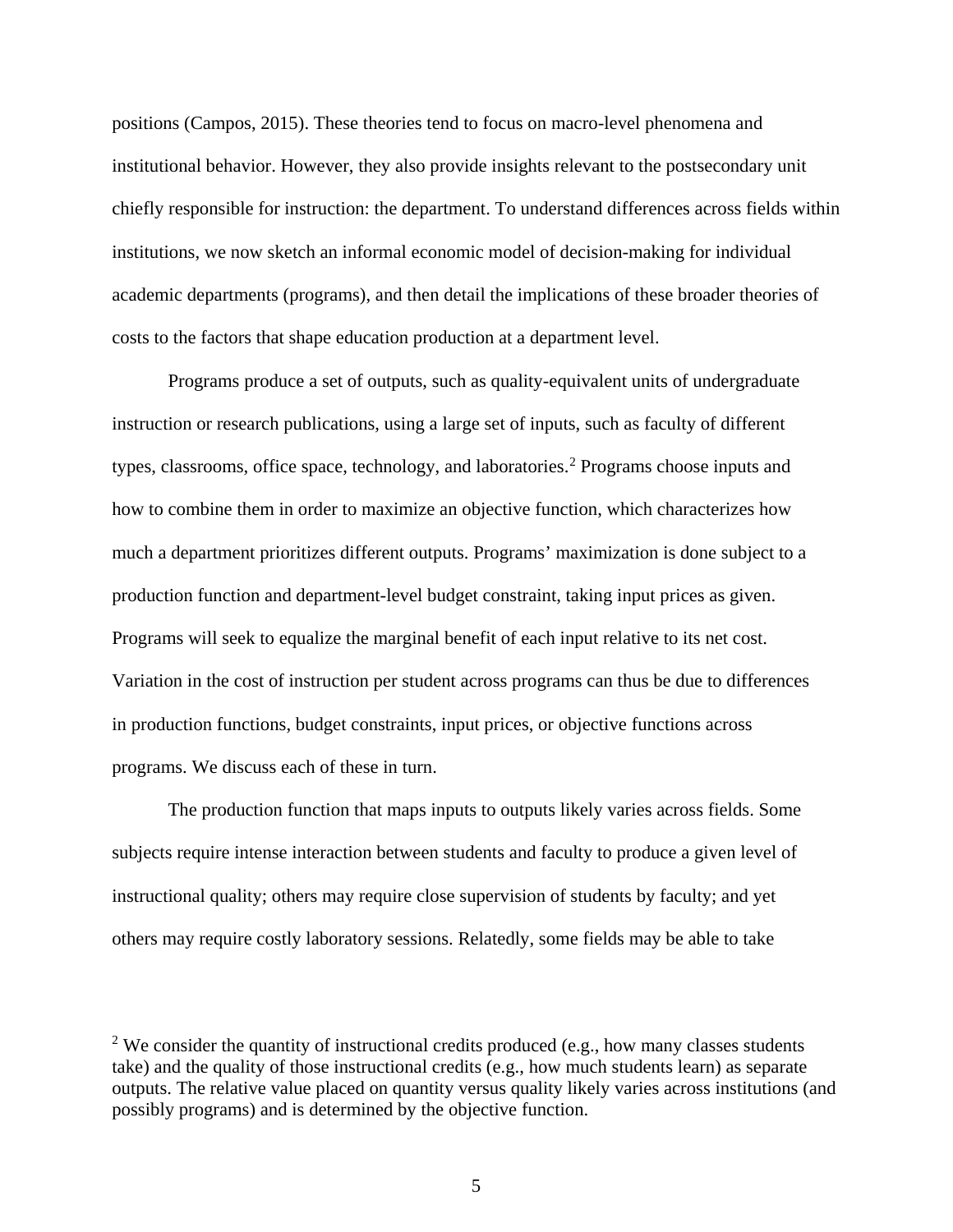positions (Campos, 2015). These theories tend to focus on macro-level phenomena and institutional behavior. However, they also provide insights relevant to the postsecondary unit chiefly responsible for instruction: the department. To understand differences across fields within institutions, we now sketch an informal economic model of decision-making for individual academic departments (programs), and then detail the implications of these broader theories of costs to the factors that shape education production at a department level.

Programs produce a set of outputs, such as quality-equivalent units of undergraduate instruction or research publications, using a large set of inputs, such as faculty of different types, classrooms, office space, technology, and laboratories.[2] Programs choose inputs and how to combine them in order to maximize an objective function, which characterizes how much a department prioritizes different outputs. Programs' maximization is done subject to a production function and department-level budget constraint, taking input prices as given. Programs will seek to equalize the marginal benefit of each input relative to its net cost. Variation in the cost of instruction per student across programs can thus be due to differences in production functions, budget constraints, input prices, or objective functions across programs. We discuss each of these in turn.

The production function that maps inputs to outputs likely varies across fields. Some subjects require intense interaction between students and faculty to produce a given level of instructional quality; others may require close supervision of students by faculty; and yet others may require costly laboratory sessions. Relatedly, some fields may be able to take

[2] We consider the quantity of instructional credits produced (e.g., how many classes students take) and the quality of those instructional credits (e.g., how much students learn) as separate outputs. The relative value placed on quantity versus quality likely varies across institutions (and possibly programs) and is determined by the objective function.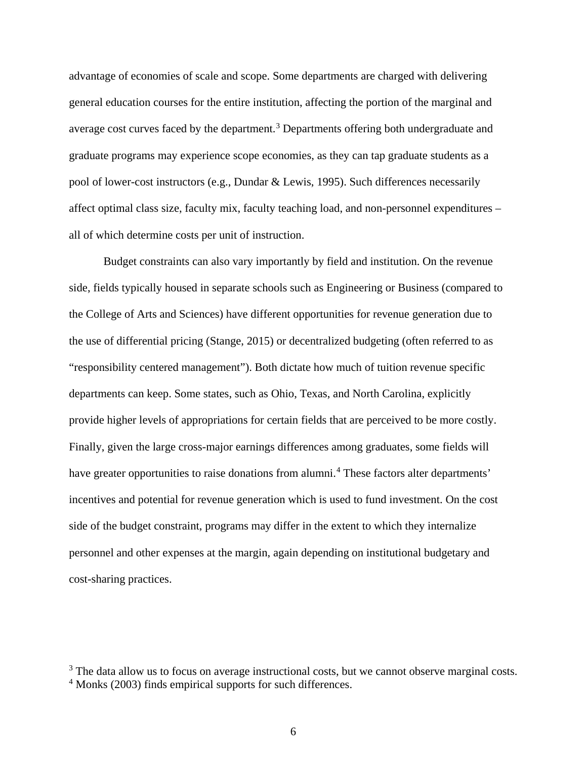advantage of economies of scale and scope. Some departments are charged with delivering general education courses for the entire institution, affecting the portion of the marginal and average cost curves faced by the department.[3] Departments offering both undergraduate and graduate programs may experience scope economies, as they can tap graduate students as a pool of lower-cost instructors (e.g., Dundar & Lewis, 1995). Such differences necessarily affect optimal class size, faculty mix, faculty teaching load, and non-personnel expenditures – all of which determine costs per unit of instruction.

Budget constraints can also vary importantly by field and institution. On the revenue side, fields typically housed in separate schools such as Engineering or Business (compared to the College of Arts and Sciences) have different opportunities for revenue generation due to the use of differential pricing (Stange, 2015) or decentralized budgeting (often referred to as "responsibility centered management"). Both dictate how much of tuition revenue specific departments can keep. Some states, such as Ohio, Texas, and North Carolina, explicitly provide higher levels of appropriations for certain fields that are perceived to be more costly. Finally, given the large cross-major earnings differences among graduates, some fields will have greater opportunities to raise donations from alumni.[4] These factors alter departments' incentives and potential for revenue generation which is used to fund investment. On the cost side of the budget constraint, programs may differ in the extent to which they internalize personnel and other expenses at the margin, again depending on institutional budgetary and cost-sharing practices.

[3] The data allow us to focus on average instructional costs, but we cannot observe marginal costs.
[4] Monks (2003) finds empirical supports for such differences.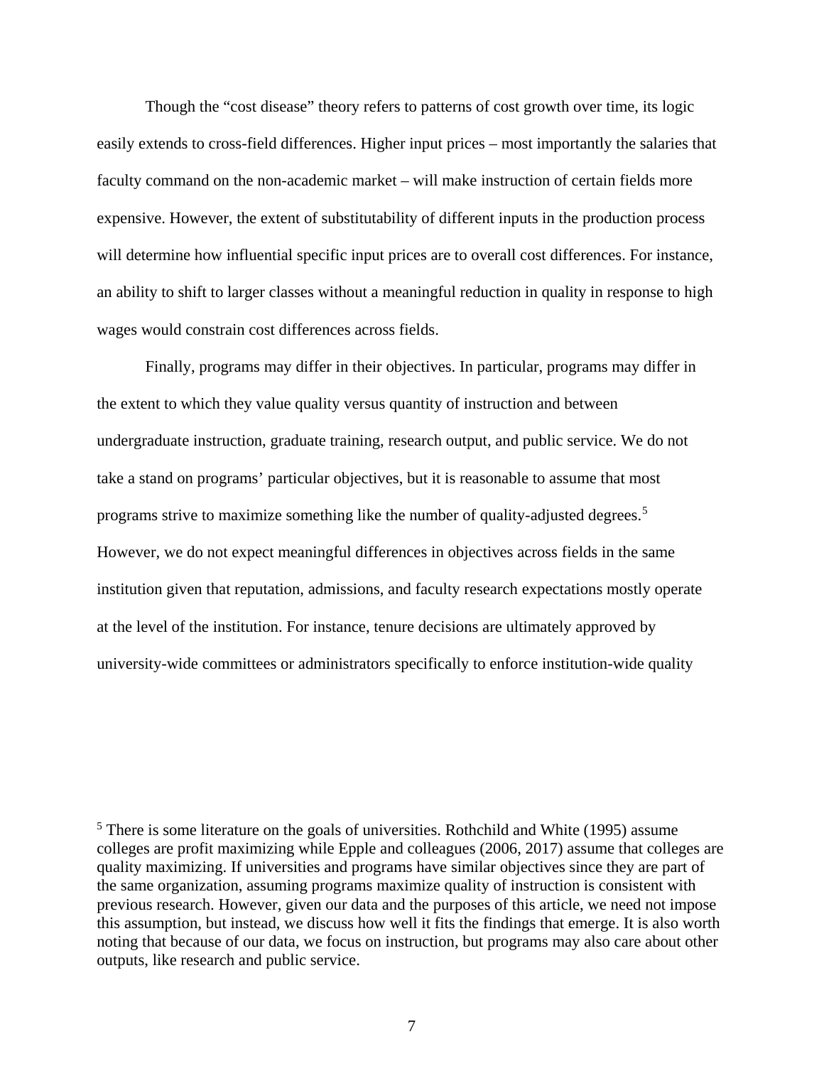Though the "cost disease" theory refers to patterns of cost growth over time, its logic easily extends to cross-field differences. Higher input prices – most importantly the salaries that faculty command on the non-academic market – will make instruction of certain fields more expensive. However, the extent of substitutability of different inputs in the production process will determine how influential specific input prices are to overall cost differences. For instance, an ability to shift to larger classes without a meaningful reduction in quality in response to high wages would constrain cost differences across fields.

Finally, programs may differ in their objectives. In particular, programs may differ in the extent to which they value quality versus quantity of instruction and between undergraduate instruction, graduate training, research output, and public service. We do not take a stand on programs' particular objectives, but it is reasonable to assume that most programs strive to maximize something like the number of quality-adjusted degrees.[5] However, we do not expect meaningful differences in objectives across fields in the same institution given that reputation, admissions, and faculty research expectations mostly operate at the level of the institution. For instance, tenure decisions are ultimately approved by university-wide committees or administrators specifically to enforce institution-wide quality

[5] There is some literature on the goals of universities. Rothchild and White (1995) assume colleges are profit maximizing while Epple and colleagues (2006, 2017) assume that colleges are quality maximizing. If universities and programs have similar objectives since they are part of the same organization, assuming programs maximize quality of instruction is consistent with previous research. However, given our data and the purposes of this article, we need not impose this assumption, but instead, we discuss how well it fits the findings that emerge. It is also worth noting that because of our data, we focus on instruction, but programs may also care about other outputs, like research and public service.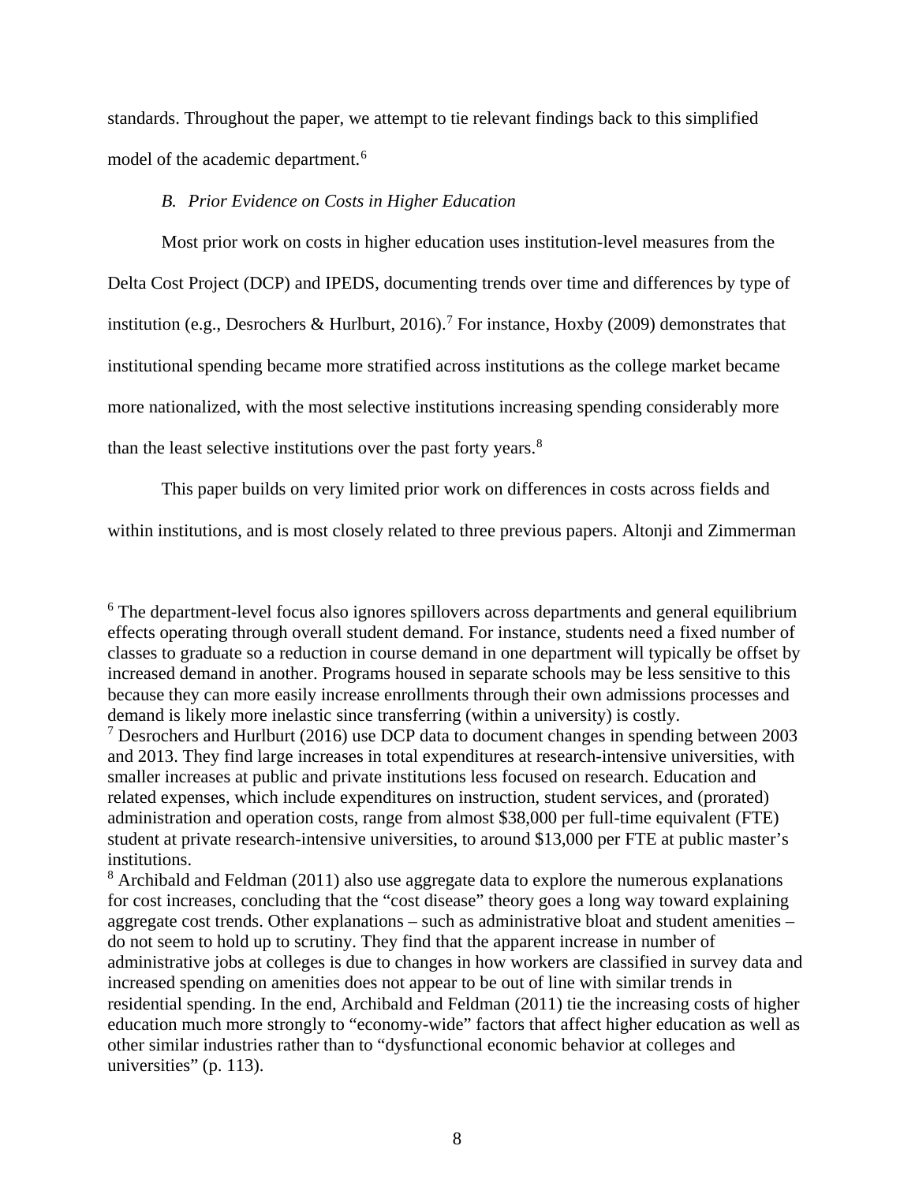standards. Throughout the paper, we attempt to tie relevant findings back to this simplified model of the academic department.[6]

### *B. Prior Evidence on Costs in Higher Education*

Most prior work on costs in higher education uses institution-level measures from the Delta Cost Project (DCP) and IPEDS, documenting trends over time and differences by type of institution (e.g., Desrochers & Hurlburt, 2016).[7] For instance, Hoxby (2009) demonstrates that institutional spending became more stratified across institutions as the college market became more nationalized, with the most selective institutions increasing spending considerably more than the least selective institutions over the past forty years.[8]

This paper builds on very limited prior work on differences in costs across fields and within institutions, and is most closely related to three previous papers. Altonji and Zimmerman

---

[6] The department-level focus also ignores spillovers across departments and general equilibrium effects operating through overall student demand. For instance, students need a fixed number of classes to graduate so a reduction in course demand in one department will typically be offset by increased demand in another. Programs housed in separate schools may be less sensitive to this because they can more easily increase enrollments through their own admissions processes and demand is likely more inelastic since transferring (within a university) is costly.

[7] Desrochers and Hurlburt (2016) use DCP data to document changes in spending between 2003 and 2013. They find large increases in total expenditures at research-intensive universities, with smaller increases at public and private institutions less focused on research. Education and related expenses, which include expenditures on instruction, student services, and (prorated) administration and operation costs, range from almost $38,000 per full-time equivalent (FTE) student at private research-intensive universities, to around $13,000 per FTE at public master's institutions.

[8] Archibald and Feldman (2011) also use aggregate data to explore the numerous explanations for cost increases, concluding that the "cost disease" theory goes a long way toward explaining aggregate cost trends. Other explanations – such as administrative bloat and student amenities – do not seem to hold up to scrutiny. They find that the apparent increase in number of administrative jobs at colleges is due to changes in how workers are classified in survey data and increased spending on amenities does not appear to be out of line with similar trends in residential spending. In the end, Archibald and Feldman (2011) tie the increasing costs of higher education much more strongly to "economy-wide" factors that affect higher education as well as other similar industries rather than to "dysfunctional economic behavior at colleges and universities" (p. 113).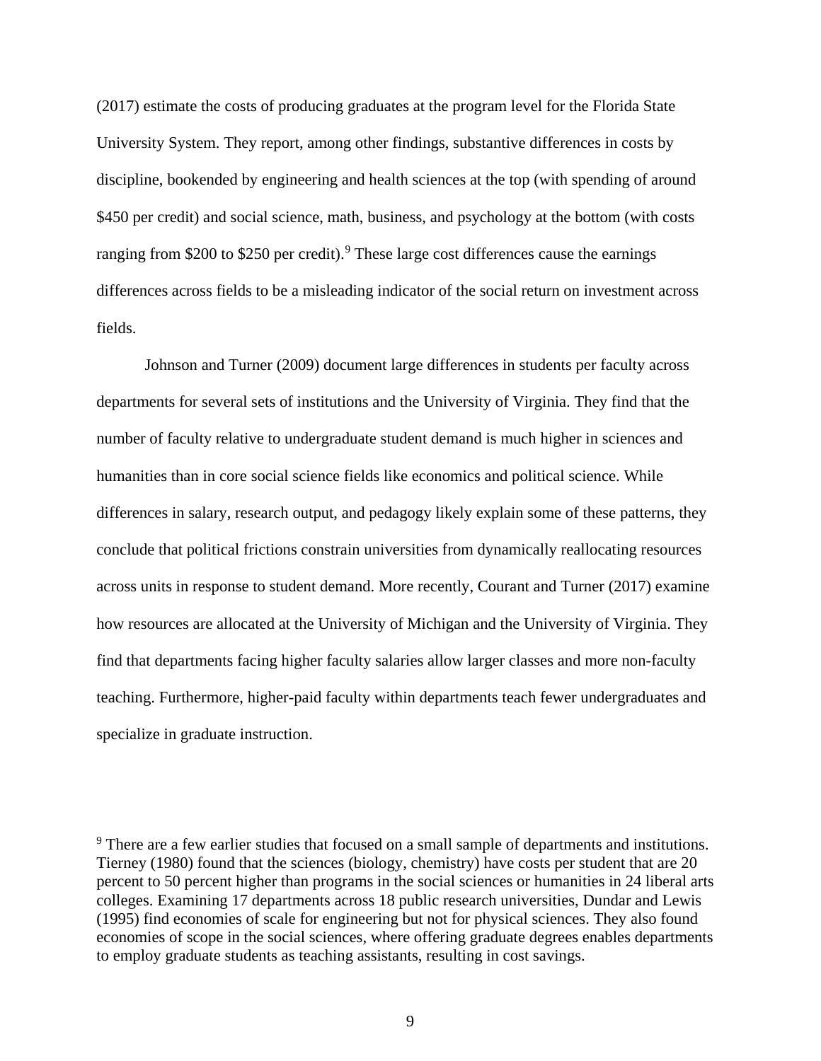(2017) estimate the costs of producing graduates at the program level for the Florida State University System. They report, among other findings, substantive differences in costs by discipline, bookended by engineering and health sciences at the top (with spending of around $450 per credit) and social science, math, business, and psychology at the bottom (with costs ranging from $200 to $250 per credit).[9] These large cost differences cause the earnings differences across fields to be a misleading indicator of the social return on investment across fields.

Johnson and Turner (2009) document large differences in students per faculty across departments for several sets of institutions and the University of Virginia. They find that the number of faculty relative to undergraduate student demand is much higher in sciences and humanities than in core social science fields like economics and political science. While differences in salary, research output, and pedagogy likely explain some of these patterns, they conclude that political frictions constrain universities from dynamically reallocating resources across units in response to student demand. More recently, Courant and Turner (2017) examine how resources are allocated at the University of Michigan and the University of Virginia. They find that departments facing higher faculty salaries allow larger classes and more non-faculty teaching. Furthermore, higher-paid faculty within departments teach fewer undergraduates and specialize in graduate instruction.

[9] There are a few earlier studies that focused on a small sample of departments and institutions. Tierney (1980) found that the sciences (biology, chemistry) have costs per student that are 20 percent to 50 percent higher than programs in the social sciences or humanities in 24 liberal arts colleges. Examining 17 departments across 18 public research universities, Dundar and Lewis (1995) find economies of scale for engineering but not for physical sciences. They also found economies of scope in the social sciences, where offering graduate degrees enables departments to employ graduate students as teaching assistants, resulting in cost savings.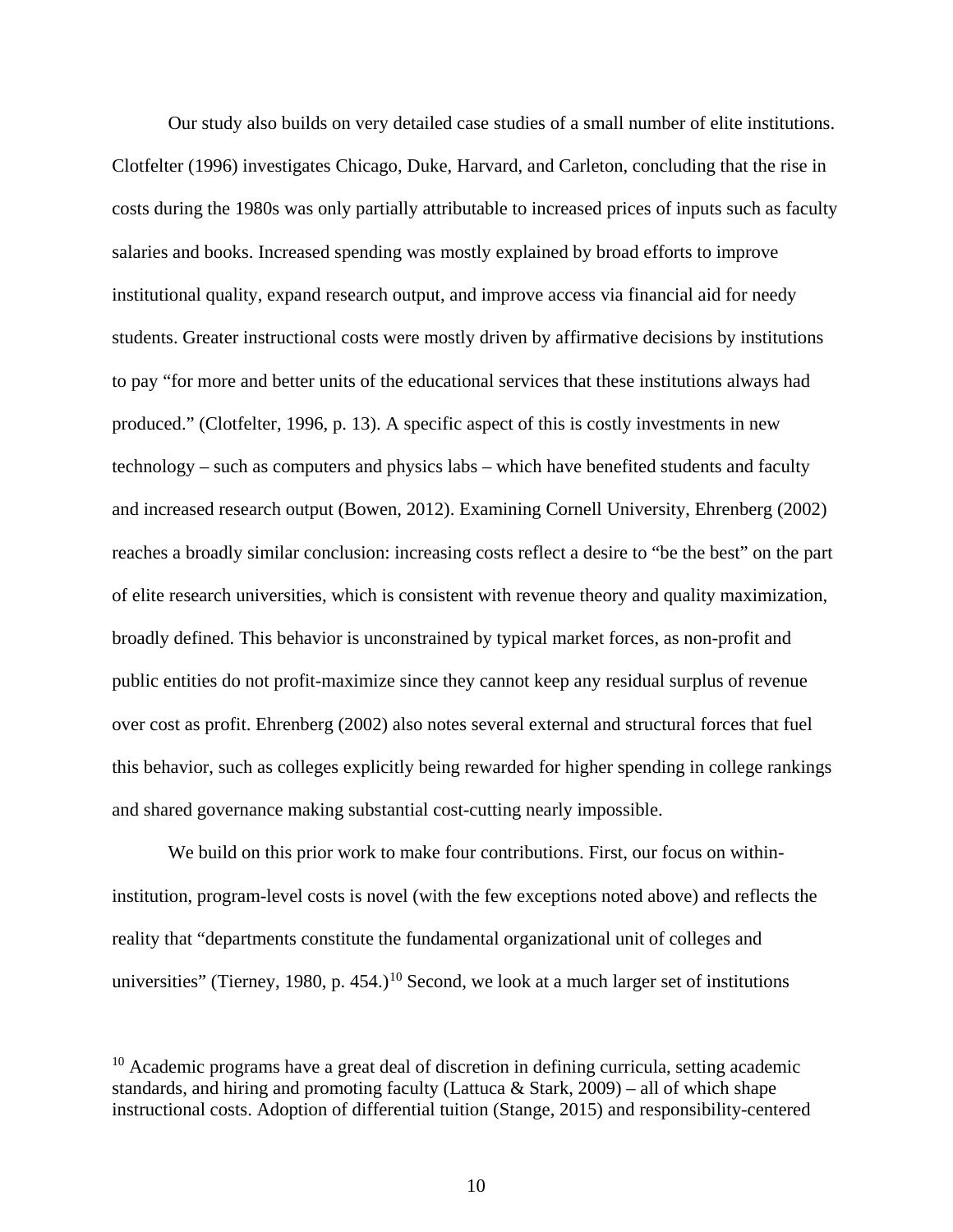Our study also builds on very detailed case studies of a small number of elite institutions. Clotfelter (1996) investigates Chicago, Duke, Harvard, and Carleton, concluding that the rise in costs during the 1980s was only partially attributable to increased prices of inputs such as faculty salaries and books. Increased spending was mostly explained by broad efforts to improve institutional quality, expand research output, and improve access via financial aid for needy students. Greater instructional costs were mostly driven by affirmative decisions by institutions to pay "for more and better units of the educational services that these institutions always had produced." (Clotfelter, 1996, p. 13). A specific aspect of this is costly investments in new technology – such as computers and physics labs – which have benefited students and faculty and increased research output (Bowen, 2012). Examining Cornell University, Ehrenberg (2002) reaches a broadly similar conclusion: increasing costs reflect a desire to "be the best" on the part of elite research universities, which is consistent with revenue theory and quality maximization, broadly defined. This behavior is unconstrained by typical market forces, as non-profit and public entities do not profit-maximize since they cannot keep any residual surplus of revenue over cost as profit. Ehrenberg (2002) also notes several external and structural forces that fuel this behavior, such as colleges explicitly being rewarded for higher spending in college rankings and shared governance making substantial cost-cutting nearly impossible.

We build on this prior work to make four contributions. First, our focus on within-institution, program-level costs is novel (with the few exceptions noted above) and reflects the reality that "departments constitute the fundamental organizational unit of colleges and universities" (Tierney, 1980, p. 454.)[10] Second, we look at a much larger set of institutions

[10] Academic programs have a great deal of discretion in defining curricula, setting academic standards, and hiring and promoting faculty (Lattuca & Stark, 2009) – all of which shape instructional costs. Adoption of differential tuition (Stange, 2015) and responsibility-centered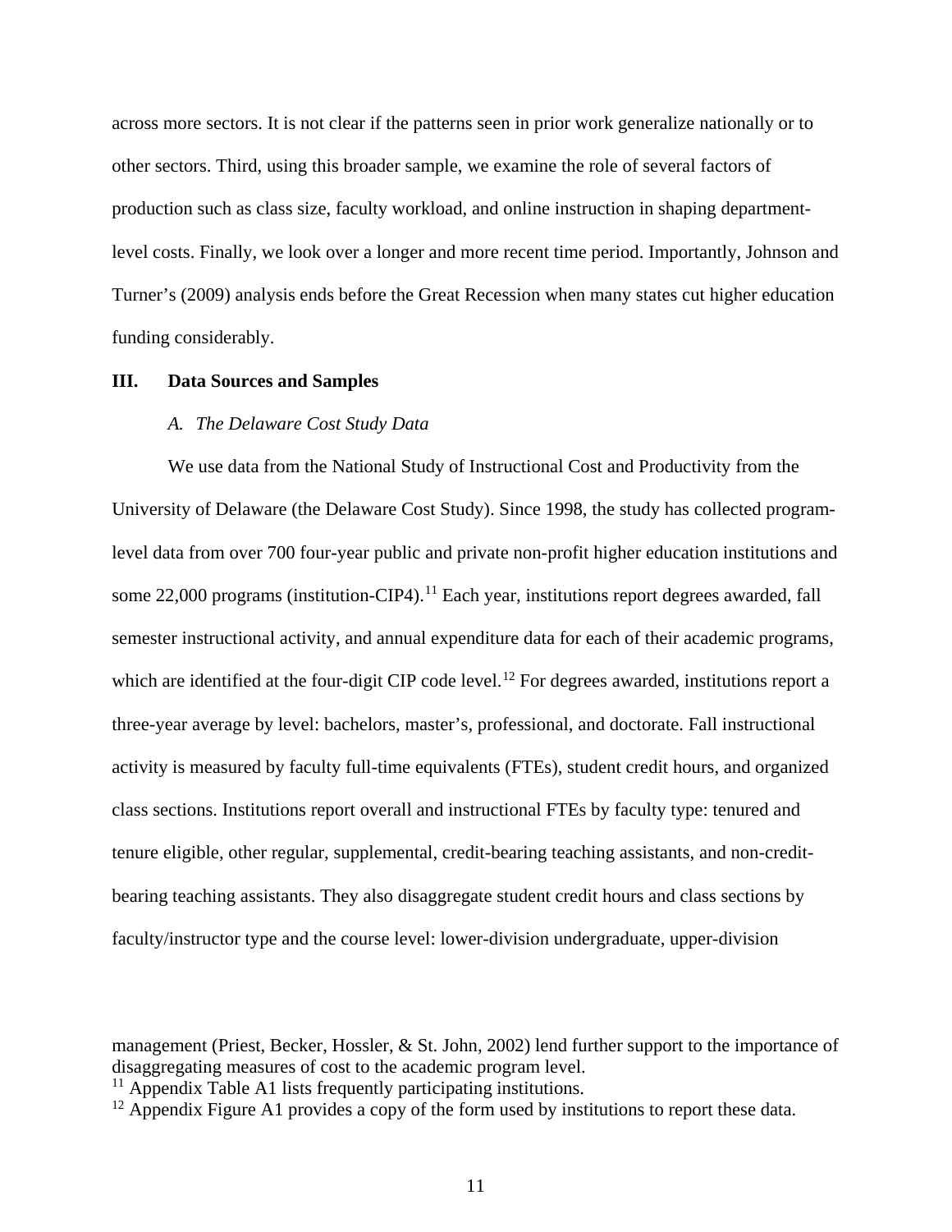across more sectors. It is not clear if the patterns seen in prior work generalize nationally or to other sectors. Third, using this broader sample, we examine the role of several factors of production such as class size, faculty workload, and online instruction in shaping department-level costs. Finally, we look over a longer and more recent time period. Importantly, Johnson and Turner's (2009) analysis ends before the Great Recession when many states cut higher education funding considerably.

## III. Data Sources and Samples

### *A. The Delaware Cost Study Data*

We use data from the National Study of Instructional Cost and Productivity from the University of Delaware (the Delaware Cost Study). Since 1998, the study has collected program-level data from over 700 four-year public and private non-profit higher education institutions and some 22,000 programs (institution-CIP4).[11] Each year, institutions report degrees awarded, fall semester instructional activity, and annual expenditure data for each of their academic programs, which are identified at the four-digit CIP code level.[12] For degrees awarded, institutions report a three-year average by level: bachelors, master's, professional, and doctorate. Fall instructional activity is measured by faculty full-time equivalents (FTEs), student credit hours, and organized class sections. Institutions report overall and instructional FTEs by faculty type: tenured and tenure eligible, other regular, supplemental, credit-bearing teaching assistants, and non-credit-bearing teaching assistants. They also disaggregate student credit hours and class sections by faculty/instructor type and the course level: lower-division undergraduate, upper-division

management (Priest, Becker, Hossler, & St. John, 2002) lend further support to the importance of disaggregating measures of cost to the academic program level.

[11] Appendix Table A1 lists frequently participating institutions.

[12] Appendix Figure A1 provides a copy of the form used by institutions to report these data.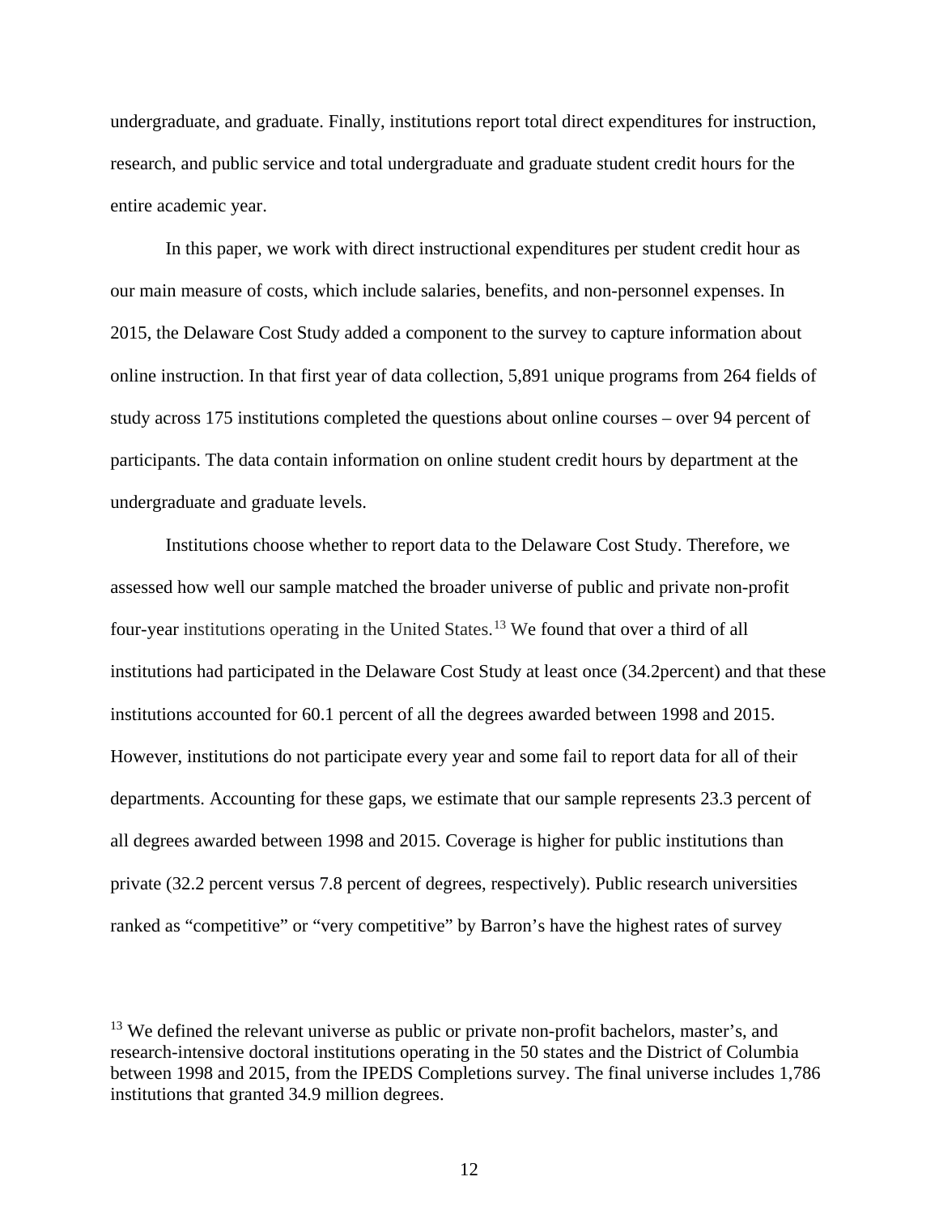undergraduate, and graduate. Finally, institutions report total direct expenditures for instruction, research, and public service and total undergraduate and graduate student credit hours for the entire academic year.

In this paper, we work with direct instructional expenditures per student credit hour as our main measure of costs, which include salaries, benefits, and non-personnel expenses. In 2015, the Delaware Cost Study added a component to the survey to capture information about online instruction. In that first year of data collection, 5,891 unique programs from 264 fields of study across 175 institutions completed the questions about online courses – over 94 percent of participants. The data contain information on online student credit hours by department at the undergraduate and graduate levels.

Institutions choose whether to report data to the Delaware Cost Study. Therefore, we assessed how well our sample matched the broader universe of public and private non-profit four-year institutions operating in the United States.[13] We found that over a third of all institutions had participated in the Delaware Cost Study at least once (34.2percent) and that these institutions accounted for 60.1 percent of all the degrees awarded between 1998 and 2015. However, institutions do not participate every year and some fail to report data for all of their departments. Accounting for these gaps, we estimate that our sample represents 23.3 percent of all degrees awarded between 1998 and 2015. Coverage is higher for public institutions than private (32.2 percent versus 7.8 percent of degrees, respectively). Public research universities ranked as "competitive" or "very competitive" by Barron's have the highest rates of survey

[13] We defined the relevant universe as public or private non-profit bachelors, master's, and research-intensive doctoral institutions operating in the 50 states and the District of Columbia between 1998 and 2015, from the IPEDS Completions survey. The final universe includes 1,786 institutions that granted 34.9 million degrees.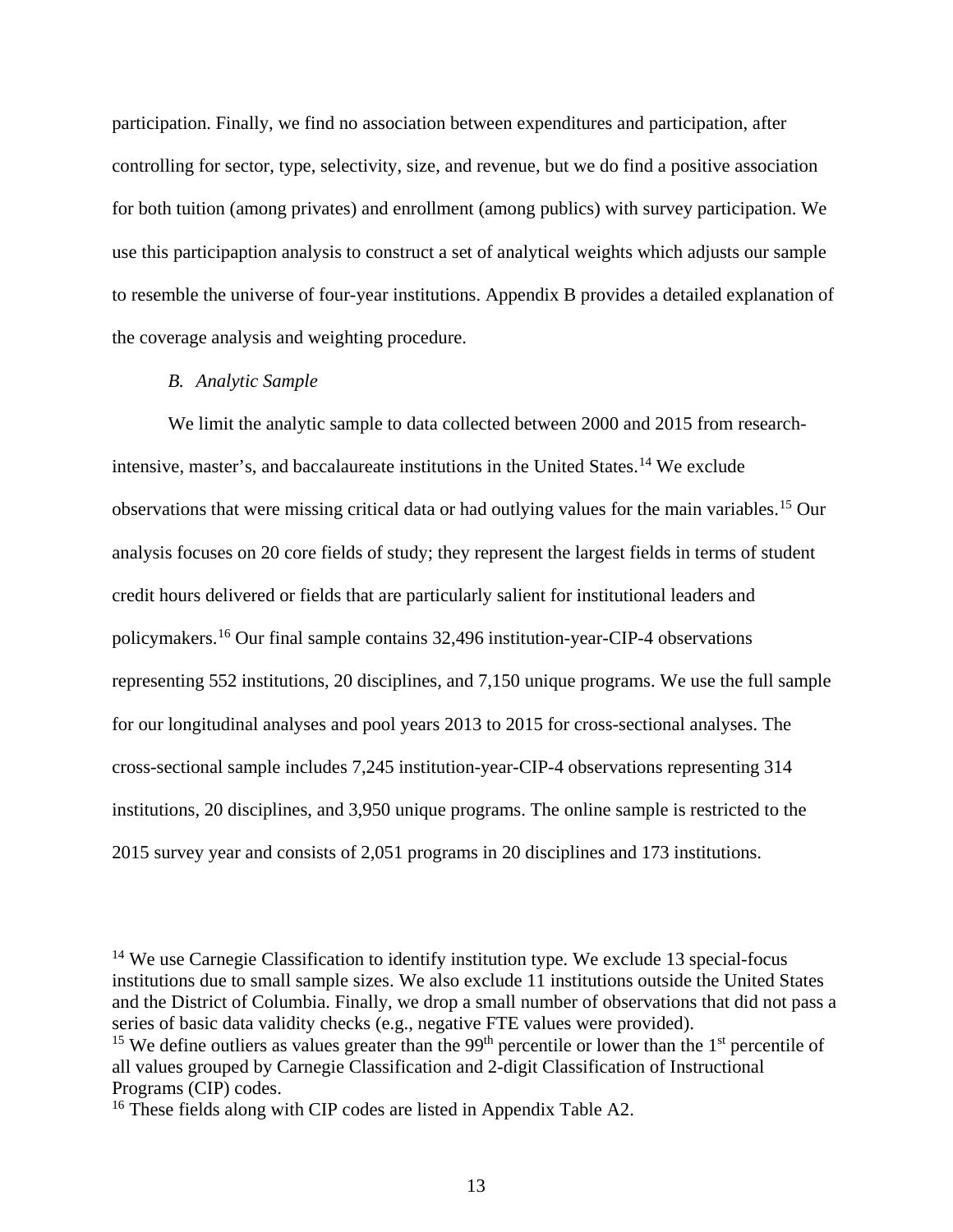participation. Finally, we find no association between expenditures and participation, after controlling for sector, type, selectivity, size, and revenue, but we do find a positive association for both tuition (among privates) and enrollment (among publics) with survey participation. We use this participaption analysis to construct a set of analytical weights which adjusts our sample to resemble the universe of four-year institutions. Appendix B provides a detailed explanation of the coverage analysis and weighting procedure.

### *B. Analytic Sample*

We limit the analytic sample to data collected between 2000 and 2015 from research-intensive, master's, and baccalaureate institutions in the United States.[14] We exclude observations that were missing critical data or had outlying values for the main variables.[15] Our analysis focuses on 20 core fields of study; they represent the largest fields in terms of student credit hours delivered or fields that are particularly salient for institutional leaders and policymakers.[16] Our final sample contains 32,496 institution-year-CIP-4 observations representing 552 institutions, 20 disciplines, and 7,150 unique programs. We use the full sample for our longitudinal analyses and pool years 2013 to 2015 for cross-sectional analyses. The cross-sectional sample includes 7,245 institution-year-CIP-4 observations representing 314 institutions, 20 disciplines, and 3,950 unique programs. The online sample is restricted to the 2015 survey year and consists of 2,051 programs in 20 disciplines and 173 institutions.

---

[14] We use Carnegie Classification to identify institution type. We exclude 13 special-focus institutions due to small sample sizes. We also exclude 11 institutions outside the United States and the District of Columbia. Finally, we drop a small number of observations that did not pass a series of basic data validity checks (e.g., negative FTE values were provided).

[15] We define outliers as values greater than the 99th percentile or lower than the 1st percentile of all values grouped by Carnegie Classification and 2-digit Classification of Instructional Programs (CIP) codes.

[16] These fields along with CIP codes are listed in Appendix Table A2.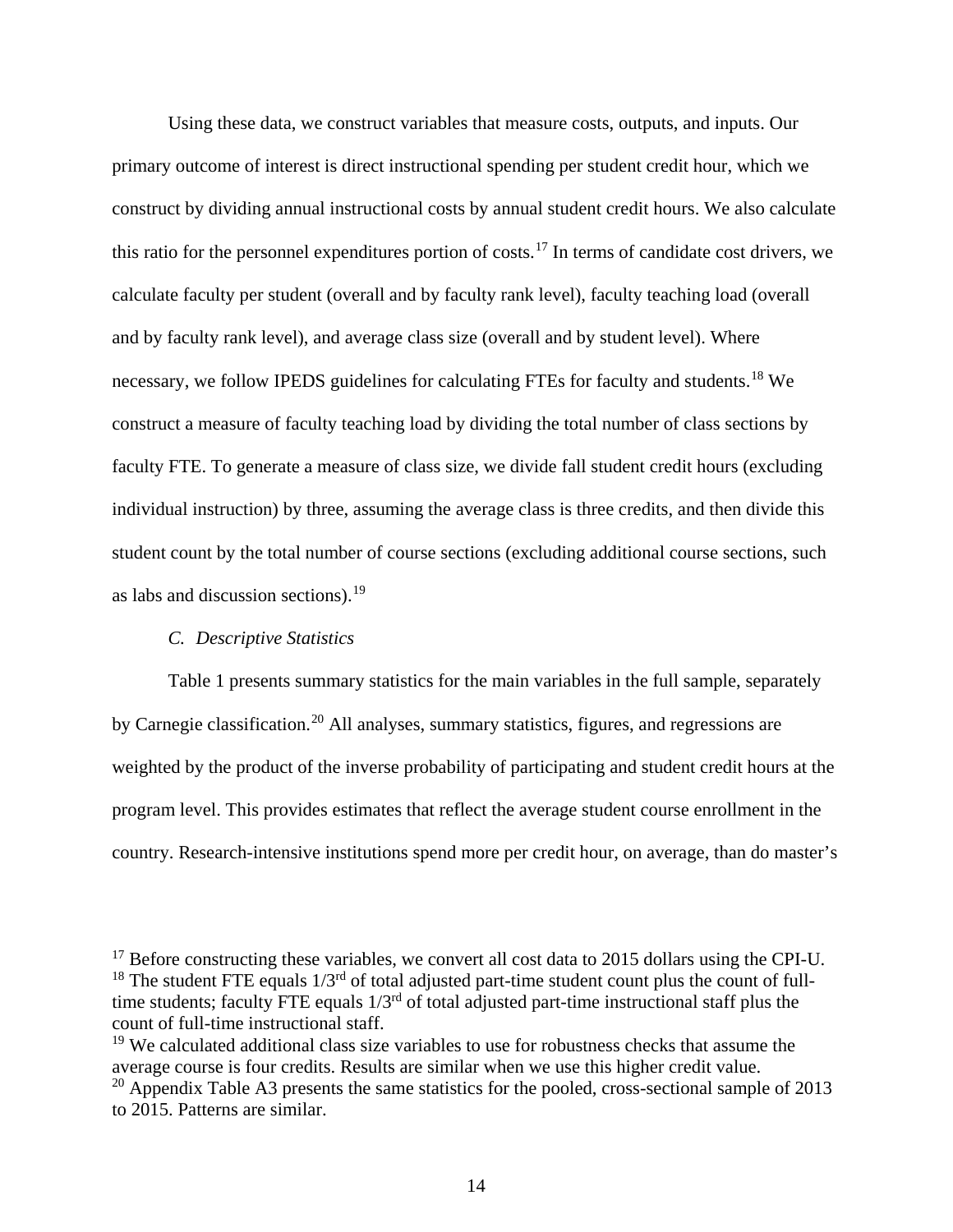Using these data, we construct variables that measure costs, outputs, and inputs. Our primary outcome of interest is direct instructional spending per student credit hour, which we construct by dividing annual instructional costs by annual student credit hours. We also calculate this ratio for the personnel expenditures portion of costs.[17] In terms of candidate cost drivers, we calculate faculty per student (overall and by faculty rank level), faculty teaching load (overall and by faculty rank level), and average class size (overall and by student level). Where necessary, we follow IPEDS guidelines for calculating FTEs for faculty and students.[18] We construct a measure of faculty teaching load by dividing the total number of class sections by faculty FTE. To generate a measure of class size, we divide fall student credit hours (excluding individual instruction) by three, assuming the average class is three credits, and then divide this student count by the total number of course sections (excluding additional course sections, such as labs and discussion sections).[19]

### *C. Descriptive Statistics*

Table 1 presents summary statistics for the main variables in the full sample, separately by Carnegie classification.[20] All analyses, summary statistics, figures, and regressions are weighted by the product of the inverse probability of participating and student credit hours at the program level. This provides estimates that reflect the average student course enrollment in the country. Research-intensive institutions spend more per credit hour, on average, than do master's

---

[17] Before constructing these variables, we convert all cost data to 2015 dollars using the CPI-U.

[18] The student FTE equals 1/3rd of total adjusted part-time student count plus the count of full-time students; faculty FTE equals 1/3rd of total adjusted part-time instructional staff plus the count of full-time instructional staff.

[19] We calculated additional class size variables to use for robustness checks that assume the average course is four credits. Results are similar when we use this higher credit value.

[20] Appendix Table A3 presents the same statistics for the pooled, cross-sectional sample of 2013 to 2015. Patterns are similar.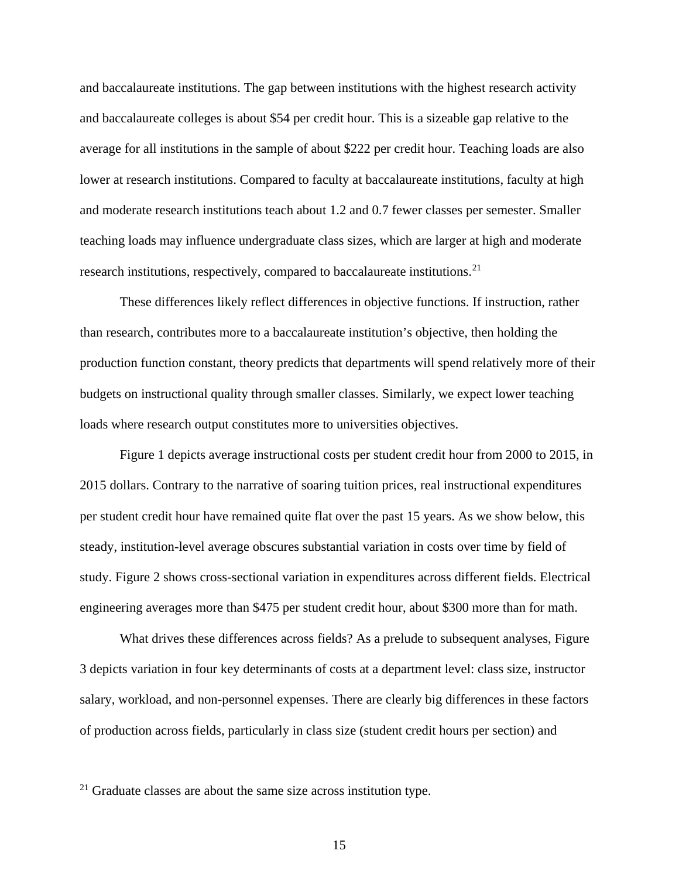and baccalaureate institutions. The gap between institutions with the highest research activity and baccalaureate colleges is about $54 per credit hour. This is a sizeable gap relative to the average for all institutions in the sample of about $222 per credit hour. Teaching loads are also lower at research institutions. Compared to faculty at baccalaureate institutions, faculty at high and moderate research institutions teach about 1.2 and 0.7 fewer classes per semester. Smaller teaching loads may influence undergraduate class sizes, which are larger at high and moderate research institutions, respectively, compared to baccalaureate institutions.[21]

These differences likely reflect differences in objective functions. If instruction, rather than research, contributes more to a baccalaureate institution's objective, then holding the production function constant, theory predicts that departments will spend relatively more of their budgets on instructional quality through smaller classes. Similarly, we expect lower teaching loads where research output constitutes more to universities objectives.

Figure 1 depicts average instructional costs per student credit hour from 2000 to 2015, in 2015 dollars. Contrary to the narrative of soaring tuition prices, real instructional expenditures per student credit hour have remained quite flat over the past 15 years. As we show below, this steady, institution-level average obscures substantial variation in costs over time by field of study. Figure 2 shows cross-sectional variation in expenditures across different fields. Electrical engineering averages more than $475 per student credit hour, about $300 more than for math.

What drives these differences across fields? As a prelude to subsequent analyses, Figure 3 depicts variation in four key determinants of costs at a department level: class size, instructor salary, workload, and non-personnel expenses. There are clearly big differences in these factors of production across fields, particularly in class size (student credit hours per section) and

[21] Graduate classes are about the same size across institution type.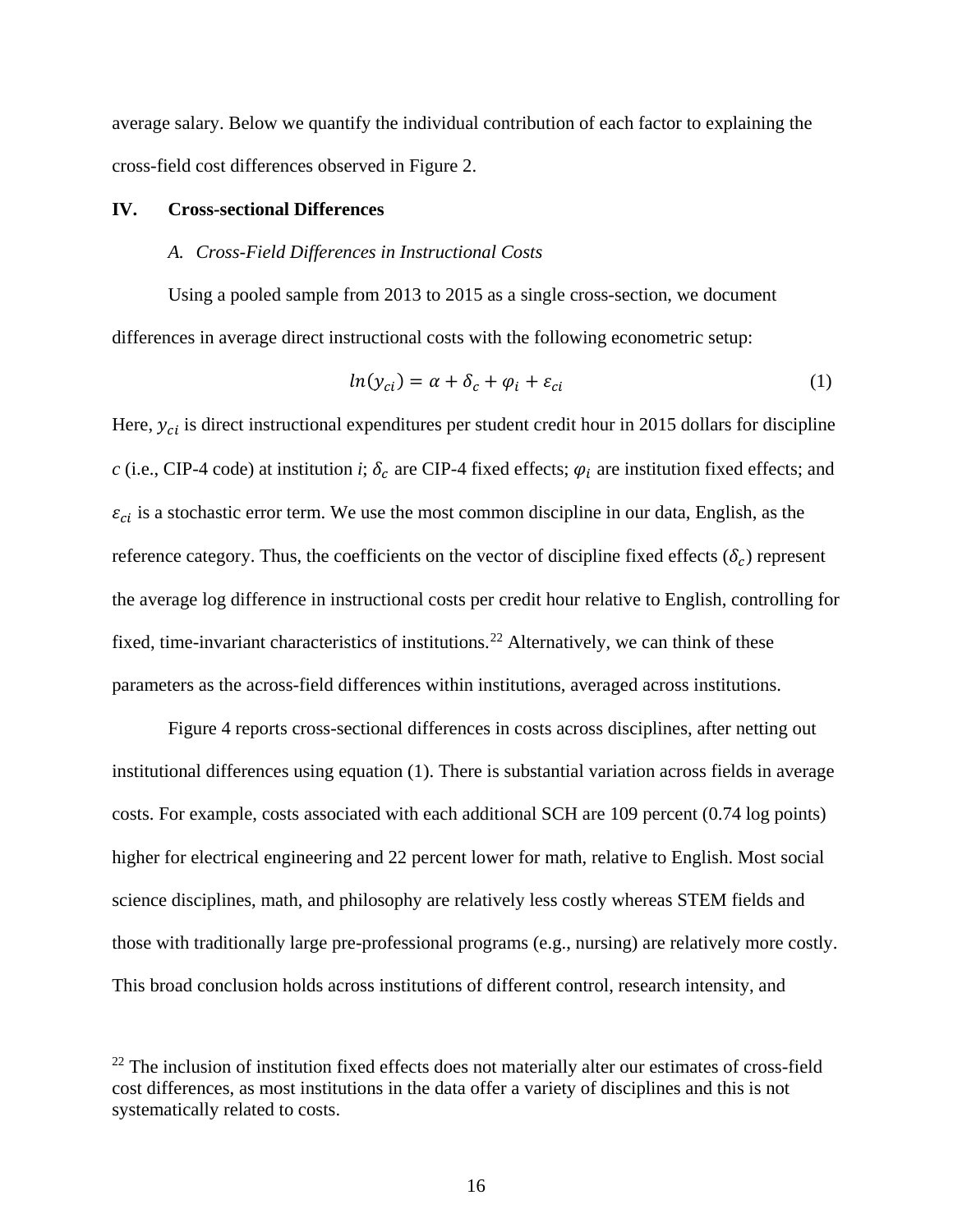average salary. Below we quantify the individual contribution of each factor to explaining the cross-field cost differences observed in Figure 2.

## IV. Cross-sectional Differences

### *A. Cross-Field Differences in Instructional Costs*

Using a pooled sample from 2013 to 2015 as a single cross-section, we document differences in average direct instructional costs with the following econometric setup:

$$ln(y_{ci}) = \alpha + \delta_c + \varphi_i + \varepsilon_{ci} \tag{1}$$

Here, $y_{ci}$ is direct instructional expenditures per student credit hour in 2015 dollars for discipline $c$ (i.e., CIP-4 code) at institution $i$; $\delta_c$ are CIP-4 fixed effects; $\varphi_i$ are institution fixed effects; and $\varepsilon_{ci}$ is a stochastic error term. We use the most common discipline in our data, English, as the reference category. Thus, the coefficients on the vector of discipline fixed effects ($\delta_c$) represent the average log difference in instructional costs per credit hour relative to English, controlling for fixed, time-invariant characteristics of institutions.[22] Alternatively, we can think of these parameters as the across-field differences within institutions, averaged across institutions.

Figure 4 reports cross-sectional differences in costs across disciplines, after netting out institutional differences using equation (1). There is substantial variation across fields in average costs. For example, costs associated with each additional SCH are 109 percent (0.74 log points) higher for electrical engineering and 22 percent lower for math, relative to English. Most social science disciplines, math, and philosophy are relatively less costly whereas STEM fields and those with traditionally large pre-professional programs (e.g., nursing) are relatively more costly. This broad conclusion holds across institutions of different control, research intensity, and

[22] The inclusion of institution fixed effects does not materially alter our estimates of cross-field cost differences, as most institutions in the data offer a variety of disciplines and this is not systematically related to costs.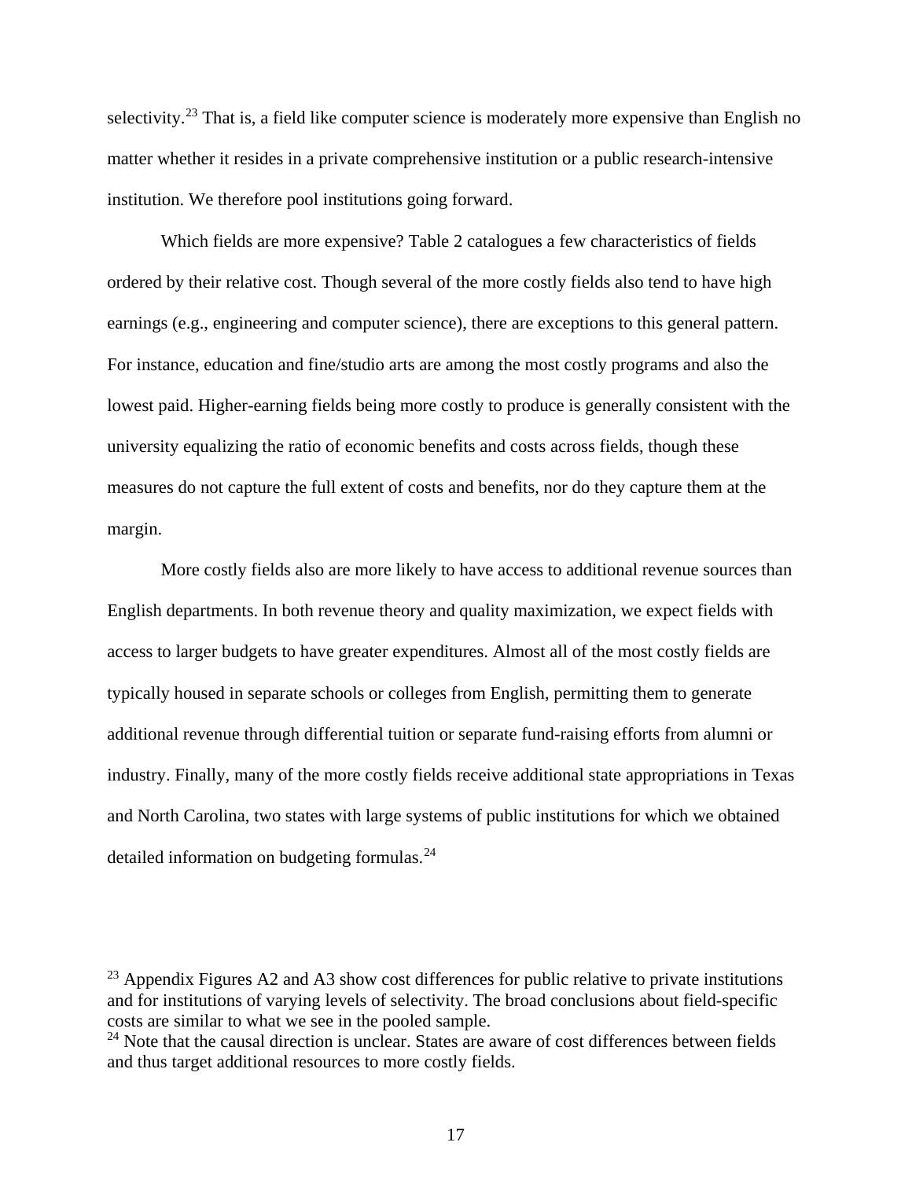selectivity.[23] That is, a field like computer science is moderately more expensive than English no matter whether it resides in a private comprehensive institution or a public research-intensive institution. We therefore pool institutions going forward.

Which fields are more expensive? Table 2 catalogues a few characteristics of fields ordered by their relative cost. Though several of the more costly fields also tend to have high earnings (e.g., engineering and computer science), there are exceptions to this general pattern. For instance, education and fine/studio arts are among the most costly programs and also the lowest paid. Higher-earning fields being more costly to produce is generally consistent with the university equalizing the ratio of economic benefits and costs across fields, though these measures do not capture the full extent of costs and benefits, nor do they capture them at the margin.

More costly fields also are more likely to have access to additional revenue sources than English departments. In both revenue theory and quality maximization, we expect fields with access to larger budgets to have greater expenditures. Almost all of the most costly fields are typically housed in separate schools or colleges from English, permitting them to generate additional revenue through differential tuition or separate fund-raising efforts from alumni or industry. Finally, many of the more costly fields receive additional state appropriations in Texas and North Carolina, two states with large systems of public institutions for which we obtained detailed information on budgeting formulas.[24]

[23] Appendix Figures A2 and A3 show cost differences for public relative to private institutions and for institutions of varying levels of selectivity. The broad conclusions about field-specific costs are similar to what we see in the pooled sample.

[24] Note that the causal direction is unclear. States are aware of cost differences between fields and thus target additional resources to more costly fields.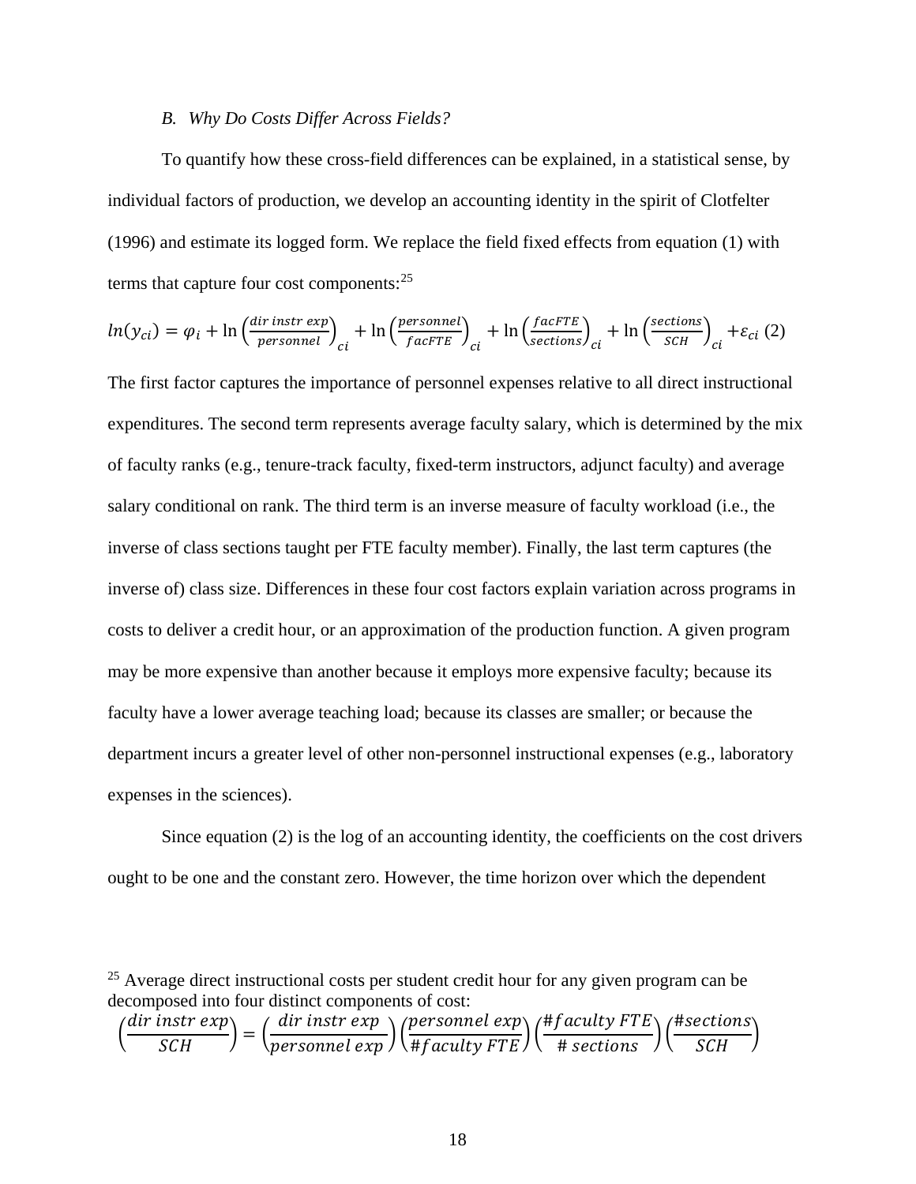### *B. Why Do Costs Differ Across Fields?*

To quantify how these cross-field differences can be explained, in a statistical sense, by individual factors of production, we develop an accounting identity in the spirit of Clotfelter (1996) and estimate its logged form. We replace the field fixed effects from equation (1) with terms that capture four cost components:[25]

$$ln(y_{ci}) = \varphi_i + \ln\left(\frac{dir\ instr\ exp}{personnel}\right)_{ci} + \ln\left(\frac{personnel}{facFTE}\right)_{ci} + \ln\left(\frac{facFTE}{sections}\right)_{ci} + \ln\left(\frac{sections}{SCH}\right)_{ci} + \varepsilon_{ci} \quad (2)$$

The first factor captures the importance of personnel expenses relative to all direct instructional expenditures. The second term represents average faculty salary, which is determined by the mix of faculty ranks (e.g., tenure-track faculty, fixed-term instructors, adjunct faculty) and average salary conditional on rank. The third term is an inverse measure of faculty workload (i.e., the inverse of class sections taught per FTE faculty member). Finally, the last term captures (the inverse of) class size. Differences in these four cost factors explain variation across programs in costs to deliver a credit hour, or an approximation of the production function. A given program may be more expensive than another because it employs more expensive faculty; because its faculty have a lower average teaching load; because its classes are smaller; or because the department incurs a greater level of other non-personnel instructional expenses (e.g., laboratory expenses in the sciences).

Since equation (2) is the log of an accounting identity, the coefficients on the cost drivers ought to be one and the constant zero. However, the time horizon over which the dependent

---

[25] Average direct instructional costs per student credit hour for any given program can be decomposed into four distinct components of cost:

$$\left(\frac{dir\ instr\ exp}{SCH}\right) = \left(\frac{dir\ instr\ exp}{personnel\ exp}\right)\left(\frac{personnel\ exp}{\#faculty\ FTE}\right)\left(\frac{\#faculty\ FTE}{\#\ sections}\right)\left(\frac{\#sections}{SCH}\right)$$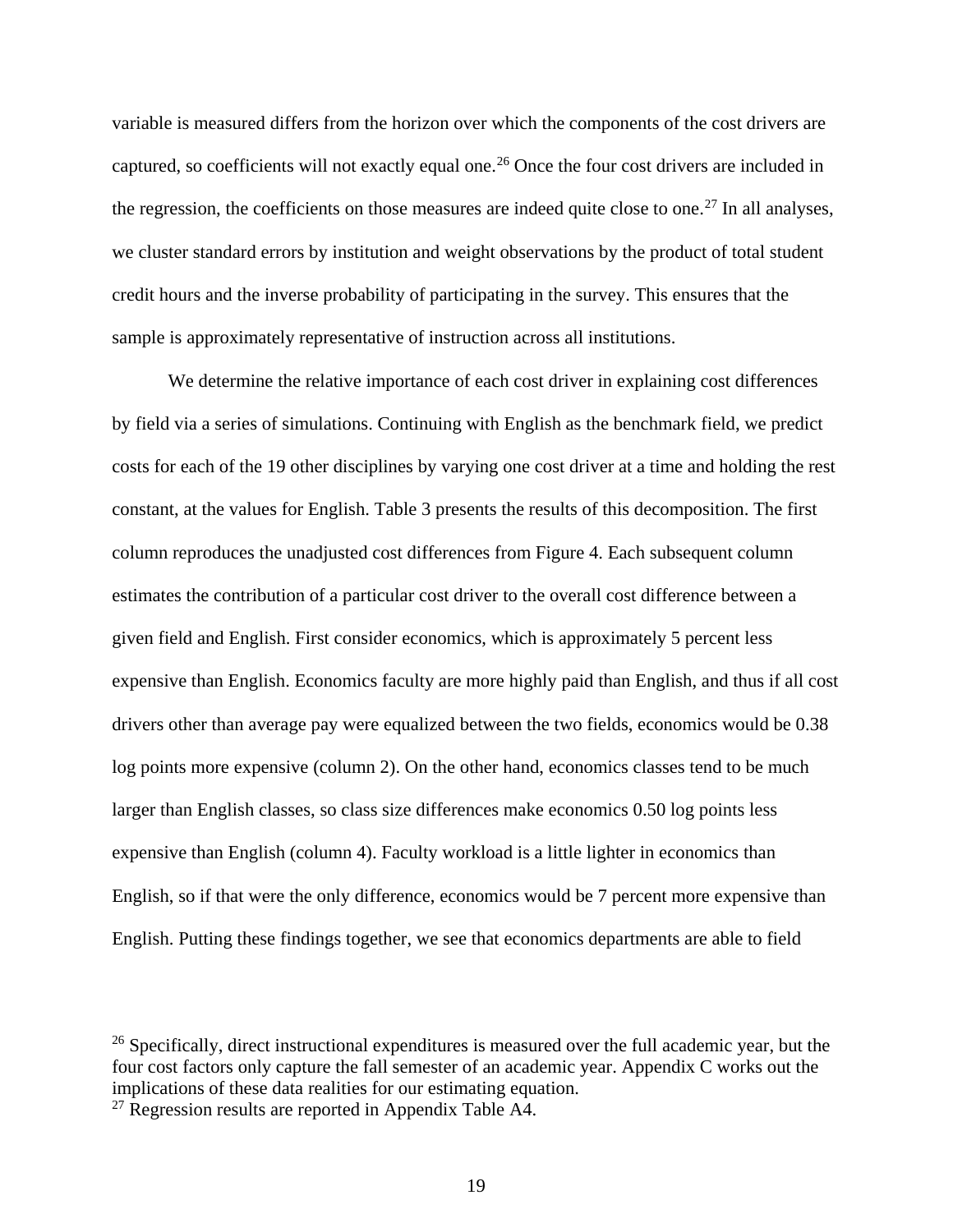variable is measured differs from the horizon over which the components of the cost drivers are captured, so coefficients will not exactly equal one.[26] Once the four cost drivers are included in the regression, the coefficients on those measures are indeed quite close to one.[27] In all analyses, we cluster standard errors by institution and weight observations by the product of total student credit hours and the inverse probability of participating in the survey. This ensures that the sample is approximately representative of instruction across all institutions.

We determine the relative importance of each cost driver in explaining cost differences by field via a series of simulations. Continuing with English as the benchmark field, we predict costs for each of the 19 other disciplines by varying one cost driver at a time and holding the rest constant, at the values for English. Table 3 presents the results of this decomposition. The first column reproduces the unadjusted cost differences from Figure 4. Each subsequent column estimates the contribution of a particular cost driver to the overall cost difference between a given field and English. First consider economics, which is approximately 5 percent less expensive than English. Economics faculty are more highly paid than English, and thus if all cost drivers other than average pay were equalized between the two fields, economics would be 0.38 log points more expensive (column 2). On the other hand, economics classes tend to be much larger than English classes, so class size differences make economics 0.50 log points less expensive than English (column 4). Faculty workload is a little lighter in economics than English, so if that were the only difference, economics would be 7 percent more expensive than English. Putting these findings together, we see that economics departments are able to field

[26] Specifically, direct instructional expenditures is measured over the full academic year, but the four cost factors only capture the fall semester of an academic year. Appendix C works out the implications of these data realities for our estimating equation.

[27] Regression results are reported in Appendix Table A4.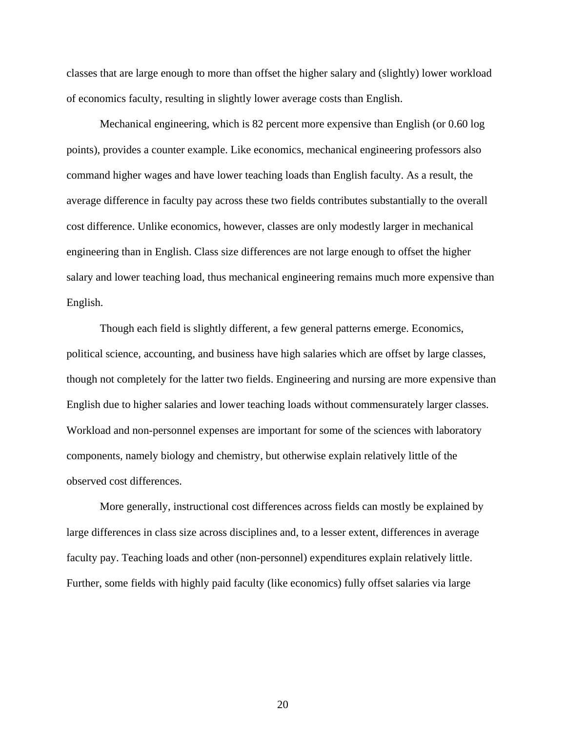classes that are large enough to more than offset the higher salary and (slightly) lower workload of economics faculty, resulting in slightly lower average costs than English.

Mechanical engineering, which is 82 percent more expensive than English (or 0.60 log points), provides a counter example. Like economics, mechanical engineering professors also command higher wages and have lower teaching loads than English faculty. As a result, the average difference in faculty pay across these two fields contributes substantially to the overall cost difference. Unlike economics, however, classes are only modestly larger in mechanical engineering than in English. Class size differences are not large enough to offset the higher salary and lower teaching load, thus mechanical engineering remains much more expensive than English.

Though each field is slightly different, a few general patterns emerge. Economics, political science, accounting, and business have high salaries which are offset by large classes, though not completely for the latter two fields. Engineering and nursing are more expensive than English due to higher salaries and lower teaching loads without commensurately larger classes. Workload and non-personnel expenses are important for some of the sciences with laboratory components, namely biology and chemistry, but otherwise explain relatively little of the observed cost differences.

More generally, instructional cost differences across fields can mostly be explained by large differences in class size across disciplines and, to a lesser extent, differences in average faculty pay. Teaching loads and other (non-personnel) expenditures explain relatively little. Further, some fields with highly paid faculty (like economics) fully offset salaries via large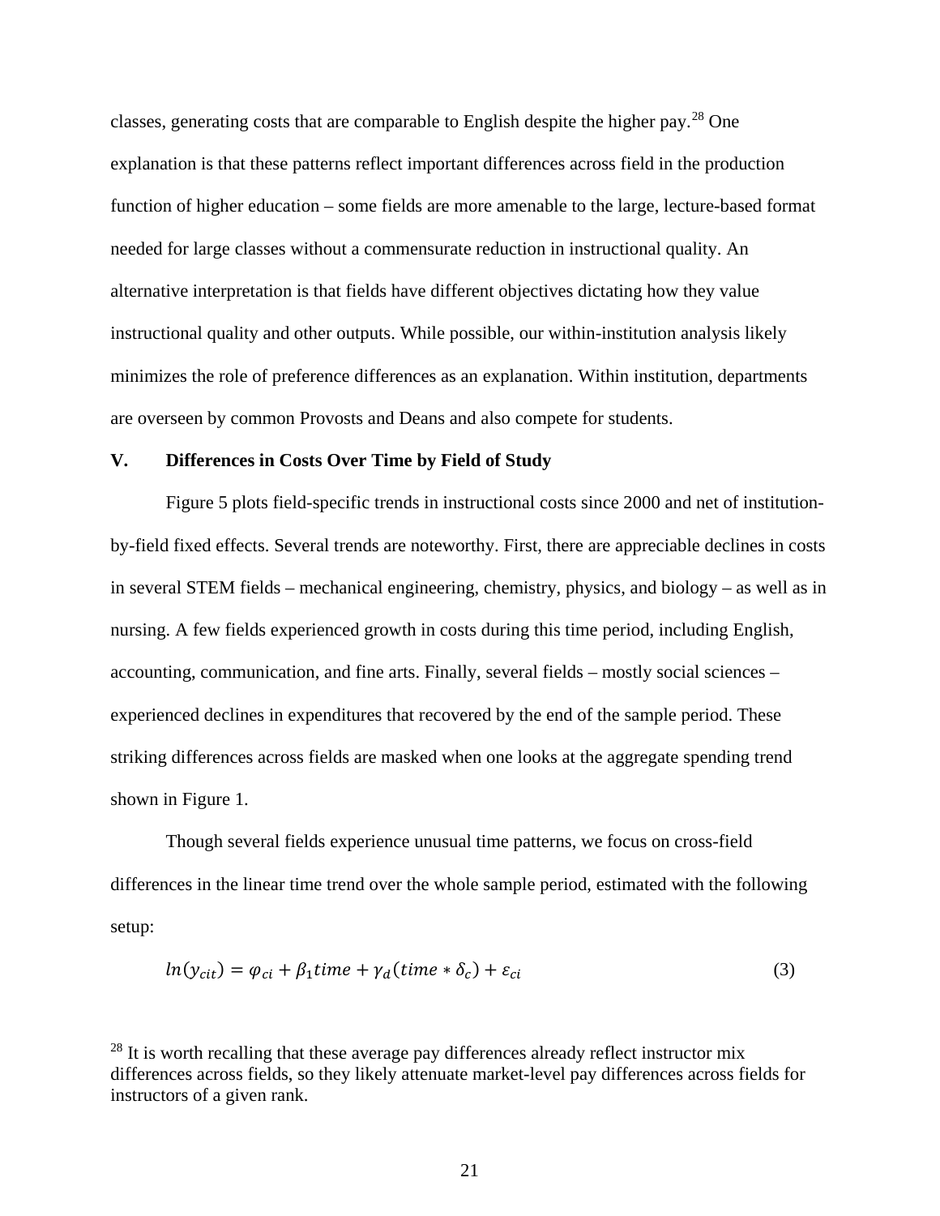classes, generating costs that are comparable to English despite the higher pay.[28] One explanation is that these patterns reflect important differences across field in the production function of higher education – some fields are more amenable to the large, lecture-based format needed for large classes without a commensurate reduction in instructional quality. An alternative interpretation is that fields have different objectives dictating how they value instructional quality and other outputs. While possible, our within-institution analysis likely minimizes the role of preference differences as an explanation. Within institution, departments are overseen by common Provosts and Deans and also compete for students.

## V. Differences in Costs Over Time by Field of Study

Figure 5 plots field-specific trends in instructional costs since 2000 and net of institution-by-field fixed effects. Several trends are noteworthy. First, there are appreciable declines in costs in several STEM fields – mechanical engineering, chemistry, physics, and biology – as well as in nursing. A few fields experienced growth in costs during this time period, including English, accounting, communication, and fine arts. Finally, several fields – mostly social sciences – experienced declines in expenditures that recovered by the end of the sample period. These striking differences across fields are masked when one looks at the aggregate spending trend shown in Figure 1.

Though several fields experience unusual time patterns, we focus on cross-field differences in the linear time trend over the whole sample period, estimated with the following setup:

$$ln(y_{cit}) = \varphi_{ci} + \beta_1 time + \gamma_d(time * \delta_c) + \varepsilon_{ci} \tag{3}$$

[28] It is worth recalling that these average pay differences already reflect instructor mix differences across fields, so they likely attenuate market-level pay differences across fields for instructors of a given rank.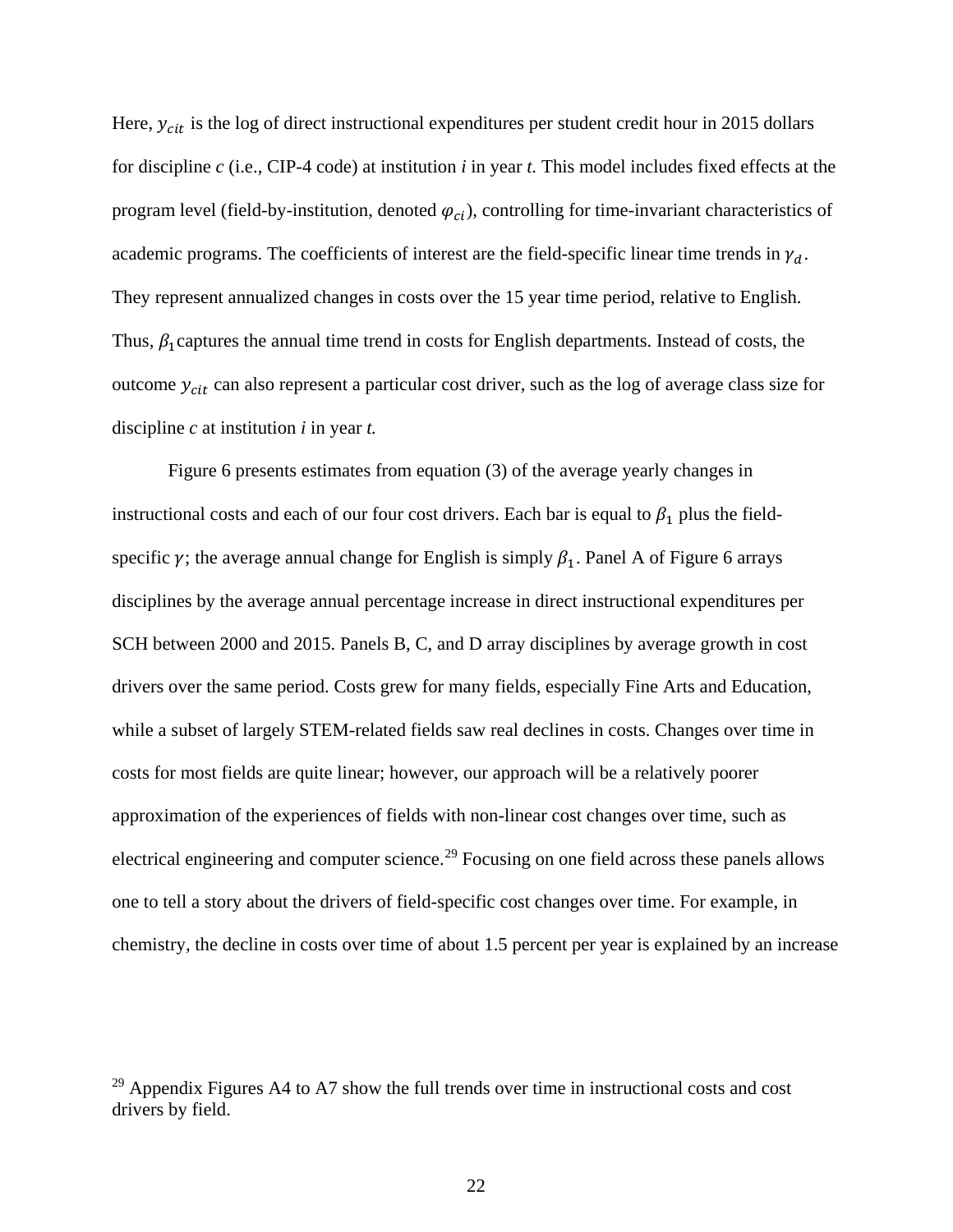Here, $y_{cit}$ is the log of direct instructional expenditures per student credit hour in 2015 dollars for discipline *c* (i.e., CIP-4 code) at institution *i* in year *t.* This model includes fixed effects at the program level (field-by-institution, denoted $\varphi_{ci}$), controlling for time-invariant characteristics of academic programs. The coefficients of interest are the field-specific linear time trends in $\gamma_d$. They represent annualized changes in costs over the 15 year time period, relative to English. Thus, $\beta_1$ captures the annual time trend in costs for English departments. Instead of costs, the outcome $y_{cit}$ can also represent a particular cost driver, such as the log of average class size for discipline *c* at institution *i* in year *t.*

Figure 6 presents estimates from equation (3) of the average yearly changes in instructional costs and each of our four cost drivers. Each bar is equal to $\beta_1$ plus the field-specific $\gamma$; the average annual change for English is simply $\beta_1$. Panel A of Figure 6 arrays disciplines by the average annual percentage increase in direct instructional expenditures per SCH between 2000 and 2015. Panels B, C, and D array disciplines by average growth in cost drivers over the same period. Costs grew for many fields, especially Fine Arts and Education, while a subset of largely STEM-related fields saw real declines in costs. Changes over time in costs for most fields are quite linear; however, our approach will be a relatively poorer approximation of the experiences of fields with non-linear cost changes over time, such as electrical engineering and computer science.[29] Focusing on one field across these panels allows one to tell a story about the drivers of field-specific cost changes over time. For example, in chemistry, the decline in costs over time of about 1.5 percent per year is explained by an increase

[29] Appendix Figures A4 to A7 show the full trends over time in instructional costs and cost drivers by field.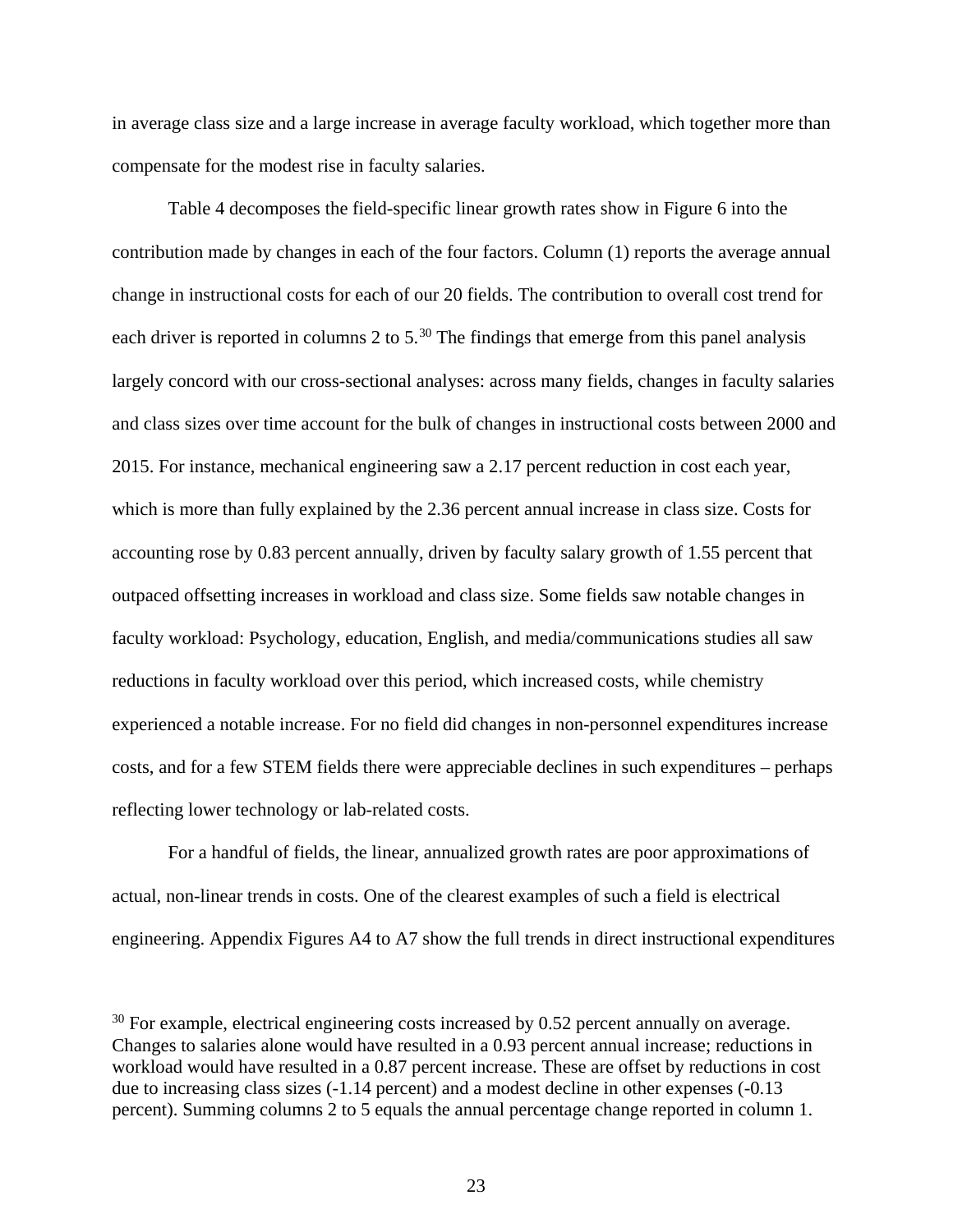in average class size and a large increase in average faculty workload, which together more than compensate for the modest rise in faculty salaries.

Table 4 decomposes the field-specific linear growth rates show in Figure 6 into the contribution made by changes in each of the four factors. Column (1) reports the average annual change in instructional costs for each of our 20 fields. The contribution to overall cost trend for each driver is reported in columns 2 to 5.[30] The findings that emerge from this panel analysis largely concord with our cross-sectional analyses: across many fields, changes in faculty salaries and class sizes over time account for the bulk of changes in instructional costs between 2000 and 2015. For instance, mechanical engineering saw a 2.17 percent reduction in cost each year, which is more than fully explained by the 2.36 percent annual increase in class size. Costs for accounting rose by 0.83 percent annually, driven by faculty salary growth of 1.55 percent that outpaced offsetting increases in workload and class size. Some fields saw notable changes in faculty workload: Psychology, education, English, and media/communications studies all saw reductions in faculty workload over this period, which increased costs, while chemistry experienced a notable increase. For no field did changes in non-personnel expenditures increase costs, and for a few STEM fields there were appreciable declines in such expenditures – perhaps reflecting lower technology or lab-related costs.

For a handful of fields, the linear, annualized growth rates are poor approximations of actual, non-linear trends in costs. One of the clearest examples of such a field is electrical engineering. Appendix Figures A4 to A7 show the full trends in direct instructional expenditures

[30] For example, electrical engineering costs increased by 0.52 percent annually on average. Changes to salaries alone would have resulted in a 0.93 percent annual increase; reductions in workload would have resulted in a 0.87 percent increase. These are offset by reductions in cost due to increasing class sizes (-1.14 percent) and a modest decline in other expenses (-0.13 percent). Summing columns 2 to 5 equals the annual percentage change reported in column 1.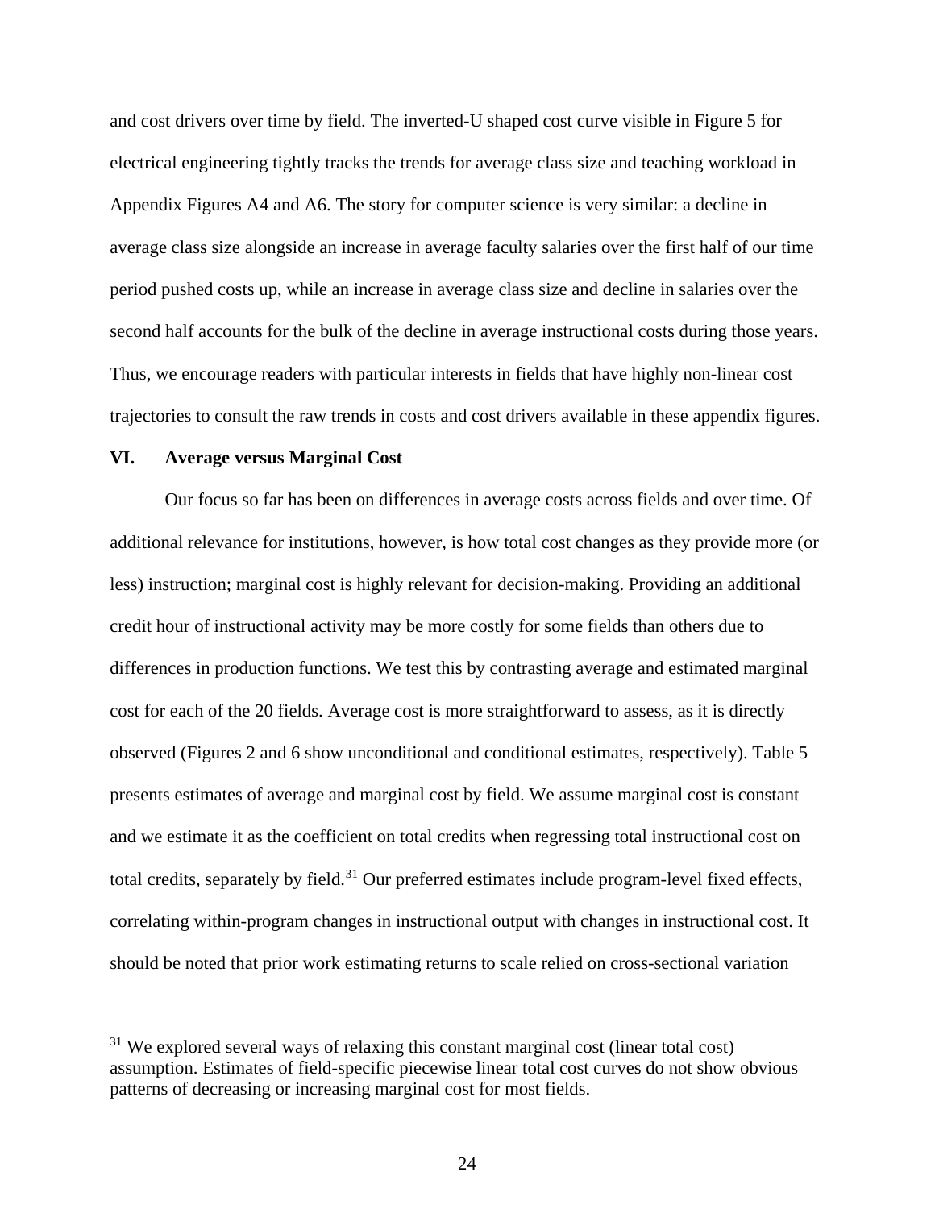and cost drivers over time by field. The inverted-U shaped cost curve visible in Figure 5 for electrical engineering tightly tracks the trends for average class size and teaching workload in Appendix Figures A4 and A6. The story for computer science is very similar: a decline in average class size alongside an increase in average faculty salaries over the first half of our time period pushed costs up, while an increase in average class size and decline in salaries over the second half accounts for the bulk of the decline in average instructional costs during those years. Thus, we encourage readers with particular interests in fields that have highly non-linear cost trajectories to consult the raw trends in costs and cost drivers available in these appendix figures.

## VI. Average versus Marginal Cost

Our focus so far has been on differences in average costs across fields and over time. Of additional relevance for institutions, however, is how total cost changes as they provide more (or less) instruction; marginal cost is highly relevant for decision-making. Providing an additional credit hour of instructional activity may be more costly for some fields than others due to differences in production functions. We test this by contrasting average and estimated marginal cost for each of the 20 fields. Average cost is more straightforward to assess, as it is directly observed (Figures 2 and 6 show unconditional and conditional estimates, respectively). Table 5 presents estimates of average and marginal cost by field. We assume marginal cost is constant and we estimate it as the coefficient on total credits when regressing total instructional cost on total credits, separately by field.[31] Our preferred estimates include program-level fixed effects, correlating within-program changes in instructional output with changes in instructional cost. It should be noted that prior work estimating returns to scale relied on cross-sectional variation

[31] We explored several ways of relaxing this constant marginal cost (linear total cost) assumption. Estimates of field-specific piecewise linear total cost curves do not show obvious patterns of decreasing or increasing marginal cost for most fields.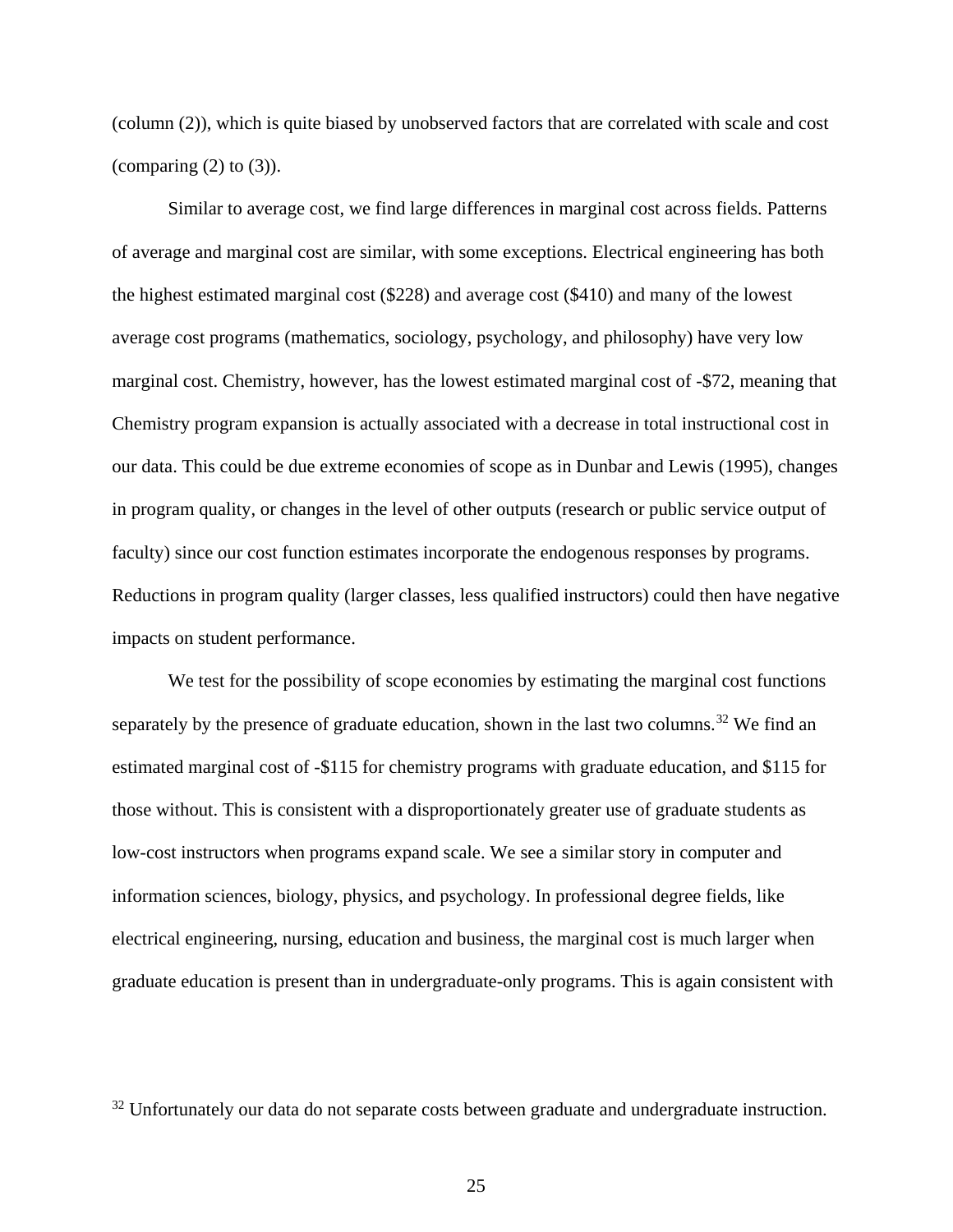(column (2)), which is quite biased by unobserved factors that are correlated with scale and cost (comparing (2) to (3)).

Similar to average cost, we find large differences in marginal cost across fields. Patterns of average and marginal cost are similar, with some exceptions. Electrical engineering has both the highest estimated marginal cost ($228) and average cost ($410) and many of the lowest average cost programs (mathematics, sociology, psychology, and philosophy) have very low marginal cost. Chemistry, however, has the lowest estimated marginal cost of -$72, meaning that Chemistry program expansion is actually associated with a decrease in total instructional cost in our data. This could be due extreme economies of scope as in Dunbar and Lewis (1995), changes in program quality, or changes in the level of other outputs (research or public service output of faculty) since our cost function estimates incorporate the endogenous responses by programs. Reductions in program quality (larger classes, less qualified instructors) could then have negative impacts on student performance.

We test for the possibility of scope economies by estimating the marginal cost functions separately by the presence of graduate education, shown in the last two columns.[32] We find an estimated marginal cost of -$115 for chemistry programs with graduate education, and $115 for those without. This is consistent with a disproportionately greater use of graduate students as low-cost instructors when programs expand scale. We see a similar story in computer and information sciences, biology, physics, and psychology. In professional degree fields, like electrical engineering, nursing, education and business, the marginal cost is much larger when graduate education is present than in undergraduate-only programs. This is again consistent with

[32] Unfortunately our data do not separate costs between graduate and undergraduate instruction.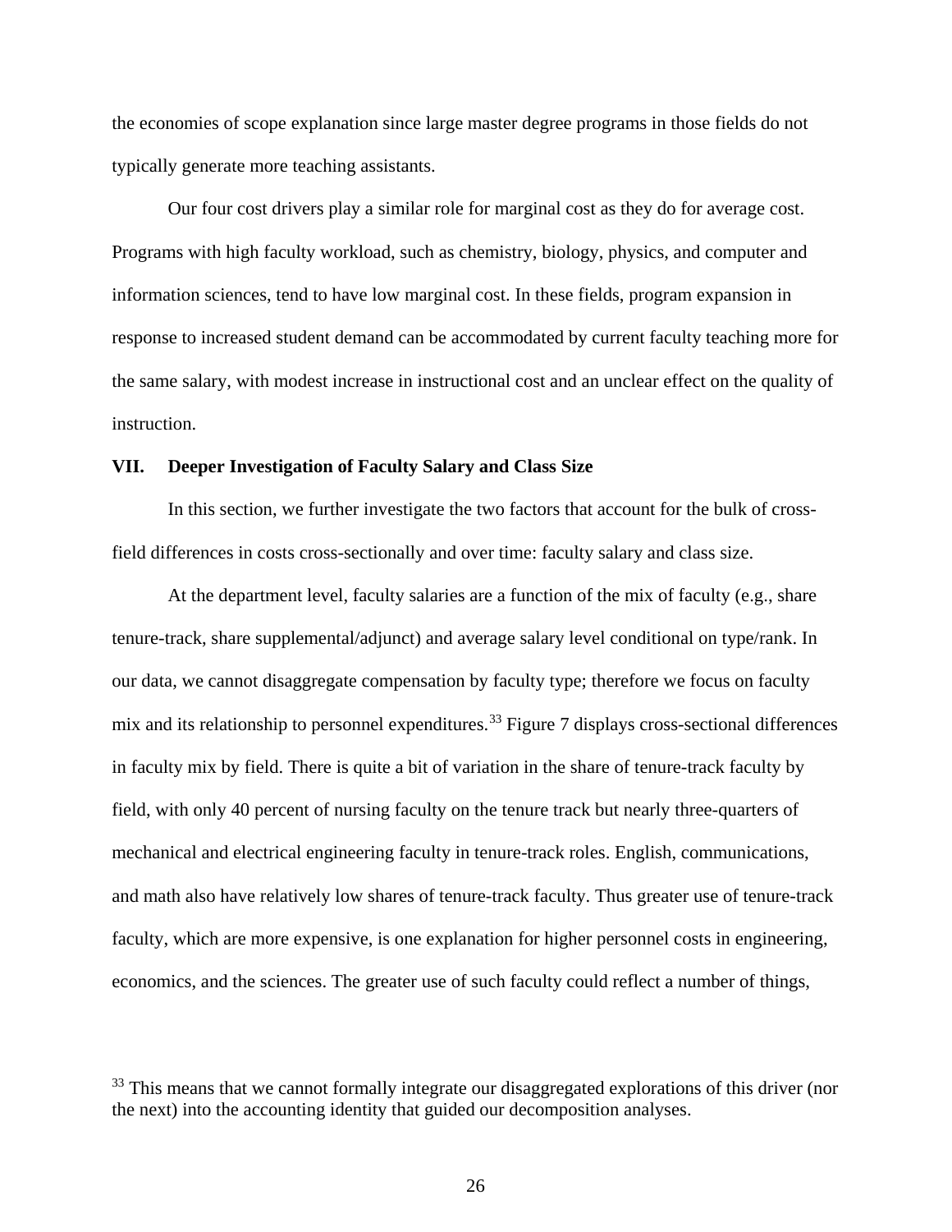the economies of scope explanation since large master degree programs in those fields do not typically generate more teaching assistants.

Our four cost drivers play a similar role for marginal cost as they do for average cost. Programs with high faculty workload, such as chemistry, biology, physics, and computer and information sciences, tend to have low marginal cost. In these fields, program expansion in response to increased student demand can be accommodated by current faculty teaching more for the same salary, with modest increase in instructional cost and an unclear effect on the quality of instruction.

## VII. Deeper Investigation of Faculty Salary and Class Size

In this section, we further investigate the two factors that account for the bulk of cross-field differences in costs cross-sectionally and over time: faculty salary and class size.

At the department level, faculty salaries are a function of the mix of faculty (e.g., share tenure-track, share supplemental/adjunct) and average salary level conditional on type/rank. In our data, we cannot disaggregate compensation by faculty type; therefore we focus on faculty mix and its relationship to personnel expenditures.[33] Figure 7 displays cross-sectional differences in faculty mix by field. There is quite a bit of variation in the share of tenure-track faculty by field, with only 40 percent of nursing faculty on the tenure track but nearly three-quarters of mechanical and electrical engineering faculty in tenure-track roles. English, communications, and math also have relatively low shares of tenure-track faculty. Thus greater use of tenure-track faculty, which are more expensive, is one explanation for higher personnel costs in engineering, economics, and the sciences. The greater use of such faculty could reflect a number of things,

[33] This means that we cannot formally integrate our disaggregated explorations of this driver (nor the next) into the accounting identity that guided our decomposition analyses.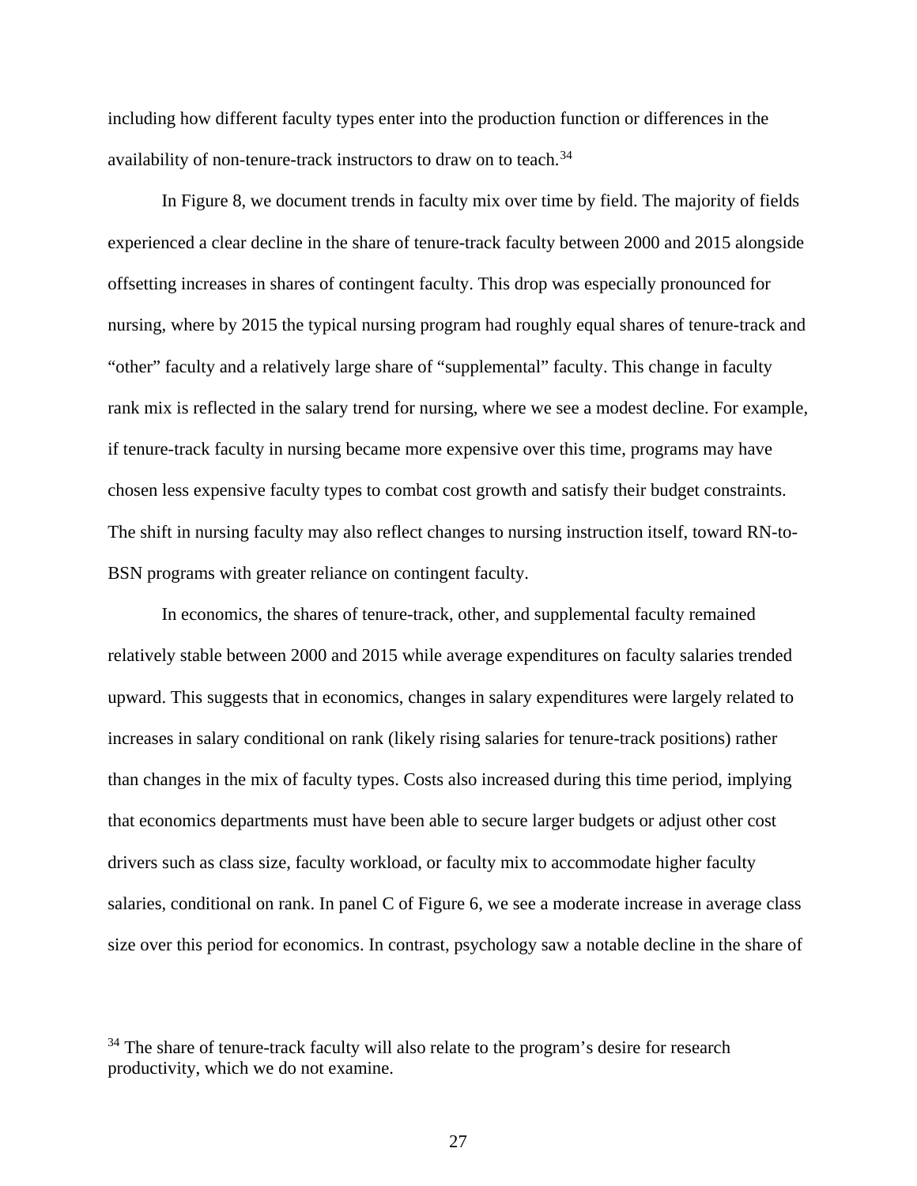including how different faculty types enter into the production function or differences in the availability of non-tenure-track instructors to draw on to teach.[34]

In Figure 8, we document trends in faculty mix over time by field. The majority of fields experienced a clear decline in the share of tenure-track faculty between 2000 and 2015 alongside offsetting increases in shares of contingent faculty. This drop was especially pronounced for nursing, where by 2015 the typical nursing program had roughly equal shares of tenure-track and "other" faculty and a relatively large share of "supplemental" faculty. This change in faculty rank mix is reflected in the salary trend for nursing, where we see a modest decline. For example, if tenure-track faculty in nursing became more expensive over this time, programs may have chosen less expensive faculty types to combat cost growth and satisfy their budget constraints. The shift in nursing faculty may also reflect changes to nursing instruction itself, toward RN-to-BSN programs with greater reliance on contingent faculty.

In economics, the shares of tenure-track, other, and supplemental faculty remained relatively stable between 2000 and 2015 while average expenditures on faculty salaries trended upward. This suggests that in economics, changes in salary expenditures were largely related to increases in salary conditional on rank (likely rising salaries for tenure-track positions) rather than changes in the mix of faculty types. Costs also increased during this time period, implying that economics departments must have been able to secure larger budgets or adjust other cost drivers such as class size, faculty workload, or faculty mix to accommodate higher faculty salaries, conditional on rank. In panel C of Figure 6, we see a moderate increase in average class size over this period for economics. In contrast, psychology saw a notable decline in the share of

[34] The share of tenure-track faculty will also relate to the program's desire for research productivity, which we do not examine.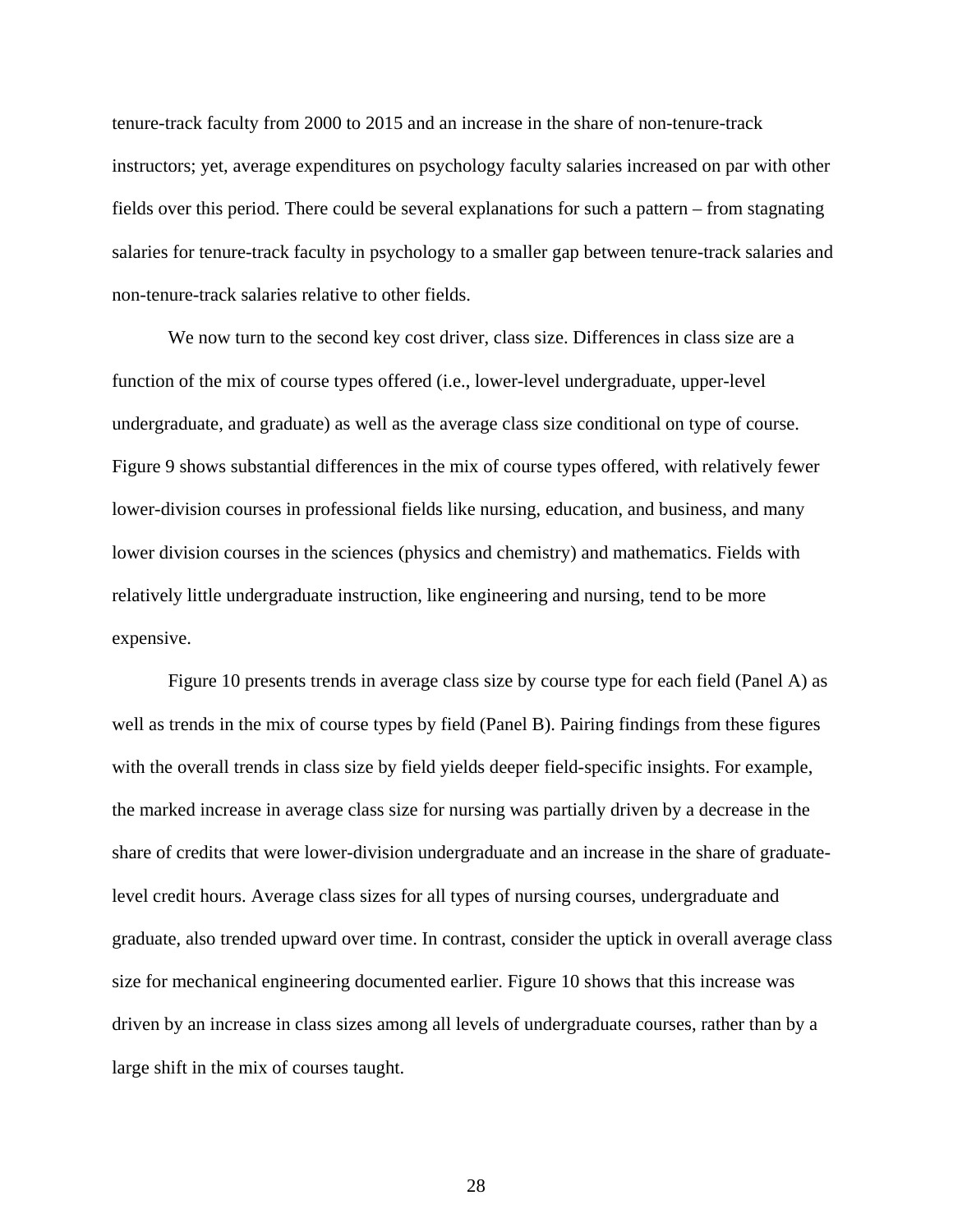tenure-track faculty from 2000 to 2015 and an increase in the share of non-tenure-track instructors; yet, average expenditures on psychology faculty salaries increased on par with other fields over this period. There could be several explanations for such a pattern – from stagnating salaries for tenure-track faculty in psychology to a smaller gap between tenure-track salaries and non-tenure-track salaries relative to other fields.

We now turn to the second key cost driver, class size. Differences in class size are a function of the mix of course types offered (i.e., lower-level undergraduate, upper-level undergraduate, and graduate) as well as the average class size conditional on type of course. Figure 9 shows substantial differences in the mix of course types offered, with relatively fewer lower-division courses in professional fields like nursing, education, and business, and many lower division courses in the sciences (physics and chemistry) and mathematics. Fields with relatively little undergraduate instruction, like engineering and nursing, tend to be more expensive.

Figure 10 presents trends in average class size by course type for each field (Panel A) as well as trends in the mix of course types by field (Panel B). Pairing findings from these figures with the overall trends in class size by field yields deeper field-specific insights. For example, the marked increase in average class size for nursing was partially driven by a decrease in the share of credits that were lower-division undergraduate and an increase in the share of graduate-level credit hours. Average class sizes for all types of nursing courses, undergraduate and graduate, also trended upward over time. In contrast, consider the uptick in overall average class size for mechanical engineering documented earlier. Figure 10 shows that this increase was driven by an increase in class sizes among all levels of undergraduate courses, rather than by a large shift in the mix of courses taught.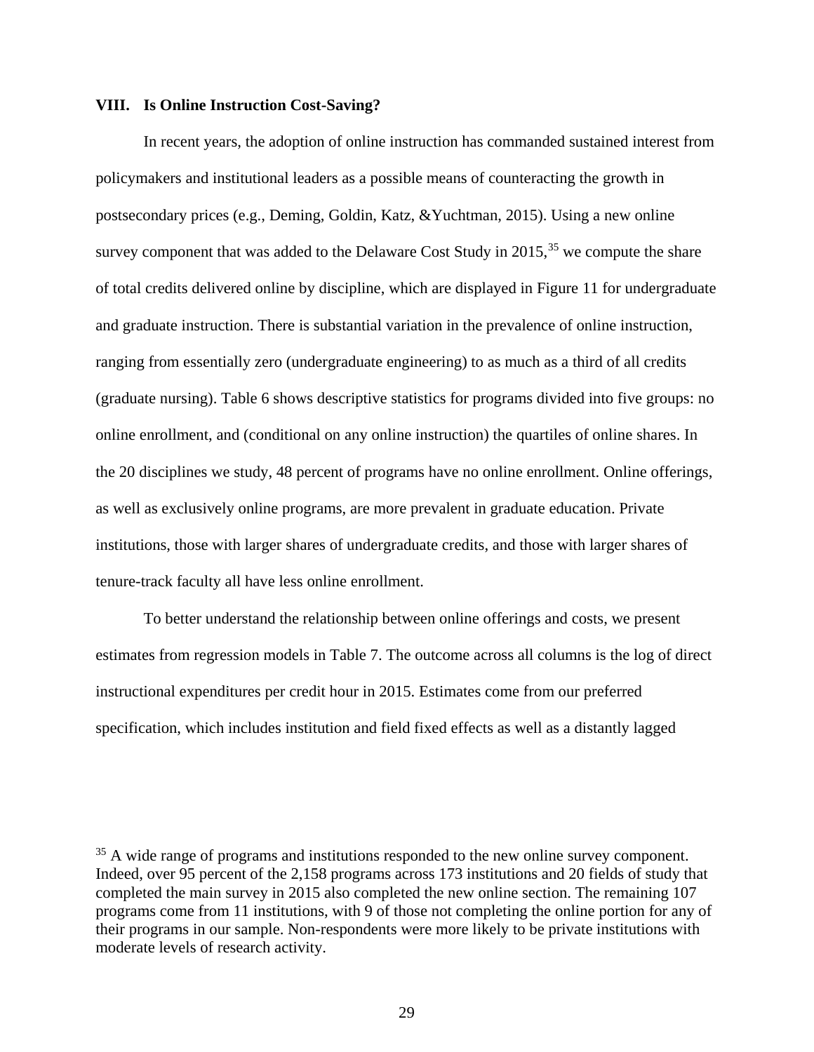## VIII. Is Online Instruction Cost-Saving?

In recent years, the adoption of online instruction has commanded sustained interest from policymakers and institutional leaders as a possible means of counteracting the growth in postsecondary prices (e.g., Deming, Goldin, Katz, &Yuchtman, 2015). Using a new online survey component that was added to the Delaware Cost Study in 2015,[35] we compute the share of total credits delivered online by discipline, which are displayed in Figure 11 for undergraduate and graduate instruction. There is substantial variation in the prevalence of online instruction, ranging from essentially zero (undergraduate engineering) to as much as a third of all credits (graduate nursing). Table 6 shows descriptive statistics for programs divided into five groups: no online enrollment, and (conditional on any online instruction) the quartiles of online shares. In the 20 disciplines we study, 48 percent of programs have no online enrollment. Online offerings, as well as exclusively online programs, are more prevalent in graduate education. Private institutions, those with larger shares of undergraduate credits, and those with larger shares of tenure-track faculty all have less online enrollment.

To better understand the relationship between online offerings and costs, we present estimates from regression models in Table 7. The outcome across all columns is the log of direct instructional expenditures per credit hour in 2015. Estimates come from our preferred specification, which includes institution and field fixed effects as well as a distantly lagged

[35] A wide range of programs and institutions responded to the new online survey component. Indeed, over 95 percent of the 2,158 programs across 173 institutions and 20 fields of study that completed the main survey in 2015 also completed the new online section. The remaining 107 programs come from 11 institutions, with 9 of those not completing the online portion for any of their programs in our sample. Non-respondents were more likely to be private institutions with moderate levels of research activity.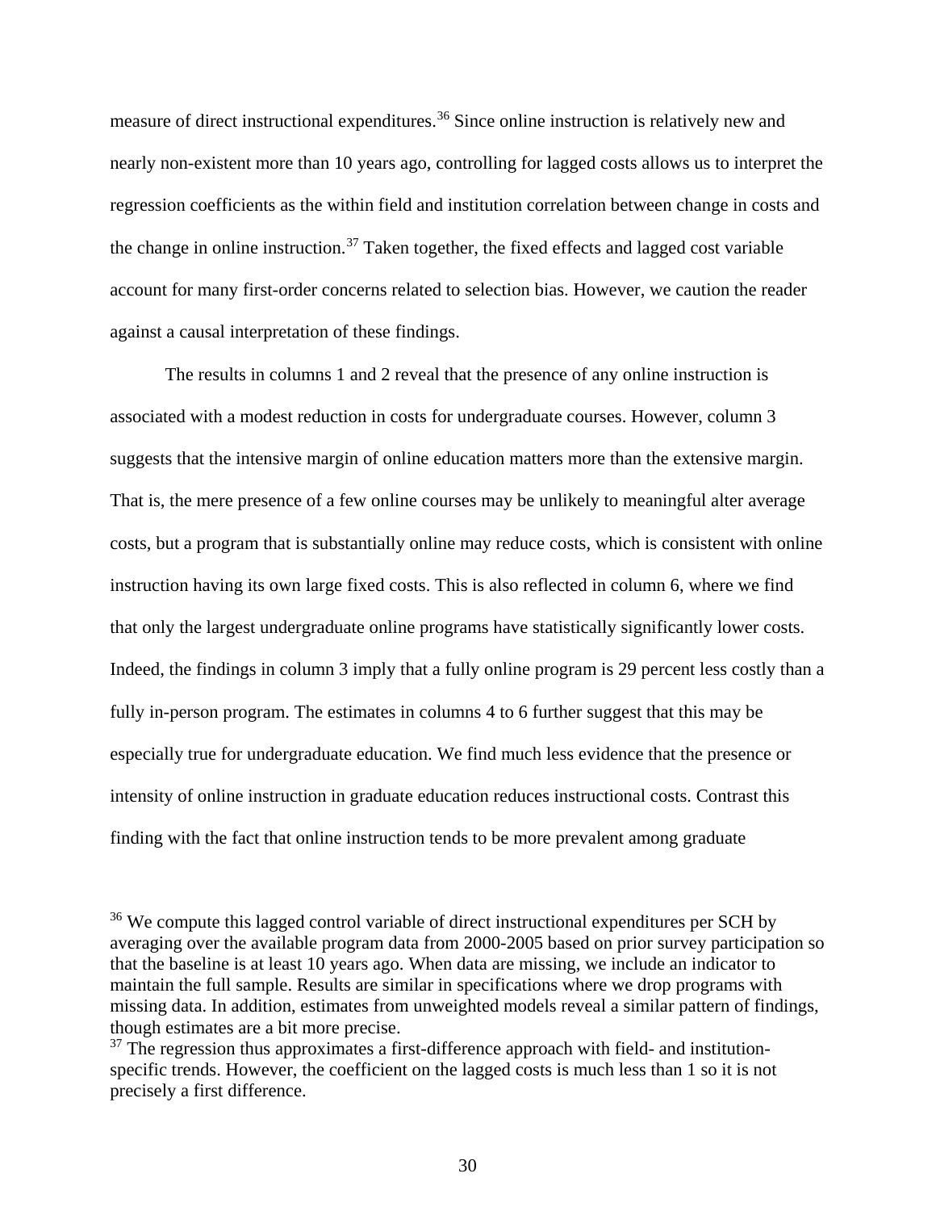measure of direct instructional expenditures.[36] Since online instruction is relatively new and nearly non-existent more than 10 years ago, controlling for lagged costs allows us to interpret the regression coefficients as the within field and institution correlation between change in costs and the change in online instruction.[37] Taken together, the fixed effects and lagged cost variable account for many first-order concerns related to selection bias. However, we caution the reader against a causal interpretation of these findings.

The results in columns 1 and 2 reveal that the presence of any online instruction is associated with a modest reduction in costs for undergraduate courses. However, column 3 suggests that the intensive margin of online education matters more than the extensive margin. That is, the mere presence of a few online courses may be unlikely to meaningful alter average costs, but a program that is substantially online may reduce costs, which is consistent with online instruction having its own large fixed costs. This is also reflected in column 6, where we find that only the largest undergraduate online programs have statistically significantly lower costs. Indeed, the findings in column 3 imply that a fully online program is 29 percent less costly than a fully in-person program. The estimates in columns 4 to 6 further suggest that this may be especially true for undergraduate education. We find much less evidence that the presence or intensity of online instruction in graduate education reduces instructional costs. Contrast this finding with the fact that online instruction tends to be more prevalent among graduate

[36] We compute this lagged control variable of direct instructional expenditures per SCH by averaging over the available program data from 2000-2005 based on prior survey participation so that the baseline is at least 10 years ago. When data are missing, we include an indicator to maintain the full sample. Results are similar in specifications where we drop programs with missing data. In addition, estimates from unweighted models reveal a similar pattern of findings, though estimates are a bit more precise.

[37] The regression thus approximates a first-difference approach with field- and institution-specific trends. However, the coefficient on the lagged costs is much less than 1 so it is not precisely a first difference.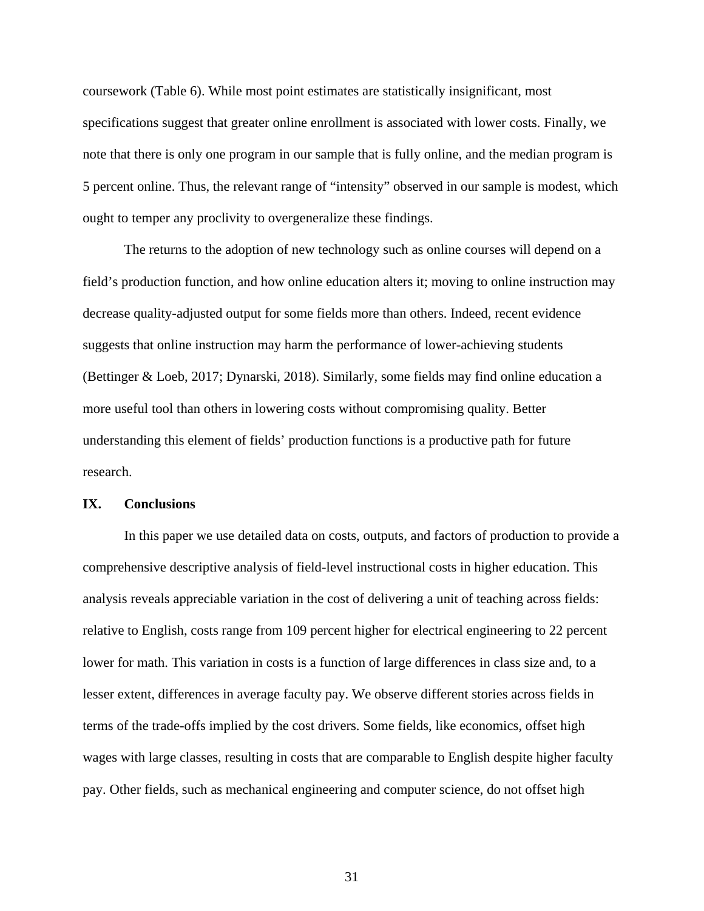coursework (Table 6). While most point estimates are statistically insignificant, most specifications suggest that greater online enrollment is associated with lower costs. Finally, we note that there is only one program in our sample that is fully online, and the median program is 5 percent online. Thus, the relevant range of "intensity" observed in our sample is modest, which ought to temper any proclivity to overgeneralize these findings.

The returns to the adoption of new technology such as online courses will depend on a field's production function, and how online education alters it; moving to online instruction may decrease quality-adjusted output for some fields more than others. Indeed, recent evidence suggests that online instruction may harm the performance of lower-achieving students (Bettinger & Loeb, 2017; Dynarski, 2018). Similarly, some fields may find online education a more useful tool than others in lowering costs without compromising quality. Better understanding this element of fields' production functions is a productive path for future research.

## IX. Conclusions

In this paper we use detailed data on costs, outputs, and factors of production to provide a comprehensive descriptive analysis of field-level instructional costs in higher education. This analysis reveals appreciable variation in the cost of delivering a unit of teaching across fields: relative to English, costs range from 109 percent higher for electrical engineering to 22 percent lower for math. This variation in costs is a function of large differences in class size and, to a lesser extent, differences in average faculty pay. We observe different stories across fields in terms of the trade-offs implied by the cost drivers. Some fields, like economics, offset high wages with large classes, resulting in costs that are comparable to English despite higher faculty pay. Other fields, such as mechanical engineering and computer science, do not offset high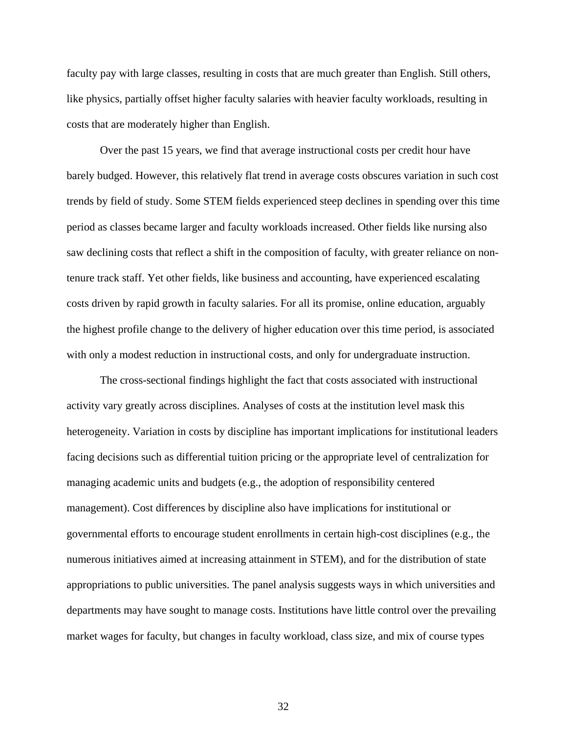faculty pay with large classes, resulting in costs that are much greater than English. Still others, like physics, partially offset higher faculty salaries with heavier faculty workloads, resulting in costs that are moderately higher than English.

Over the past 15 years, we find that average instructional costs per credit hour have barely budged. However, this relatively flat trend in average costs obscures variation in such cost trends by field of study. Some STEM fields experienced steep declines in spending over this time period as classes became larger and faculty workloads increased. Other fields like nursing also saw declining costs that reflect a shift in the composition of faculty, with greater reliance on non-tenure track staff. Yet other fields, like business and accounting, have experienced escalating costs driven by rapid growth in faculty salaries. For all its promise, online education, arguably the highest profile change to the delivery of higher education over this time period, is associated with only a modest reduction in instructional costs, and only for undergraduate instruction.

The cross-sectional findings highlight the fact that costs associated with instructional activity vary greatly across disciplines. Analyses of costs at the institution level mask this heterogeneity. Variation in costs by discipline has important implications for institutional leaders facing decisions such as differential tuition pricing or the appropriate level of centralization for managing academic units and budgets (e.g., the adoption of responsibility centered management). Cost differences by discipline also have implications for institutional or governmental efforts to encourage student enrollments in certain high-cost disciplines (e.g., the numerous initiatives aimed at increasing attainment in STEM), and for the distribution of state appropriations to public universities. The panel analysis suggests ways in which universities and departments may have sought to manage costs. Institutions have little control over the prevailing market wages for faculty, but changes in faculty workload, class size, and mix of course types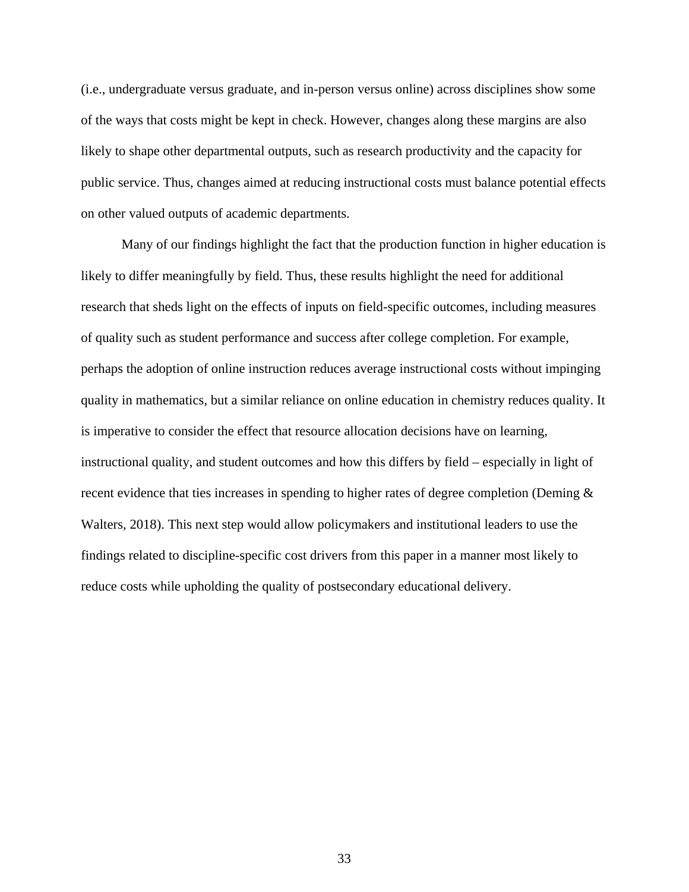(i.e., undergraduate versus graduate, and in-person versus online) across disciplines show some of the ways that costs might be kept in check. However, changes along these margins are also likely to shape other departmental outputs, such as research productivity and the capacity for public service. Thus, changes aimed at reducing instructional costs must balance potential effects on other valued outputs of academic departments.

Many of our findings highlight the fact that the production function in higher education is likely to differ meaningfully by field. Thus, these results highlight the need for additional research that sheds light on the effects of inputs on field-specific outcomes, including measures of quality such as student performance and success after college completion. For example, perhaps the adoption of online instruction reduces average instructional costs without impinging quality in mathematics, but a similar reliance on online education in chemistry reduces quality. It is imperative to consider the effect that resource allocation decisions have on learning, instructional quality, and student outcomes and how this differs by field – especially in light of recent evidence that ties increases in spending to higher rates of degree completion (Deming & Walters, 2018). This next step would allow policymakers and institutional leaders to use the findings related to discipline-specific cost drivers from this paper in a manner most likely to reduce costs while upholding the quality of postsecondary educational delivery.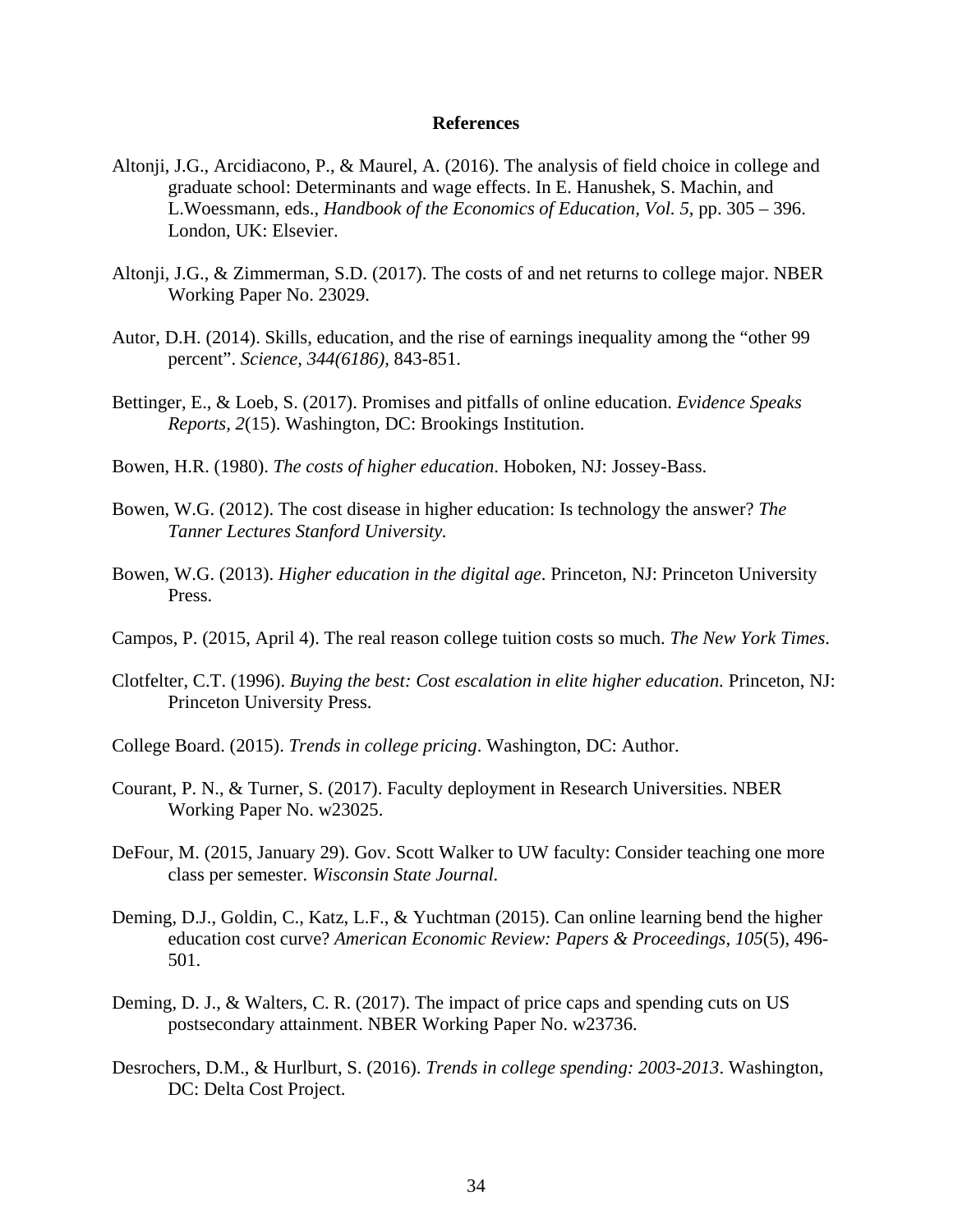# References

Altonji, J.G., Arcidiacono, P., & Maurel, A. (2016). The analysis of field choice in college and graduate school: Determinants and wage effects. In E. Hanushek, S. Machin, and L.Woessmann, eds., *Handbook of the Economics of Education, Vol. 5*, pp. 305 – 396. London, UK: Elsevier.

Altonji, J.G., & Zimmerman, S.D. (2017). The costs of and net returns to college major. NBER Working Paper No. 23029.

Autor, D.H. (2014). Skills, education, and the rise of earnings inequality among the "other 99 percent". *Science, 344(6186),* 843-851.

Bettinger, E., & Loeb, S. (2017). Promises and pitfalls of online education. *Evidence Speaks Reports, 2*(15). Washington, DC: Brookings Institution.

Bowen, H.R. (1980). *The costs of higher education*. Hoboken, NJ: Jossey-Bass.

Bowen, W.G. (2012). The cost disease in higher education: Is technology the answer? *The Tanner Lectures Stanford University.*

Bowen, W.G. (2013). *Higher education in the digital age*. Princeton, NJ: Princeton University Press.

Campos, P. (2015, April 4). The real reason college tuition costs so much. *The New York Times*.

Clotfelter, C.T. (1996). *Buying the best: Cost escalation in elite higher education.* Princeton, NJ: Princeton University Press.

College Board. (2015). *Trends in college pricing*. Washington, DC: Author.

Courant, P. N., & Turner, S. (2017). Faculty deployment in Research Universities. NBER Working Paper No. w23025.

DeFour, M. (2015, January 29). Gov. Scott Walker to UW faculty: Consider teaching one more class per semester. *Wisconsin State Journal.*

Deming, D.J., Goldin, C., Katz, L.F., & Yuchtman (2015). Can online learning bend the higher education cost curve? *American Economic Review: Papers & Proceedings, 105*(5), 496-501.

Deming, D. J., & Walters, C. R. (2017). The impact of price caps and spending cuts on US postsecondary attainment. NBER Working Paper No. w23736.

Desrochers, D.M., & Hurlburt, S. (2016). *Trends in college spending: 2003-2013*. Washington, DC: Delta Cost Project.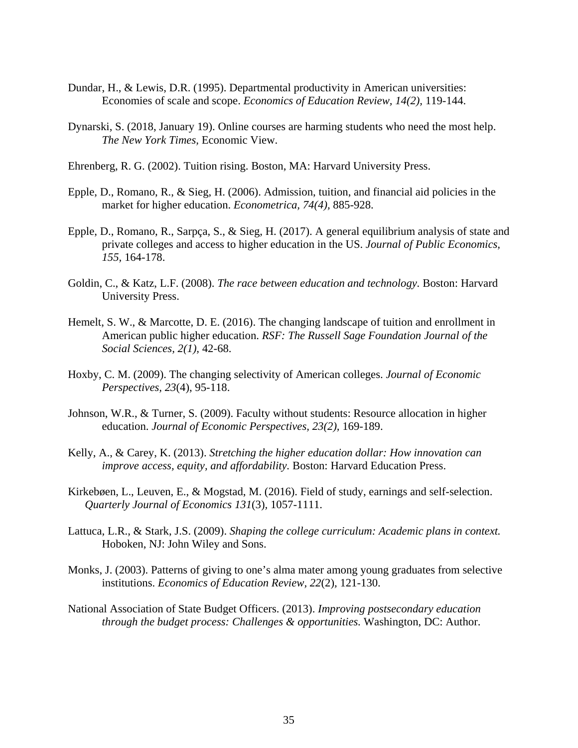Dundar, H., & Lewis, D.R. (1995). Departmental productivity in American universities: Economies of scale and scope. *Economics of Education Review, 14(2),* 119-144.

Dynarski, S. (2018, January 19). Online courses are harming students who need the most help. *The New York Times,* Economic View.

Ehrenberg, R. G. (2002). Tuition rising. Boston, MA: Harvard University Press.

Epple, D., Romano, R., & Sieg, H. (2006). Admission, tuition, and financial aid policies in the market for higher education. *Econometrica, 74(4),* 885-928.

Epple, D., Romano, R., Sarpça, S., & Sieg, H. (2017). A general equilibrium analysis of state and private colleges and access to higher education in the US. *Journal of Public Economics, 155,* 164-178.

Goldin, C., & Katz, L.F. (2008). *The race between education and technology.* Boston: Harvard University Press.

Hemelt, S. W., & Marcotte, D. E. (2016). The changing landscape of tuition and enrollment in American public higher education. *RSF: The Russell Sage Foundation Journal of the Social Sciences, 2(1),* 42-68.

Hoxby, C. M. (2009). The changing selectivity of American colleges. *Journal of Economic Perspectives, 23*(4), 95-118.

Johnson, W.R., & Turner, S. (2009). Faculty without students: Resource allocation in higher education. *Journal of Economic Perspectives, 23(2),* 169-189.

Kelly, A., & Carey, K. (2013). *Stretching the higher education dollar: How innovation can improve access, equity, and affordability.* Boston: Harvard Education Press.

Kirkebøen, L., Leuven, E., & Mogstad, M. (2016). Field of study, earnings and self-selection. *Quarterly Journal of Economics 131*(3), 1057-1111.

Lattuca, L.R., & Stark, J.S. (2009). *Shaping the college curriculum: Academic plans in context.* Hoboken, NJ: John Wiley and Sons.

Monks, J. (2003). Patterns of giving to one's alma mater among young graduates from selective institutions. *Economics of Education Review, 22*(2), 121-130.

National Association of State Budget Officers. (2013). *Improving postsecondary education through the budget process: Challenges & opportunities.* Washington, DC: Author.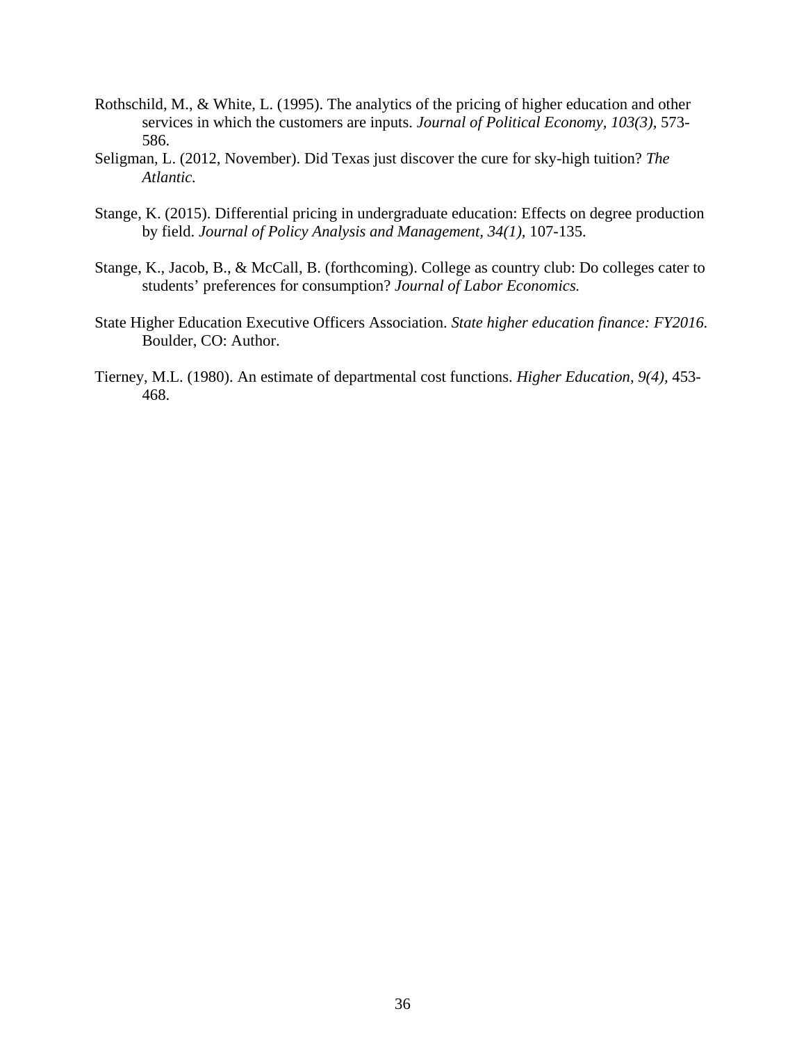Rothschild, M., & White, L. (1995). The analytics of the pricing of higher education and other services in which the customers are inputs. *Journal of Political Economy, 103(3),* 573-586.

Seligman, L. (2012, November). Did Texas just discover the cure for sky-high tuition? *The Atlantic*.

Stange, K. (2015). Differential pricing in undergraduate education: Effects on degree production by field. *Journal of Policy Analysis and Management, 34(1),* 107-135.

Stange, K., Jacob, B., & McCall, B. (forthcoming). College as country club: Do colleges cater to students' preferences for consumption? *Journal of Labor Economics.*

State Higher Education Executive Officers Association. *State higher education finance: FY2016.* Boulder, CO: Author.

Tierney, M.L. (1980). An estimate of departmental cost functions. *Higher Education, 9(4),* 453-468.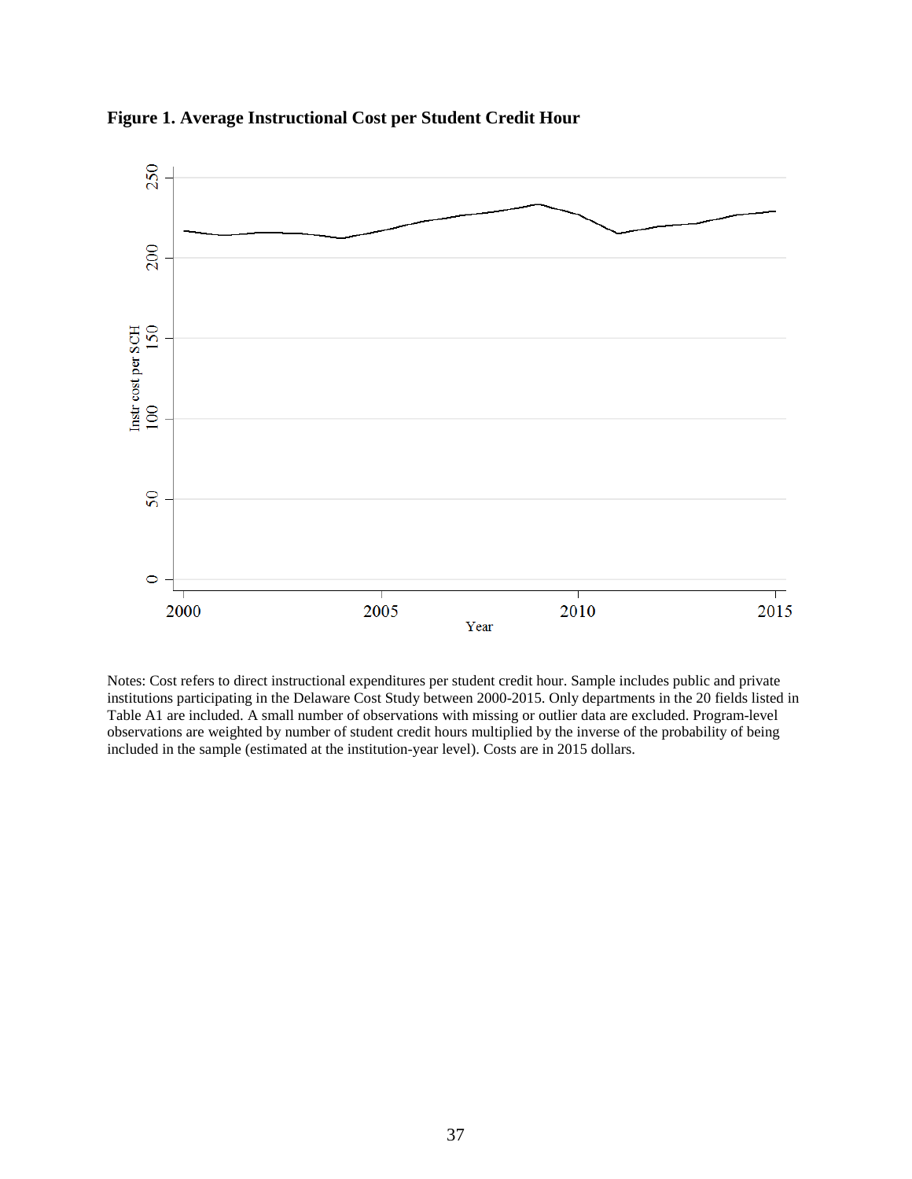**Figure 1. Average Instructional Cost per Student Credit Hour**

Notes: Cost refers to direct instructional expenditures per student credit hour. Sample includes public and private institutions participating in the Delaware Cost Study between 2000-2015. Only departments in the 20 fields listed in Table A1 are included. A small number of observations with missing or outlier data are excluded. Program-level observations are weighted by number of student credit hours multiplied by the inverse of the probability of being included in the sample (estimated at the institution-year level). Costs are in 2015 dollars.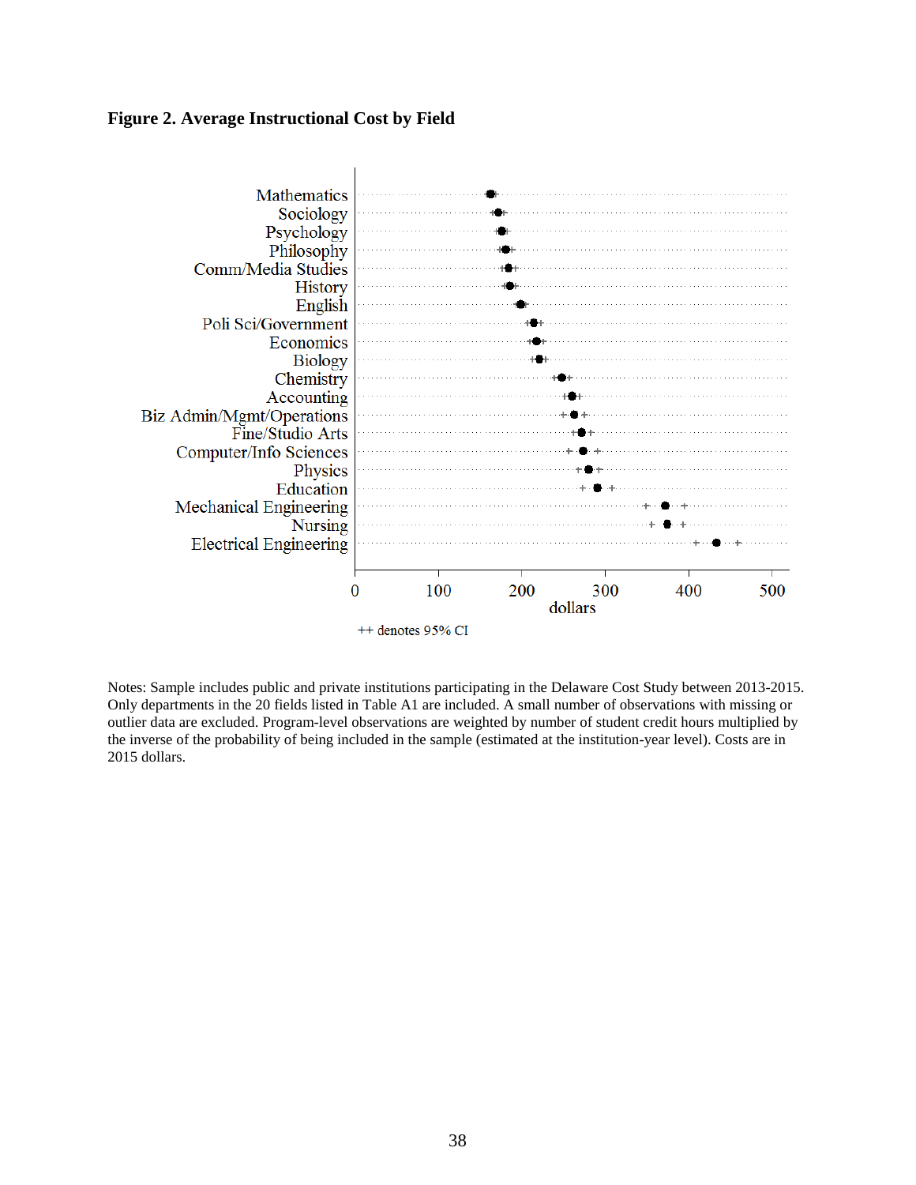**Figure 2. Average Instructional Cost by Field**

Mathematics
Sociology
Psychology
Philosophy
Comm/Media Studies
History
English
Poli Sci/Government
Economics
Biology
Chemistry
Accounting
Biz Admin/Mgmt/Operations
Fine/Studio Arts
Computer/Info Sciences
Physics
Education
Mechanical Engineering
Nursing
Electrical Engineering

0 100 200 300 400 500
dollars

++ denotes 95% CI

Notes: Sample includes public and private institutions participating in the Delaware Cost Study between 2013-2015. Only departments in the 20 fields listed in Table A1 are included. A small number of observations with missing or outlier data are excluded. Program-level observations are weighted by number of student credit hours multiplied by the inverse of the probability of being included in the sample (estimated at the institution-year level). Costs are in 2015 dollars.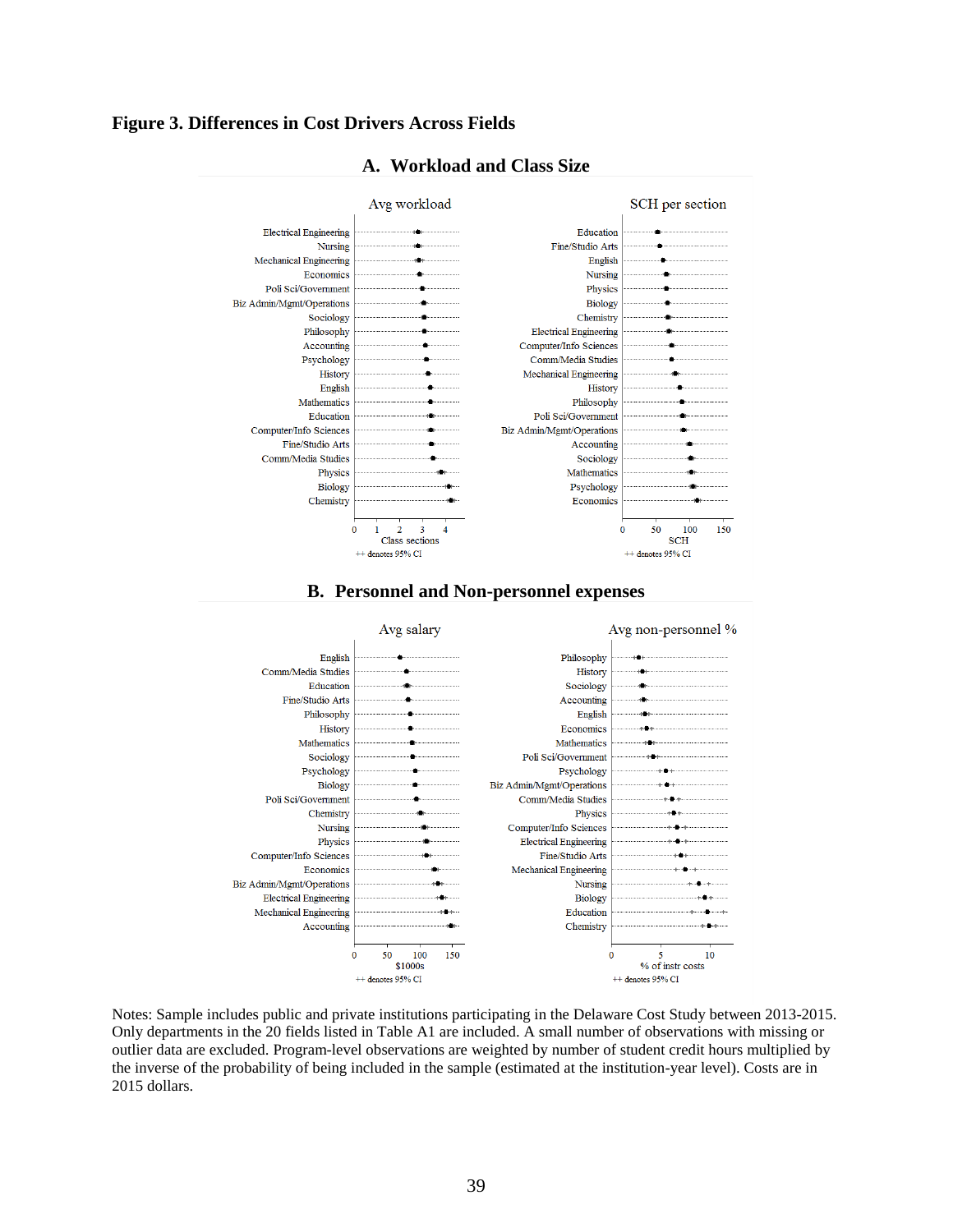**Figure 3. Differences in Cost Drivers Across Fields**

**A. Workload and Class Size**

Avg workload

Electrical Engineering
Nursing
Mechanical Engineering
Economics
Poli Sci/Government
Biz Admin/Mgmt/Operations
Sociology
Philosophy
Accounting
Psychology
History
English
Mathematics
Education
Computer/Info Sciences
Fine/Studio Arts
Comm/Media Studies
Physics
Biology
Chemistry

0 1 2 3 4
Class sections
++ denotes 95% CI

SCH per section

Education
Fine/Studio Arts
English
Nursing
Physics
Biology
Chemistry
Electrical Engineering
Computer/Info Sciences
Comm/Media Studies
Mechanical Engineering
History
Philosophy
Poli Sci/Government
Biz Admin/Mgmt/Operations
Accounting
Sociology
Mathematics
Psychology
Economics

0 50 100 150
SCH
++ denotes 95% CI

**B. Personnel and Non-personnel expenses**

Avg salary

English
Comm/Media Studies
Education
Fine/Studio Arts
Philosophy
History
Mathematics
Sociology
Psychology
Biology
Poli Sci/Government
Chemistry
Nursing
Physics
Computer/Info Sciences
Economics
Biz Admin/Mgmt/Operations
Electrical Engineering
Mechanical Engineering
Accounting

0 50 100 150
$1000s
++ denotes 95% CI

Avg non-personnel %

Philosophy
History
Sociology
Accounting
English
Economics
Mathematics
Poli Sci/Government
Psychology
Biz Admin/Mgmt/Operations
Comm/Media Studies
Physics
Computer/Info Sciences
Electrical Engineering
Fine/Studio Arts
Mechanical Engineering
Nursing
Biology
Education
Chemistry

0 5 10
% of instr costs
++ denotes 95% CI

Notes: Sample includes public and private institutions participating in the Delaware Cost Study between 2013-2015. Only departments in the 20 fields listed in Table A1 are included. A small number of observations with missing or outlier data are excluded. Program-level observations are weighted by number of student credit hours multiplied by the inverse of the probability of being included in the sample (estimated at the institution-year level). Costs are in 2015 dollars.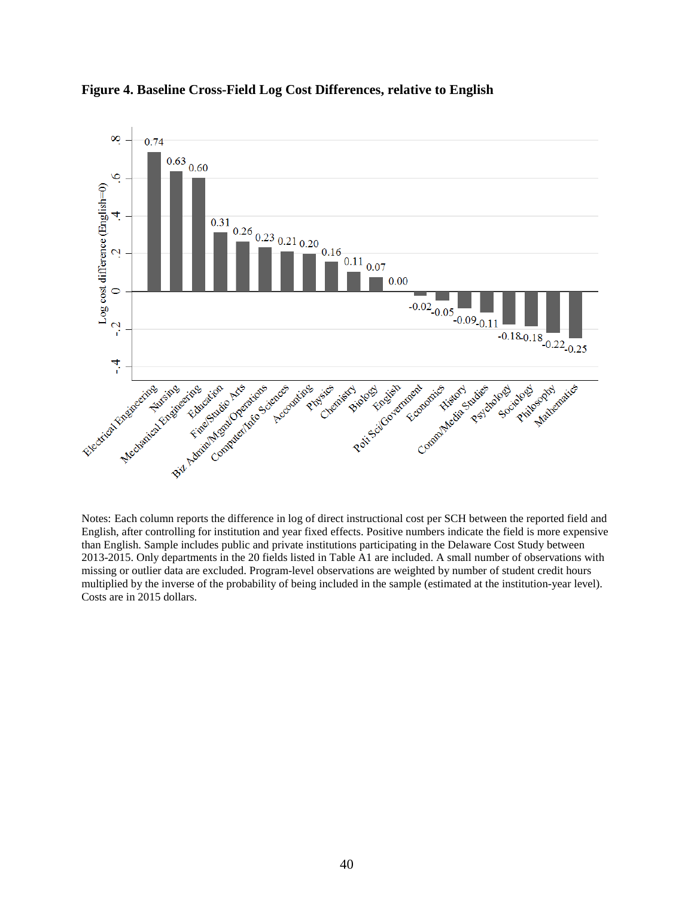**Figure 4. Baseline Cross-Field Log Cost Differences, relative to English**

| Field | Log cost difference (English=0) |
|---|---|
| Electrical Engineering | 0.74 |
| Nursing | 0.63 |
| Mechanical Engineering | 0.60 |
| Education | 0.31 |
| Fine/Studio Arts | 0.26 |
| Biz Admin/Mgmt/Operations | 0.23 |
| Computer/Info Sciences | 0.21 |
| Accounting | 0.20 |
| Physics | 0.16 |
| Chemistry | 0.11 |
| Biology | 0.07 |
| English | 0.00 |
| Poli Sci/Government | -0.02 |
| Economics | -0.05 |
| History | -0.09 |
| Comm/Media Studies | -0.11 |
| Psychology | -0.18 |
| Sociology | -0.18 |
| Philosophy | -0.22 |
| Mathematics | -0.25 |

Notes: Each column reports the difference in log of direct instructional cost per SCH between the reported field and English, after controlling for institution and year fixed effects. Positive numbers indicate the field is more expensive than English. Sample includes public and private institutions participating in the Delaware Cost Study between 2013-2015. Only departments in the 20 fields listed in Table A1 are included. A small number of observations with missing or outlier data are excluded. Program-level observations are weighted by number of student credit hours multiplied by the inverse of the probability of being included in the sample (estimated at the institution-year level). Costs are in 2015 dollars.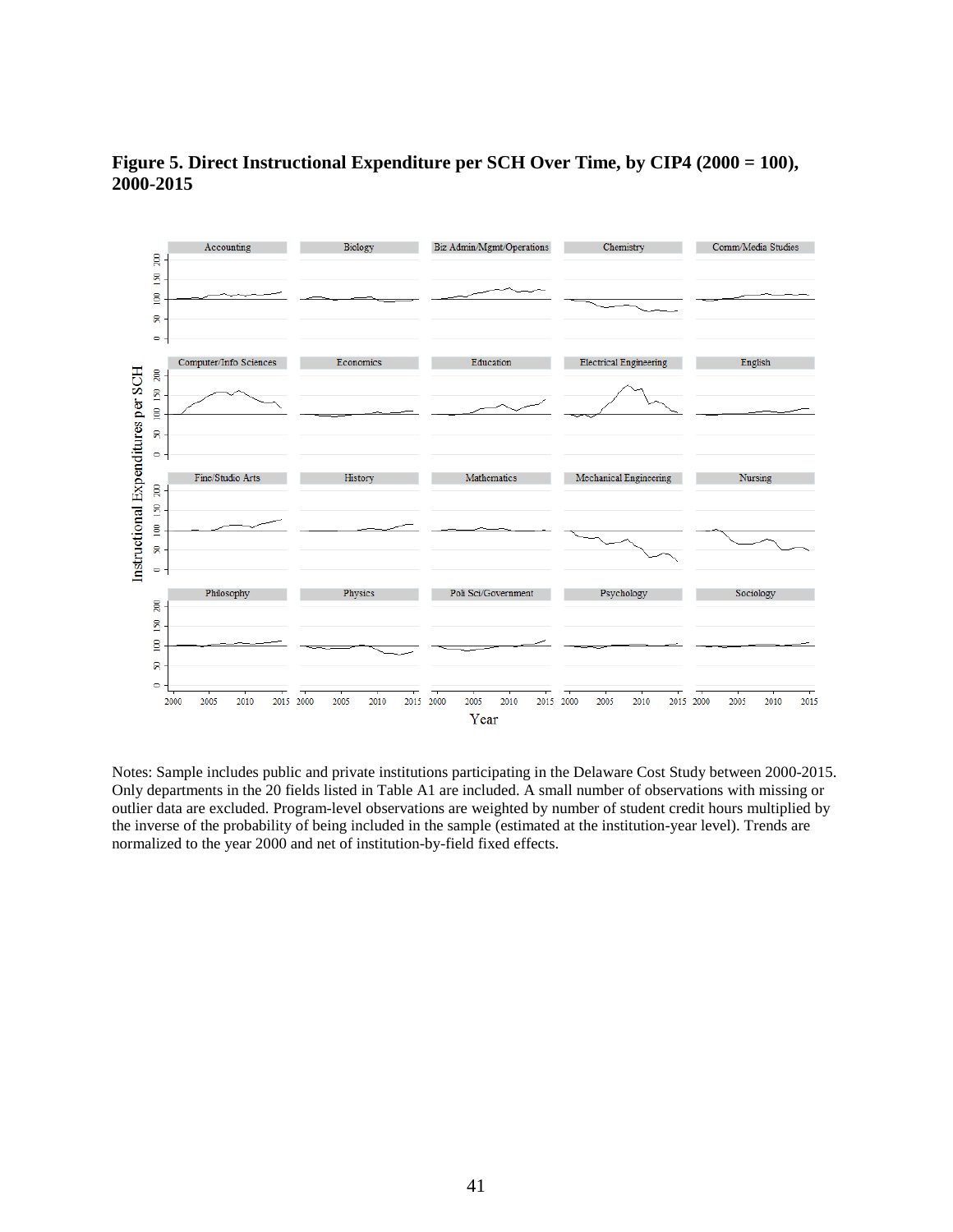**Figure 5. Direct Instructional Expenditure per SCH Over Time, by CIP4 (2000 = 100), 2000-2015**

Notes: Sample includes public and private institutions participating in the Delaware Cost Study between 2000-2015. Only departments in the 20 fields listed in Table A1 are included. A small number of observations with missing or outlier data are excluded. Program-level observations are weighted by number of student credit hours multiplied by the inverse of the probability of being included in the sample (estimated at the institution-year level). Trends are normalized to the year 2000 and net of institution-by-field fixed effects.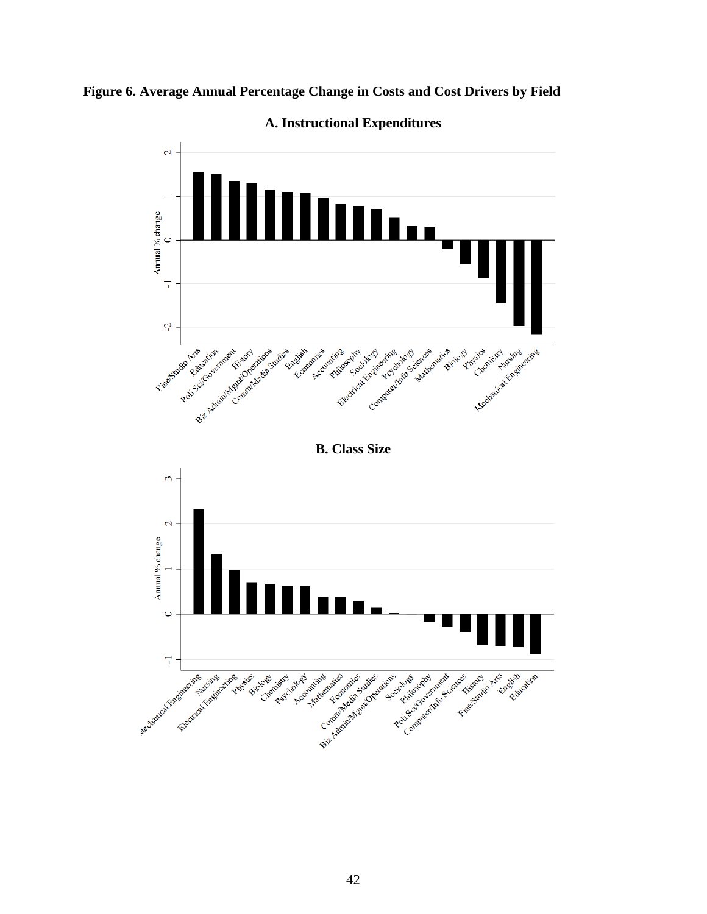**Figure 6. Average Annual Percentage Change in Costs and Cost Drivers by Field**

**A. Instructional Expenditures**

**B. Class Size**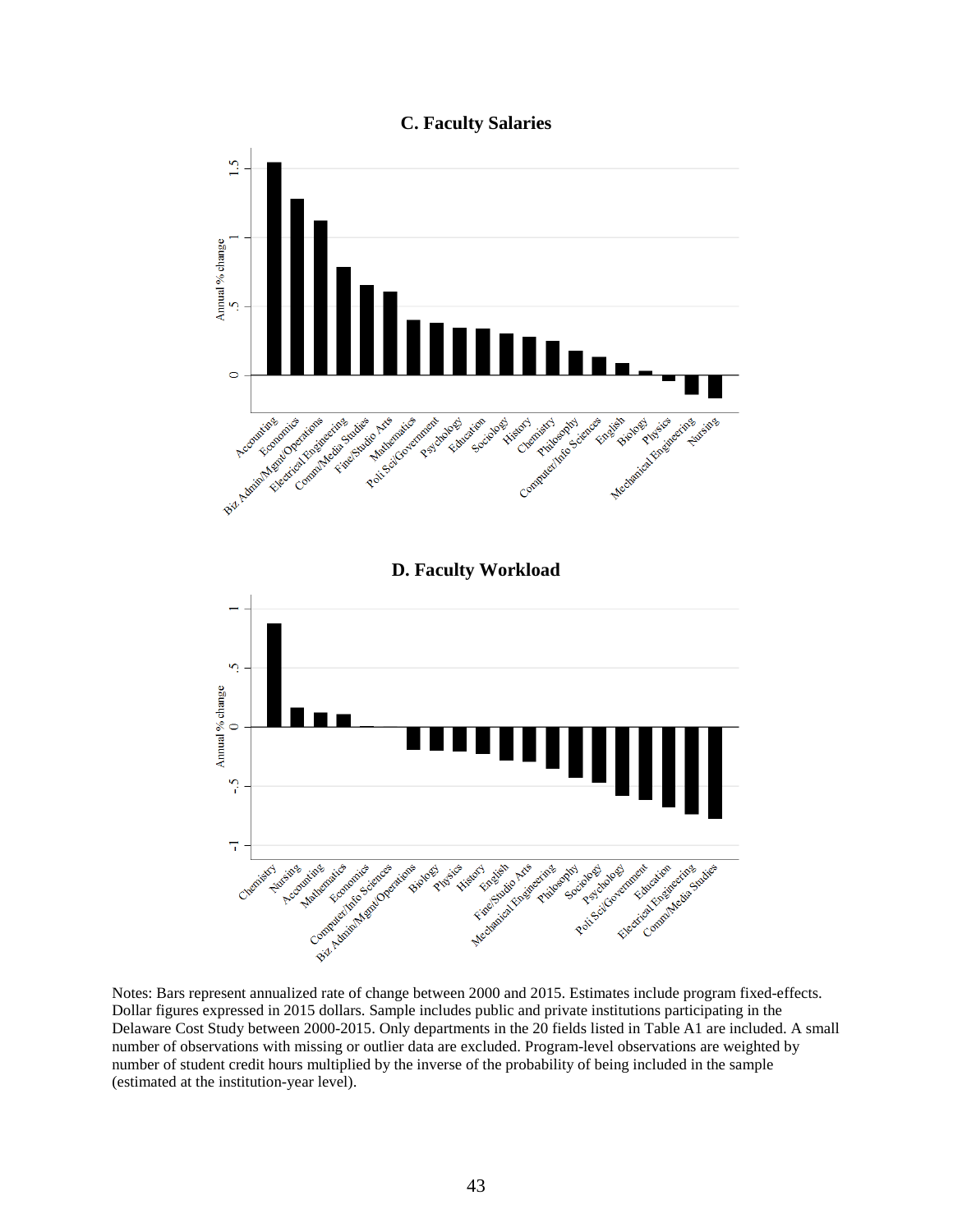**C. Faculty Salaries**

**D. Faculty Workload**

Notes: Bars represent annualized rate of change between 2000 and 2015. Estimates include program fixed-effects. Dollar figures expressed in 2015 dollars. Sample includes public and private institutions participating in the Delaware Cost Study between 2000-2015. Only departments in the 20 fields listed in Table A1 are included. A small number of observations with missing or outlier data are excluded. Program-level observations are weighted by number of student credit hours multiplied by the inverse of the probability of being included in the sample (estimated at the institution-year level).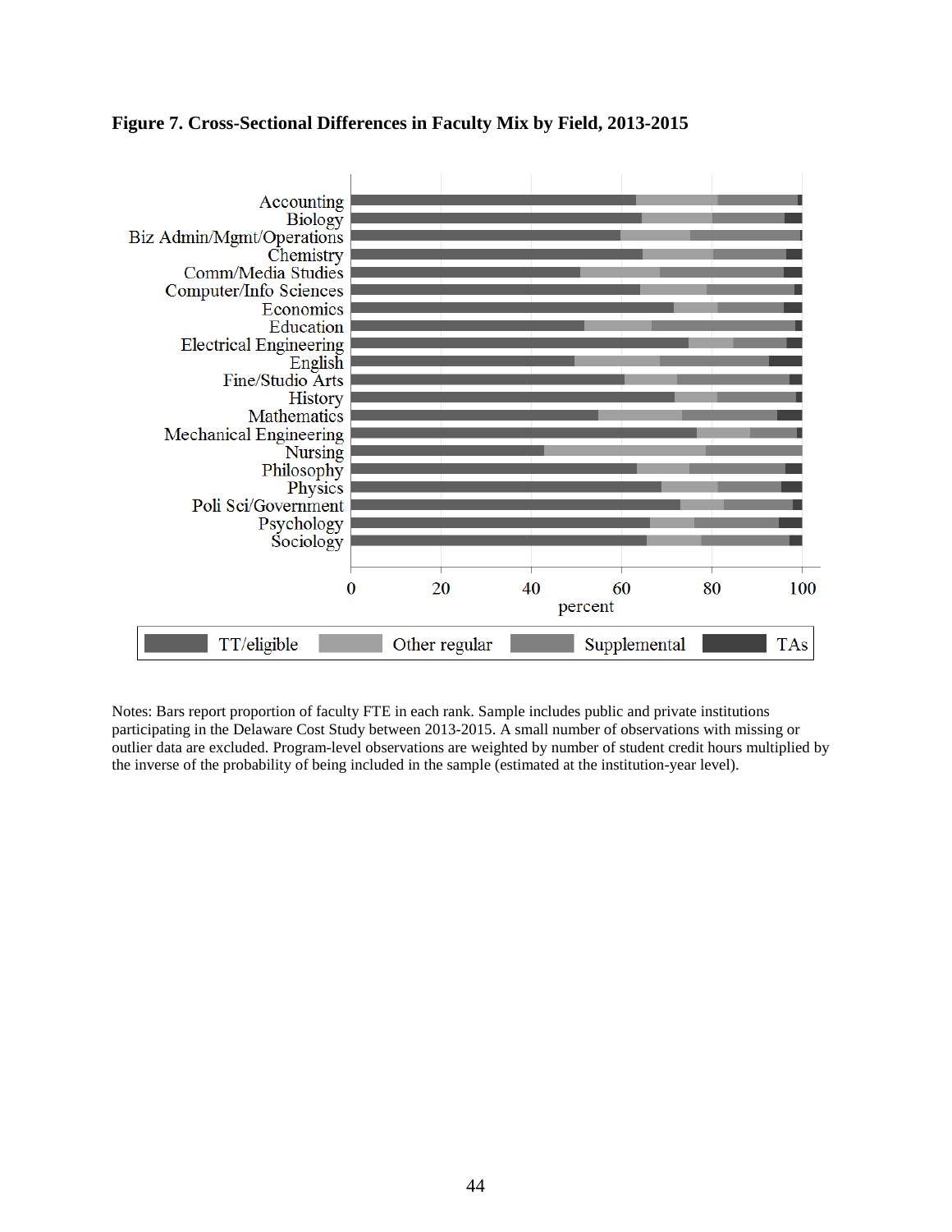**Figure 7. Cross-Sectional Differences in Faculty Mix by Field, 2013-2015**

Notes: Bars report proportion of faculty FTE in each rank. Sample includes public and private institutions participating in the Delaware Cost Study between 2013-2015. A small number of observations with missing or outlier data are excluded. Program-level observations are weighted by number of student credit hours multiplied by the inverse of the probability of being included in the sample (estimated at the institution-year level).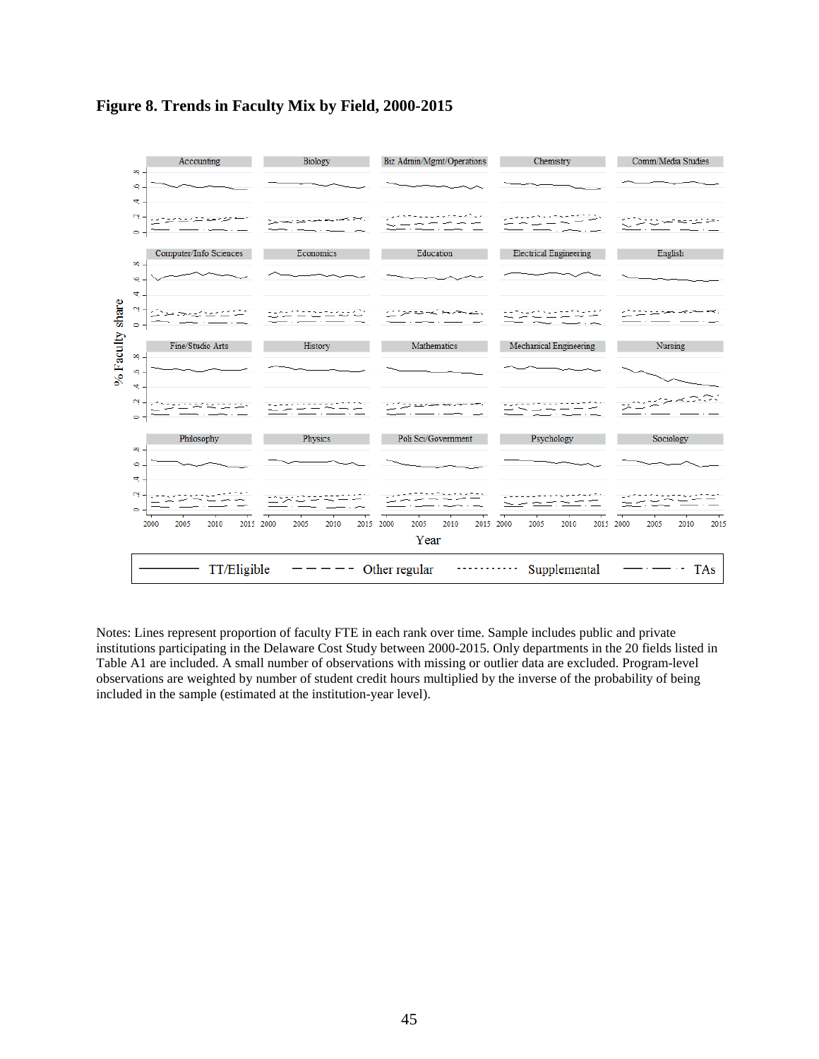**Figure 8. Trends in Faculty Mix by Field, 2000-2015**

Notes: Lines represent proportion of faculty FTE in each rank over time. Sample includes public and private institutions participating in the Delaware Cost Study between 2000-2015. Only departments in the 20 fields listed in Table A1 are included. A small number of observations with missing or outlier data are excluded. Program-level observations are weighted by number of student credit hours multiplied by the inverse of the probability of being included in the sample (estimated at the institution-year level).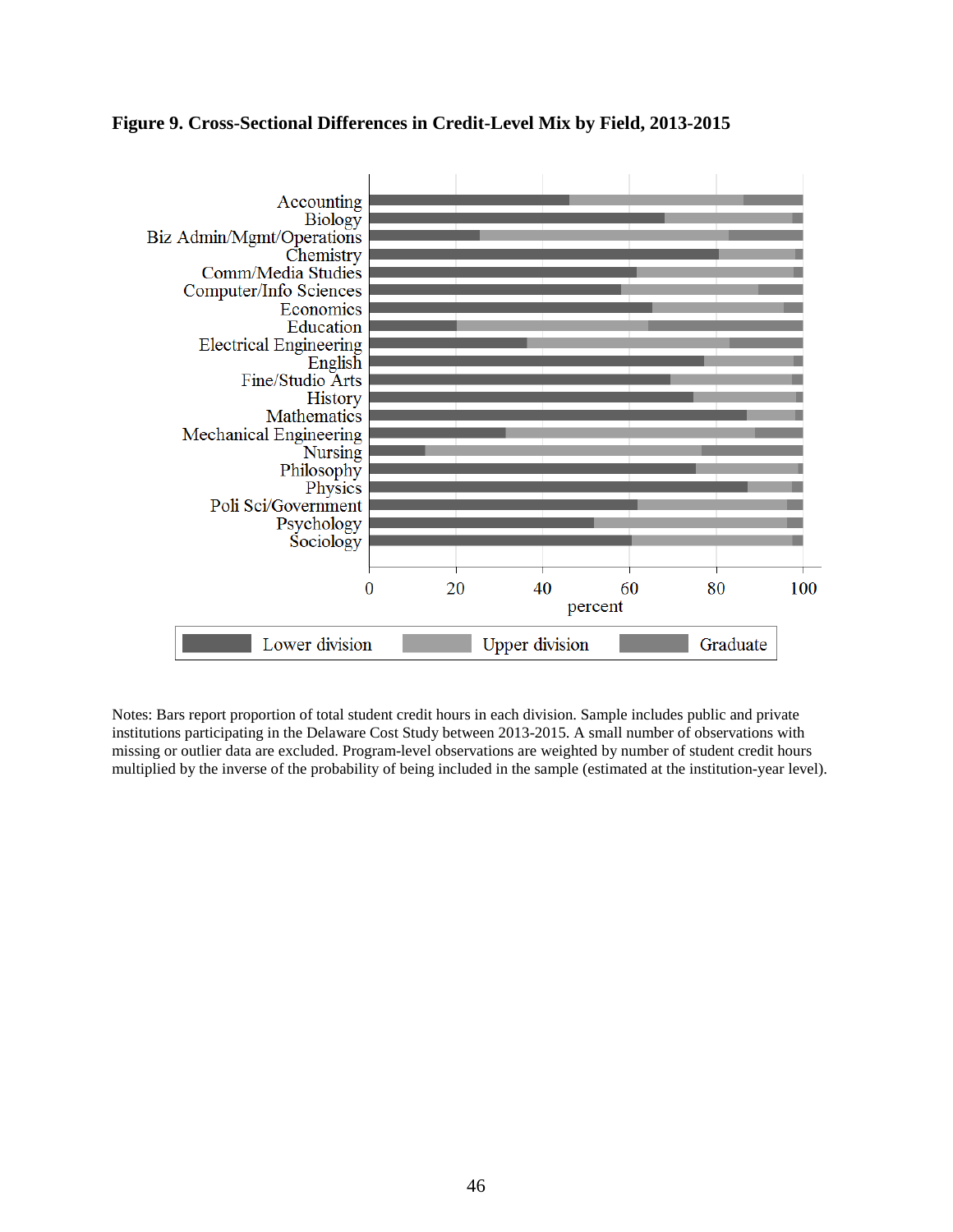**Figure 9. Cross-Sectional Differences in Credit-Level Mix by Field, 2013-2015**

Notes: Bars report proportion of total student credit hours in each division. Sample includes public and private institutions participating in the Delaware Cost Study between 2013-2015. A small number of observations with missing or outlier data are excluded. Program-level observations are weighted by number of student credit hours multiplied by the inverse of the probability of being included in the sample (estimated at the institution-year level).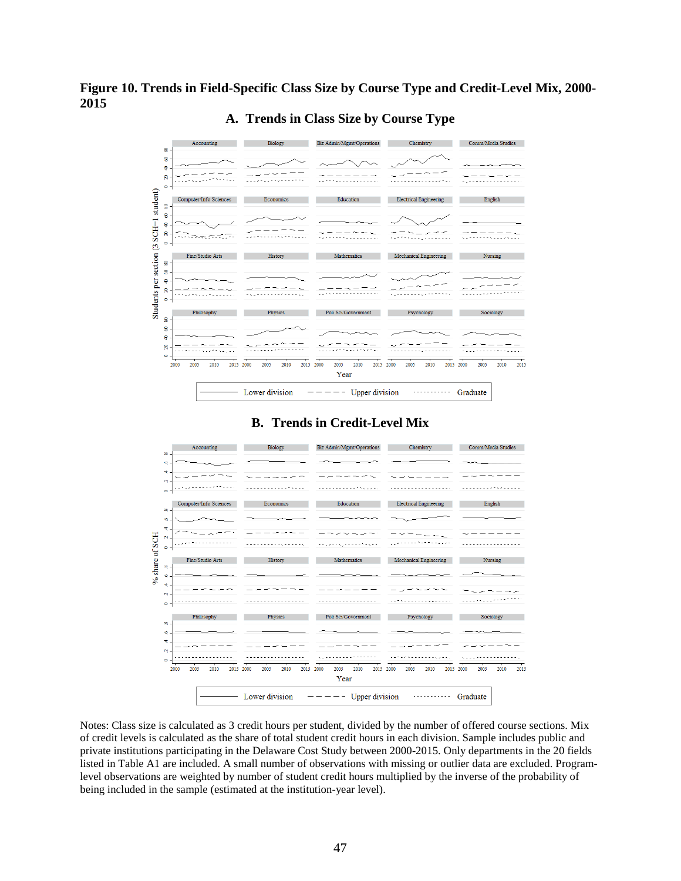**Figure 10. Trends in Field-Specific Class Size by Course Type and Credit-Level Mix, 2000-2015**

### A. Trends in Class Size by Course Type

### B. Trends in Credit-Level Mix

Notes: Class size is calculated as 3 credit hours per student, divided by the number of offered course sections. Mix of credit levels is calculated as the share of total student credit hours in each division. Sample includes public and private institutions participating in the Delaware Cost Study between 2000-2015. Only departments in the 20 fields listed in Table A1 are included. A small number of observations with missing or outlier data are excluded. Program-level observations are weighted by number of student credit hours multiplied by the inverse of the probability of being included in the sample (estimated at the institution-year level).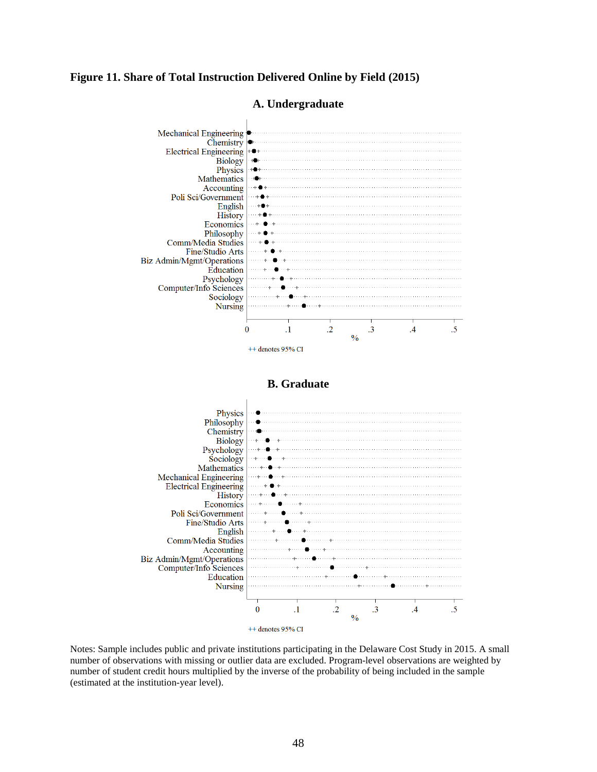**Figure 11. Share of Total Instruction Delivered Online by Field (2015)**

**A. Undergraduate**

Mechanical Engineering
Chemistry
Electrical Engineering
Biology
Physics
Mathematics
Accounting
Poli Sci/Government
English
History
Economics
Philosophy
Comm/Media Studies
Fine/Studio Arts
Biz Admin/Mgmt/Operations
Education
Psychology
Computer/Info Sciences
Sociology
Nursing

0 .1 .2 .3 .4 .5
%

++ denotes 95% CI

**B. Graduate**

Physics
Philosophy
Chemistry
Biology
Psychology
Sociology
Mathematics
Mechanical Engineering
Electrical Engineering
History
Economics
Poli Sci/Government
Fine/Studio Arts
English
Comm/Media Studies
Accounting
Biz Admin/Mgmt/Operations
Computer/Info Sciences
Education
Nursing

0 .1 .2 .3 .4 .5
%

++ denotes 95% CI

Notes: Sample includes public and private institutions participating in the Delaware Cost Study in 2015. A small number of observations with missing or outlier data are excluded. Program-level observations are weighted by number of student credit hours multiplied by the inverse of the probability of being included in the sample (estimated at the institution-year level).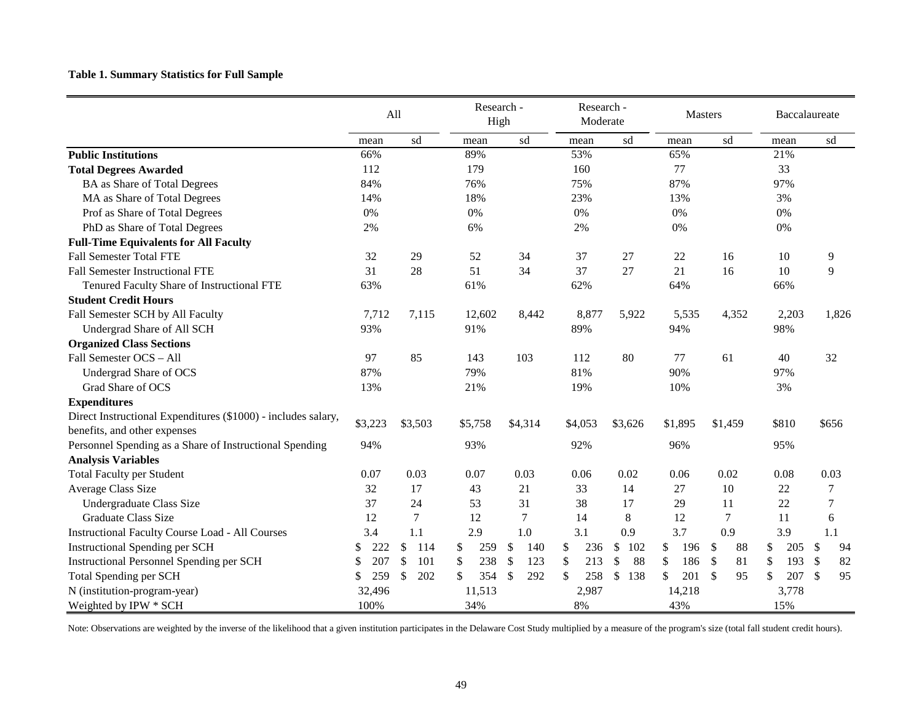**Table 1. Summary Statistics for Full Sample**

| | All | | Research - High | | Research - Moderate | | Masters | | Baccalaureate | |
|---|---|---|---|---|---|---|---|---|---|---|
| | mean | sd | mean | sd | mean | sd | mean | sd | mean | sd |
| **Public Institutions** | 66% | | 89% | | 53% | | 65% | | 21% | |
| **Total Degrees Awarded** | 112 | | 179 | | 160 | | 77 | | 33 | |
| BA as Share of Total Degrees | 84% | | 76% | | 75% | | 87% | | 97% | |
| MA as Share of Total Degrees | 14% | | 18% | | 23% | | 13% | | 3% | |
| Prof as Share of Total Degrees | 0% | | 0% | | 0% | | 0% | | 0% | |
| PhD as Share of Total Degrees | 2% | | 6% | | 2% | | 0% | | 0% | |
| **Full-Time Equivalents for All Faculty** | | | | | | | | | | |
| Fall Semester Total FTE | 32 | 29 | 52 | 34 | 37 | 27 | 22 | 16 | 10 | 9 |
| Fall Semester Instructional FTE | 31 | 28 | 51 | 34 | 37 | 27 | 21 | 16 | 10 | 9 |
| Tenured Faculty Share of Instructional FTE | 63% | | 61% | | 62% | | 64% | | 66% | |
| **Student Credit Hours** | | | | | | | | | | |
| Fall Semester SCH by All Faculty | 7,712 | 7,115 | 12,602 | 8,442 | 8,877 | 5,922 | 5,535 | 4,352 | 2,203 | 1,826 |
| Undergrad Share of All SCH | 93% | | 91% | | 89% | | 94% | | 98% | |
| **Organized Class Sections** | | | | | | | | | | |
| Fall Semester OCS – All | 97 | 85 | 143 | 103 | 112 | 80 | 77 | 61 | 40 | 32 |
| Undergrad Share of OCS | 87% | | 79% | | 81% | | 90% | | 97% | |
| Grad Share of OCS | 13% | | 21% | | 19% | | 10% | | 3% | |
| **Expenditures** | | | | | | | | | | |
| Direct Instructional Expenditures ($1000) - includes salary, benefits, and other expenses | $3,223 | $3,503 | $5,758 | $4,314 | $4,053 | $3,626 | $1,895 | $1,459 | $810 | $656 |
| Personnel Spending as a Share of Instructional Spending | 94% | | 93% | | 92% | | 96% | | 95% | |
| **Analysis Variables** | | | | | | | | | | |
| Total Faculty per Student | 0.07 | 0.03 | 0.07 | 0.03 | 0.06 | 0.02 | 0.06 | 0.02 | 0.08 | 0.03 |
| Average Class Size | 32 | 17 | 43 | 21 | 33 | 14 | 27 | 10 | 22 | 7 |
| Undergraduate Class Size | 37 | 24 | 53 | 31 | 38 | 17 | 29 | 11 | 22 | 7 |
| Graduate Class Size | 12 | 7 | 12 | 7 | 14 | 8 | 12 | 7 | 11 | 6 |
| Instructional Faculty Course Load - All Courses | 3.4 | 1.1 | 2.9 | 1.0 | 3.1 | 0.9 | 3.7 | 0.9 | 3.9 | 1.1 |
| Instructional Spending per SCH | $ 222 | $ 114 | $ 259 | $ 140 | $ 236 | $ 102 | $ 196 | $ 88 | $ 205 | $ 94 |
| Instructional Personnel Spending per SCH | $ 207 | $ 101 | $ 238 | $ 123 | $ 213 | $ 88 | $ 186 | $ 81 | $ 193 | $ 82 |
| Total Spending per SCH | $ 259 | $ 202 | $ 354 | $ 292 | $ 258 | $ 138 | $ 201 | $ 95 | $ 207 | $ 95 |
| N (institution-program-year) | 32,496 | | 11,513 | | 2,987 | | 14,218 | | 3,778 | |
| Weighted by IPW * SCH | 100% | | 34% | | 8% | | 43% | | 15% | |

Note: Observations are weighted by the inverse of the likelihood that a given institution participates in the Delaware Cost Study multiplied by a measure of the program's size (total fall student credit hours).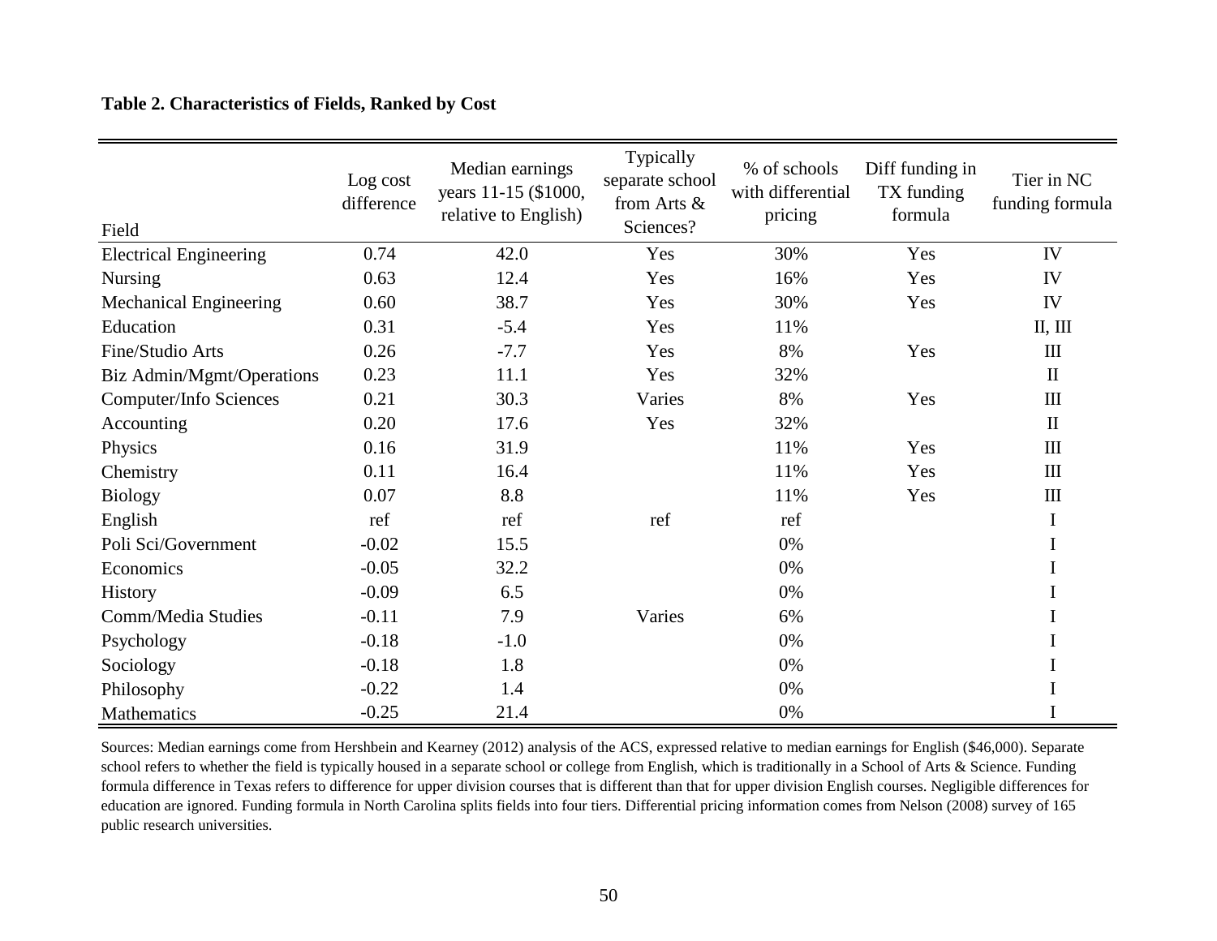**Table 2. Characteristics of Fields, Ranked by Cost**

| Field | Log cost difference | Median earnings years 11-15 ($1000, relative to English) | Typically separate school from Arts & Sciences? | % of schools with differential pricing | Diff funding in TX funding formula | Tier in NC funding formula |
|---|---|---|---|---|---|---|
| Electrical Engineering | 0.74 | 42.0 | Yes | 30% | Yes | IV |
| Nursing | 0.63 | 12.4 | Yes | 16% | Yes | IV |
| Mechanical Engineering | 0.60 | 38.7 | Yes | 30% | Yes | IV |
| Education | 0.31 | -5.4 | Yes | 11% | | II, III |
| Fine/Studio Arts | 0.26 | -7.7 | Yes | 8% | Yes | III |
| Biz Admin/Mgmt/Operations | 0.23 | 11.1 | Yes | 32% | | II |
| Computer/Info Sciences | 0.21 | 30.3 | Varies | 8% | Yes | III |
| Accounting | 0.20 | 17.6 | Yes | 32% | | II |
| Physics | 0.16 | 31.9 | | 11% | Yes | III |
| Chemistry | 0.11 | 16.4 | | 11% | Yes | III |
| Biology | 0.07 | 8.8 | | 11% | Yes | III |
| English | ref | ref | ref | ref | | I |
| Poli Sci/Government | -0.02 | 15.5 | | 0% | | I |
| Economics | -0.05 | 32.2 | | 0% | | I |
| History | -0.09 | 6.5 | | 0% | | I |
| Comm/Media Studies | -0.11 | 7.9 | Varies | 6% | | I |
| Psychology | -0.18 | -1.0 | | 0% | | I |
| Sociology | -0.18 | 1.8 | | 0% | | I |
| Philosophy | -0.22 | 1.4 | | 0% | | I |
| Mathematics | -0.25 | 21.4 | | 0% | | I |

Sources: Median earnings come from Hershbein and Kearney (2012) analysis of the ACS, expressed relative to median earnings for English ($46,000). Separate school refers to whether the field is typically housed in a separate school or college from English, which is traditionally in a School of Arts & Science. Funding formula difference in Texas refers to difference for upper division courses that is different than that for upper division English courses. Negligible differences for education are ignored. Funding formula in North Carolina splits fields into four tiers. Differential pricing information comes from Nelson (2008) survey of 165 public research universities.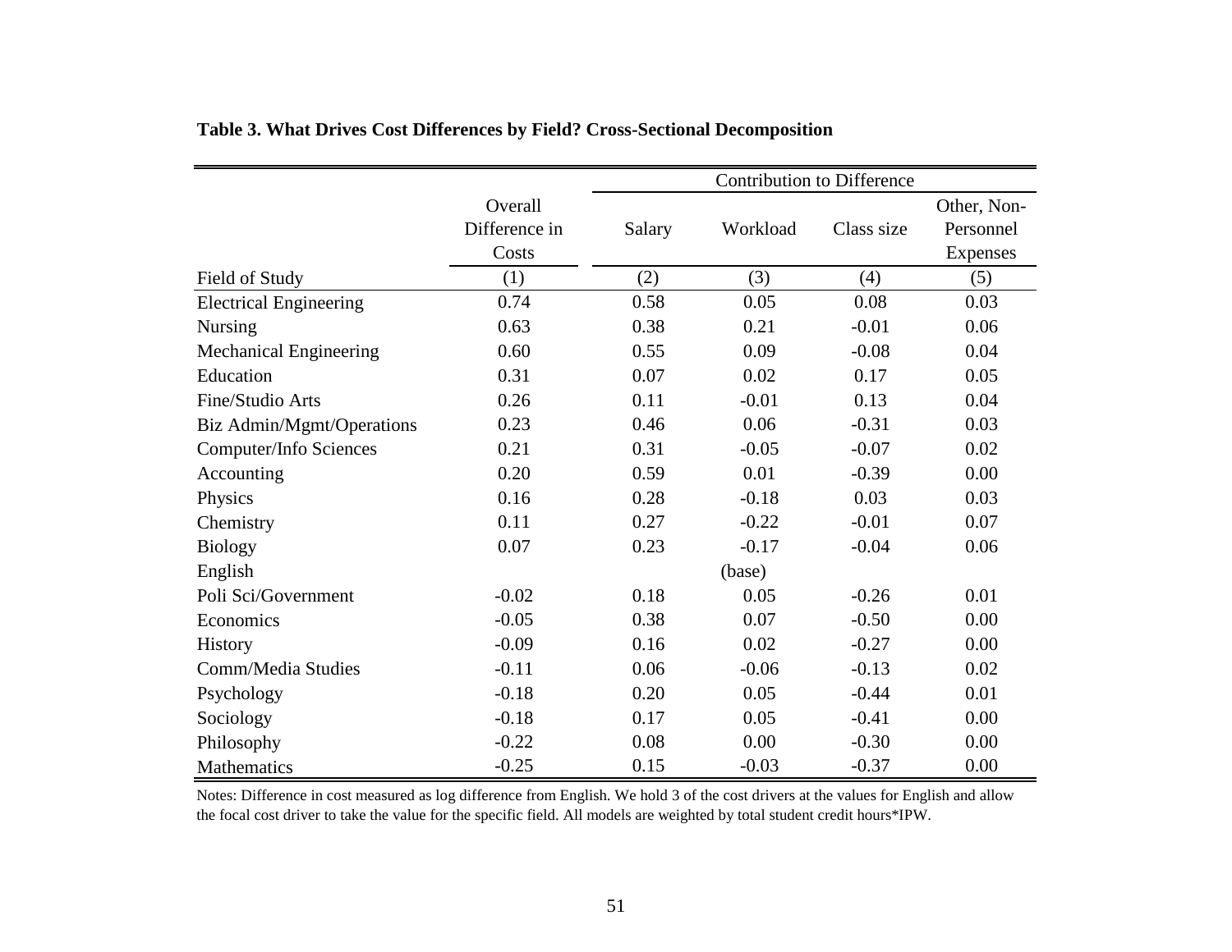**Table 3. What Drives Cost Differences by Field? Cross-Sectional Decomposition**

| | Overall Difference in Costs | Contribution to Difference | | | |
|---|---|---|---|---|---|
| | | Salary | Workload | Class size | Other, Non-Personnel Expenses |
| Field of Study | (1) | (2) | (3) | (4) | (5) |
| Electrical Engineering | 0.74 | 0.58 | 0.05 | 0.08 | 0.03 |
| Nursing | 0.63 | 0.38 | 0.21 | -0.01 | 0.06 |
| Mechanical Engineering | 0.60 | 0.55 | 0.09 | -0.08 | 0.04 |
| Education | 0.31 | 0.07 | 0.02 | 0.17 | 0.05 |
| Fine/Studio Arts | 0.26 | 0.11 | -0.01 | 0.13 | 0.04 |
| Biz Admin/Mgmt/Operations | 0.23 | 0.46 | 0.06 | -0.31 | 0.03 |
| Computer/Info Sciences | 0.21 | 0.31 | -0.05 | -0.07 | 0.02 |
| Accounting | 0.20 | 0.59 | 0.01 | -0.39 | 0.00 |
| Physics | 0.16 | 0.28 | -0.18 | 0.03 | 0.03 |
| Chemistry | 0.11 | 0.27 | -0.22 | -0.01 | 0.07 |
| Biology | 0.07 | 0.23 | -0.17 | -0.04 | 0.06 |
| English | | | (base) | | |
| Poli Sci/Government | -0.02 | 0.18 | 0.05 | -0.26 | 0.01 |
| Economics | -0.05 | 0.38 | 0.07 | -0.50 | 0.00 |
| History | -0.09 | 0.16 | 0.02 | -0.27 | 0.00 |
| Comm/Media Studies | -0.11 | 0.06 | -0.06 | -0.13 | 0.02 |
| Psychology | -0.18 | 0.20 | 0.05 | -0.44 | 0.01 |
| Sociology | -0.18 | 0.17 | 0.05 | -0.41 | 0.00 |
| Philosophy | -0.22 | 0.08 | 0.00 | -0.30 | 0.00 |
| Mathematics | -0.25 | 0.15 | -0.03 | -0.37 | 0.00 |

Notes: Difference in cost measured as log difference from English. We hold 3 of the cost drivers at the values for English and allow the focal cost driver to take the value for the specific field. All models are weighted by total student credit hours*IPW.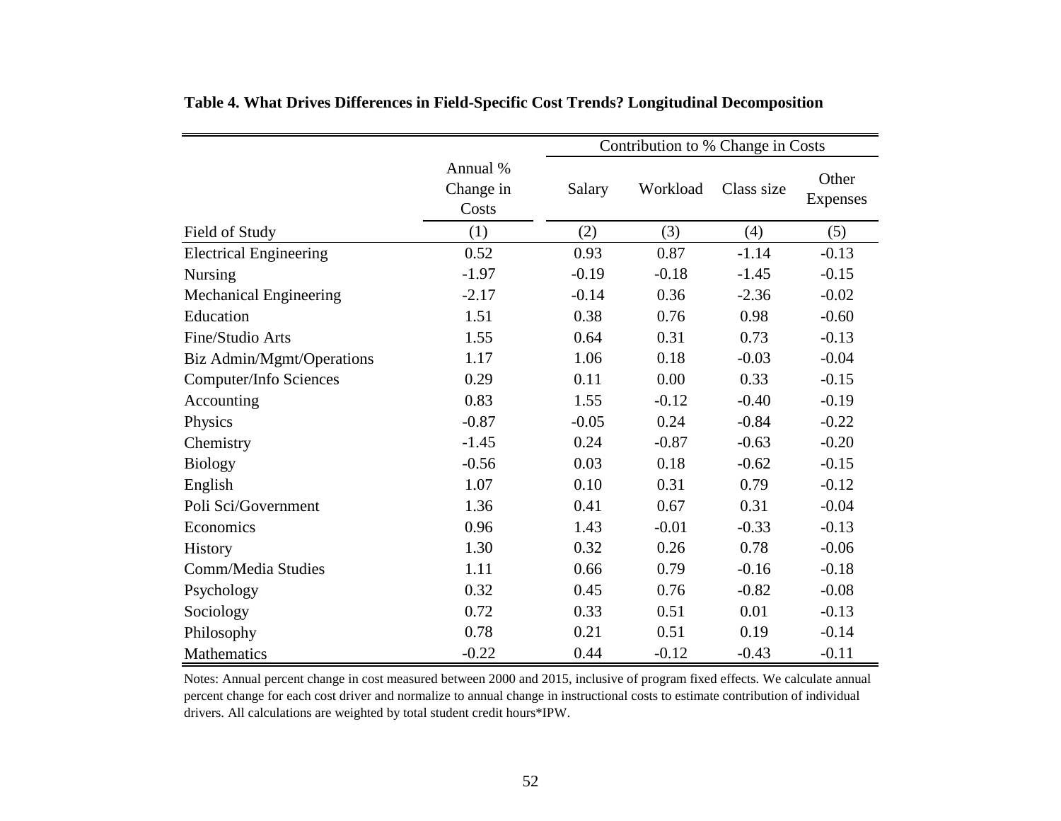**Table 4. What Drives Differences in Field-Specific Cost Trends? Longitudinal Decomposition**

| | | Contribution to % Change in Costs | | | |
|---|---|---|---|---|---|
| | Annual % Change in Costs | Salary | Workload | Class size | Other Expenses |
| Field of Study | (1) | (2) | (3) | (4) | (5) |
| Electrical Engineering | 0.52 | 0.93 | 0.87 | -1.14 | -0.13 |
| Nursing | -1.97 | -0.19 | -0.18 | -1.45 | -0.15 |
| Mechanical Engineering | -2.17 | -0.14 | 0.36 | -2.36 | -0.02 |
| Education | 1.51 | 0.38 | 0.76 | 0.98 | -0.60 |
| Fine/Studio Arts | 1.55 | 0.64 | 0.31 | 0.73 | -0.13 |
| Biz Admin/Mgmt/Operations | 1.17 | 1.06 | 0.18 | -0.03 | -0.04 |
| Computer/Info Sciences | 0.29 | 0.11 | 0.00 | 0.33 | -0.15 |
| Accounting | 0.83 | 1.55 | -0.12 | -0.40 | -0.19 |
| Physics | -0.87 | -0.05 | 0.24 | -0.84 | -0.22 |
| Chemistry | -1.45 | 0.24 | -0.87 | -0.63 | -0.20 |
| Biology | -0.56 | 0.03 | 0.18 | -0.62 | -0.15 |
| English | 1.07 | 0.10 | 0.31 | 0.79 | -0.12 |
| Poli Sci/Government | 1.36 | 0.41 | 0.67 | 0.31 | -0.04 |
| Economics | 0.96 | 1.43 | -0.01 | -0.33 | -0.13 |
| History | 1.30 | 0.32 | 0.26 | 0.78 | -0.06 |
| Comm/Media Studies | 1.11 | 0.66 | 0.79 | -0.16 | -0.18 |
| Psychology | 0.32 | 0.45 | 0.76 | -0.82 | -0.08 |
| Sociology | 0.72 | 0.33 | 0.51 | 0.01 | -0.13 |
| Philosophy | 0.78 | 0.21 | 0.51 | 0.19 | -0.14 |
| Mathematics | -0.22 | 0.44 | -0.12 | -0.43 | -0.11 |

Notes: Annual percent change in cost measured between 2000 and 2015, inclusive of program fixed effects. We calculate annual percent change for each cost driver and normalize to annual change in instructional costs to estimate contribution of individual drivers. All calculations are weighted by total student credit hours*IPW.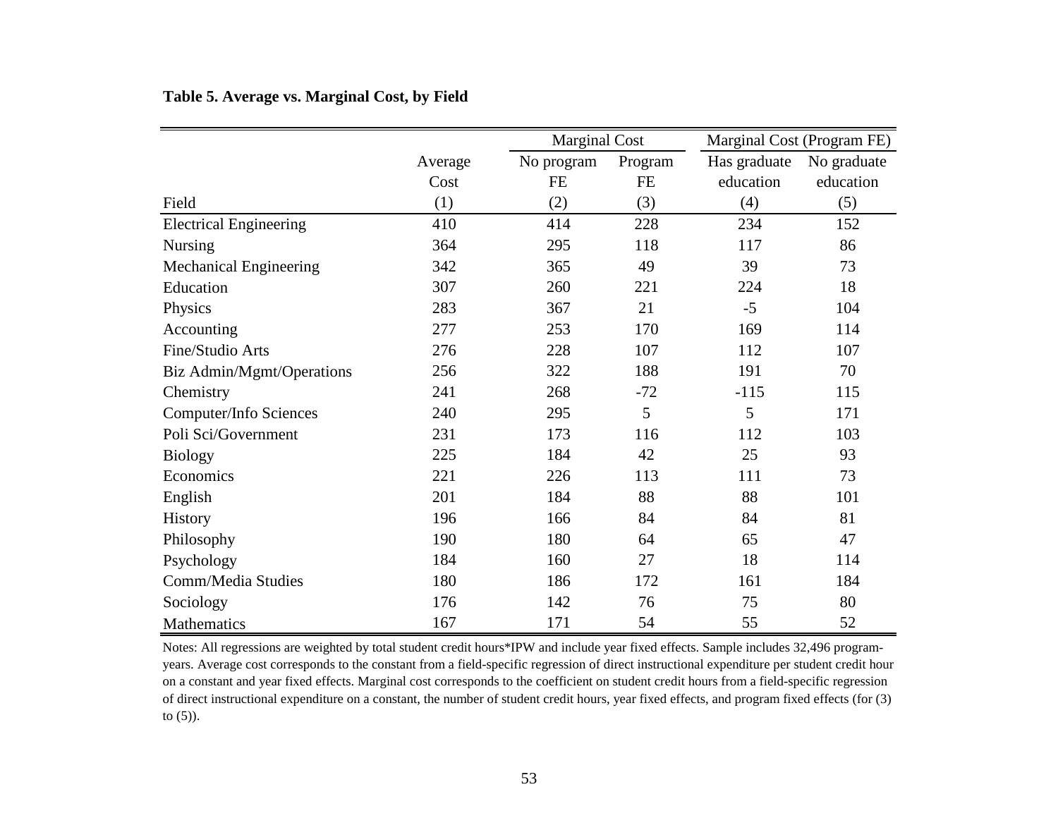**Table 5. Average vs. Marginal Cost, by Field**

| | | Marginal Cost | | Marginal Cost (Program FE) | |
|---|---|---|---|---|---|
| | Average Cost | No program FE | Program FE | Has graduate education | No graduate education |
| Field | (1) | (2) | (3) | (4) | (5) |
| Electrical Engineering | 410 | 414 | 228 | 234 | 152 |
| Nursing | 364 | 295 | 118 | 117 | 86 |
| Mechanical Engineering | 342 | 365 | 49 | 39 | 73 |
| Education | 307 | 260 | 221 | 224 | 18 |
| Physics | 283 | 367 | 21 | -5 | 104 |
| Accounting | 277 | 253 | 170 | 169 | 114 |
| Fine/Studio Arts | 276 | 228 | 107 | 112 | 107 |
| Biz Admin/Mgmt/Operations | 256 | 322 | 188 | 191 | 70 |
| Chemistry | 241 | 268 | -72 | -115 | 115 |
| Computer/Info Sciences | 240 | 295 | 5 | 5 | 171 |
| Poli Sci/Government | 231 | 173 | 116 | 112 | 103 |
| Biology | 225 | 184 | 42 | 25 | 93 |
| Economics | 221 | 226 | 113 | 111 | 73 |
| English | 201 | 184 | 88 | 88 | 101 |
| History | 196 | 166 | 84 | 84 | 81 |
| Philosophy | 190 | 180 | 64 | 65 | 47 |
| Psychology | 184 | 160 | 27 | 18 | 114 |
| Comm/Media Studies | 180 | 186 | 172 | 161 | 184 |
| Sociology | 176 | 142 | 76 | 75 | 80 |
| Mathematics | 167 | 171 | 54 | 55 | 52 |

Notes: All regressions are weighted by total student credit hours*IPW and include year fixed effects. Sample includes 32,496 program-years. Average cost corresponds to the constant from a field-specific regression of direct instructional expenditure per student credit hour on a constant and year fixed effects. Marginal cost corresponds to the coefficient on student credit hours from a field-specific regression of direct instructional expenditure on a constant, the number of student credit hours, year fixed effects, and program fixed effects (for (3) to (5)).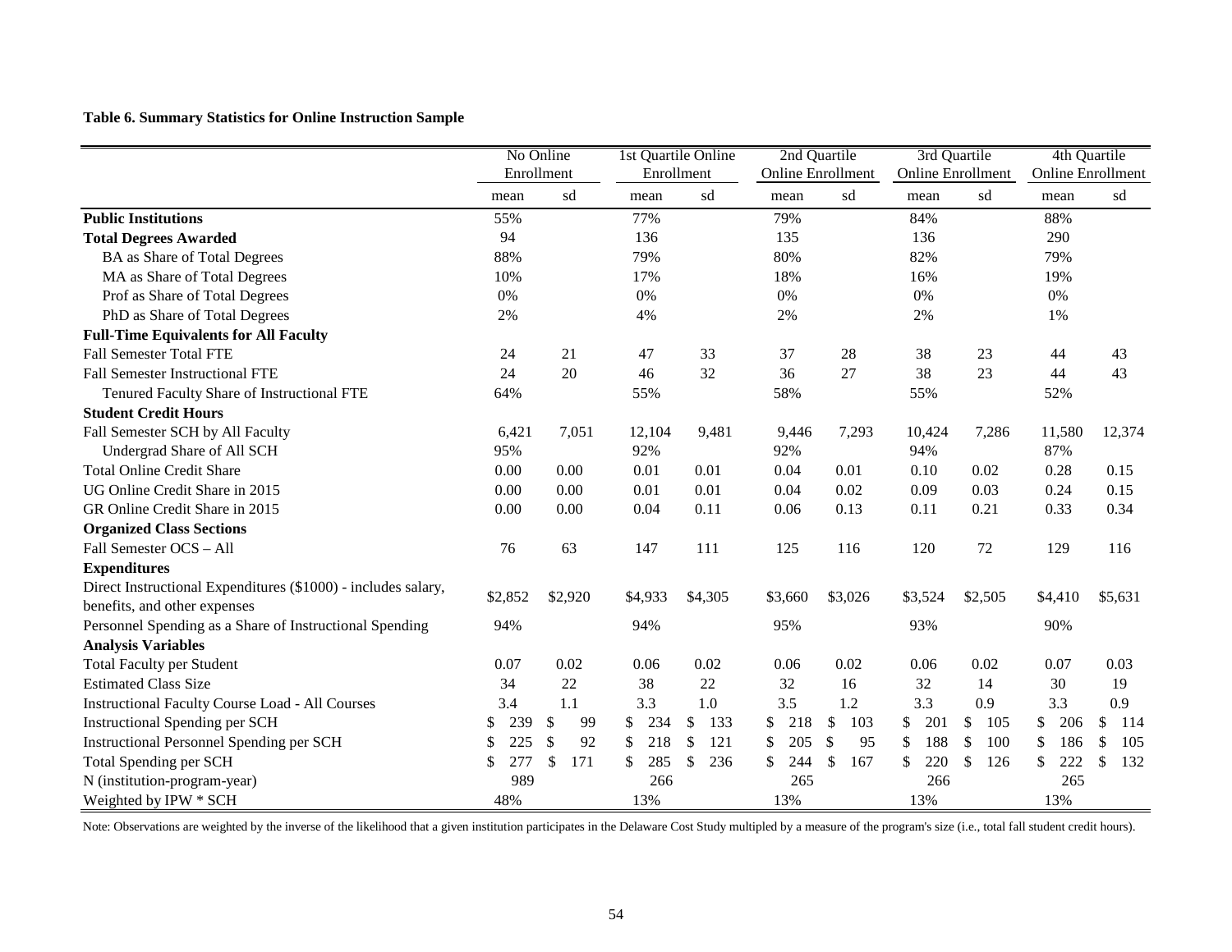**Table 6. Summary Statistics for Online Instruction Sample**

| | No Online Enrollment | | 1st Quartile Online Enrollment | | 2nd Quartile Online Enrollment | | 3rd Quartile Online Enrollment | | 4th Quartile Online Enrollment | |
|---|---|---|---|---|---|---|---|---|---|---|
| | mean | sd | mean | sd | mean | sd | mean | sd | mean | sd |
| **Public Institutions** | 55% | | 77% | | 79% | | 84% | | 88% | |
| **Total Degrees Awarded** | 94 | | 136 | | 135 | | 136 | | 290 | |
| BA as Share of Total Degrees | 88% | | 79% | | 80% | | 82% | | 79% | |
| MA as Share of Total Degrees | 10% | | 17% | | 18% | | 16% | | 19% | |
| Prof as Share of Total Degrees | 0% | | 0% | | 0% | | 0% | | 0% | |
| PhD as Share of Total Degrees | 2% | | 4% | | 2% | | 2% | | 1% | |
| **Full-Time Equivalents for All Faculty** | | | | | | | | | | |
| Fall Semester Total FTE | 24 | 21 | 47 | 33 | 37 | 28 | 38 | 23 | 44 | 43 |
| Fall Semester Instructional FTE | 24 | 20 | 46 | 32 | 36 | 27 | 38 | 23 | 44 | 43 |
| Tenured Faculty Share of Instructional FTE | 64% | | 55% | | 58% | | 55% | | 52% | |
| **Student Credit Hours** | | | | | | | | | | |
| Fall Semester SCH by All Faculty | 6,421 | 7,051 | 12,104 | 9,481 | 9,446 | 7,293 | 10,424 | 7,286 | 11,580 | 12,374 |
| Undergrad Share of All SCH | 95% | | 92% | | 92% | | 94% | | 87% | |
| Total Online Credit Share | 0.00 | 0.00 | 0.01 | 0.01 | 0.04 | 0.01 | 0.10 | 0.02 | 0.28 | 0.15 |
| UG Online Credit Share in 2015 | 0.00 | 0.00 | 0.01 | 0.01 | 0.04 | 0.02 | 0.09 | 0.03 | 0.24 | 0.15 |
| GR Online Credit Share in 2015 | 0.00 | 0.00 | 0.04 | 0.11 | 0.06 | 0.13 | 0.11 | 0.21 | 0.33 | 0.34 |
| **Organized Class Sections** | | | | | | | | | | |
| Fall Semester OCS – All | 76 | 63 | 147 | 111 | 125 | 116 | 120 | 72 | 129 | 116 |
| **Expenditures** | | | | | | | | | | |
| Direct Instructional Expenditures ($1000) - includes salary, benefits, and other expenses | $2,852 | $2,920 | $4,933 | $4,305 | $3,660 | $3,026 | $3,524 | $2,505 | $4,410 | $5,631 |
| Personnel Spending as a Share of Instructional Spending | 94% | | 94% | | 95% | | 93% | | 90% | |
| **Analysis Variables** | | | | | | | | | | |
| Total Faculty per Student | 0.07 | 0.02 | 0.06 | 0.02 | 0.06 | 0.02 | 0.06 | 0.02 | 0.07 | 0.03 |
| Estimated Class Size | 34 | 22 | 38 | 22 | 32 | 16 | 32 | 14 | 30 | 19 |
| Instructional Faculty Course Load - All Courses | 3.4 | 1.1 | 3.3 | 1.0 | 3.5 | 1.2 | 3.3 | 0.9 | 3.3 | 0.9 |
| Instructional Spending per SCH | $ 239 | $ 99 | $ 234 | $ 133 | $ 218 | $ 103 | $ 201 | $ 105 | $ 206 | $ 114 |
| Instructional Personnel Spending per SCH | $ 225 | $ 92 | $ 218 | $ 121 | $ 205 | $ 95 | $ 188 | $ 100 | $ 186 | $ 105 |
| Total Spending per SCH | $ 277 | $ 171 | $ 285 | $ 236 | $ 244 | $ 167 | $ 220 | $ 126 | $ 222 | $ 132 |
| N (institution-program-year) | 989 | | 266 | | 265 | | 266 | | 265 | |
| Weighted by IPW * SCH | 48% | | 13% | | 13% | | 13% | | 13% | |

Note: Observations are weighted by the inverse of the likelihood that a given institution participates in the Delaware Cost Study multipled by a measure of the program's size (i.e., total fall student credit hours).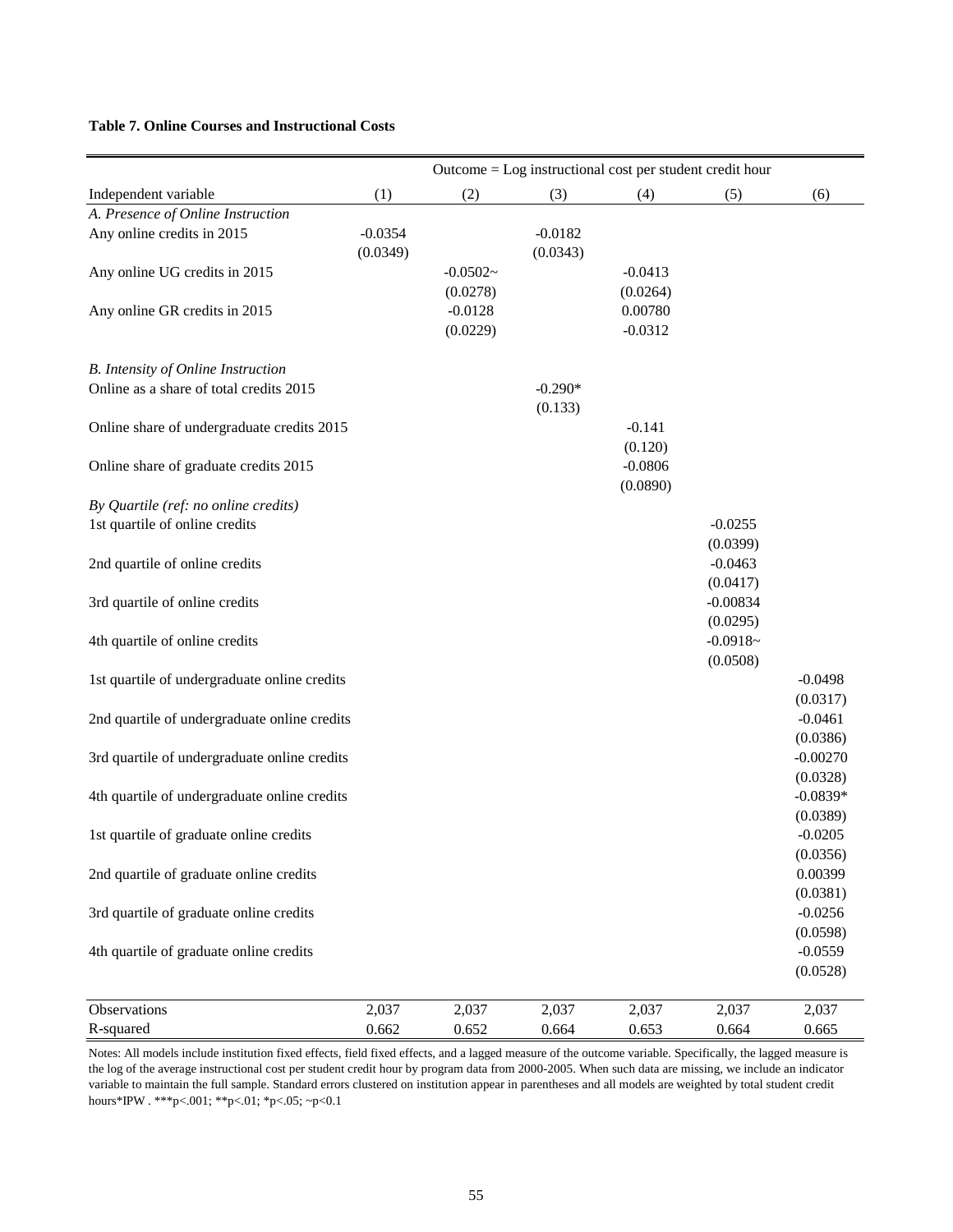**Table 7. Online Courses and Instructional Costs**

| | Outcome = Log instructional cost per student credit hour | | | | | |
|---|---|---|---|---|---|---|
| Independent variable | (1) | (2) | (3) | (4) | (5) | (6) |
| *A. Presence of Online Instruction* | | | | | | |
| Any online credits in 2015 | -0.0354 | | -0.0182 | | | |
| | (0.0349) | | (0.0343) | | | |
| Any online UG credits in 2015 | | -0.0502~ | | -0.0413 | | |
| | | (0.0278) | | (0.0264) | | |
| Any online GR credits in 2015 | | -0.0128 | | 0.00780 | | |
| | | (0.0229) | | -0.0312 | | |
| | | | | | | |
| *B. Intensity of Online Instruction* | | | | | | |
| Online as a share of total credits 2015 | | | -0.290* | | | |
| | | | (0.133) | | | |
| Online share of undergraduate credits 2015 | | | | -0.141 | | |
| | | | | (0.120) | | |
| Online share of graduate credits 2015 | | | | -0.0806 | | |
| | | | | (0.0890) | | |
| *By Quartile (ref: no online credits)* | | | | | | |
| 1st quartile of online credits | | | | | -0.0255 | |
| | | | | | (0.0399) | |
| 2nd quartile of online credits | | | | | -0.0463 | |
| | | | | | (0.0417) | |
| 3rd quartile of online credits | | | | | -0.00834 | |
| | | | | | (0.0295) | |
| 4th quartile of online credits | | | | | -0.0918~ | |
| | | | | | (0.0508) | |
| 1st quartile of undergraduate online credits | | | | | | -0.0498 |
| | | | | | | (0.0317) |
| 2nd quartile of undergraduate online credits | | | | | | -0.0461 |
| | | | | | | (0.0386) |
| 3rd quartile of undergraduate online credits | | | | | | -0.00270 |
| | | | | | | (0.0328) |
| 4th quartile of undergraduate online credits | | | | | | -0.0839* |
| | | | | | | (0.0389) |
| 1st quartile of graduate online credits | | | | | | -0.0205 |
| | | | | | | (0.0356) |
| 2nd quartile of graduate online credits | | | | | | 0.00399 |
| | | | | | | (0.0381) |
| 3rd quartile of graduate online credits | | | | | | -0.0256 |
| | | | | | | (0.0598) |
| 4th quartile of graduate online credits | | | | | | -0.0559 |
| | | | | | | (0.0528) |
| | | | | | | |
| Observations | 2,037 | 2,037 | 2,037 | 2,037 | 2,037 | 2,037 |
| R-squared | 0.662 | 0.652 | 0.664 | 0.653 | 0.664 | 0.665 |

Notes: All models include institution fixed effects, field fixed effects, and a lagged measure of the outcome variable. Specifically, the lagged measure is the log of the average instructional cost per student credit hour by program data from 2000-2005. When such data are missing, we include an indicator variable to maintain the full sample. Standard errors clustered on institution appear in parentheses and all models are weighted by total student credit hours*IPW . ***p<.001; **p<.01; *p<.05; ~p<0.1